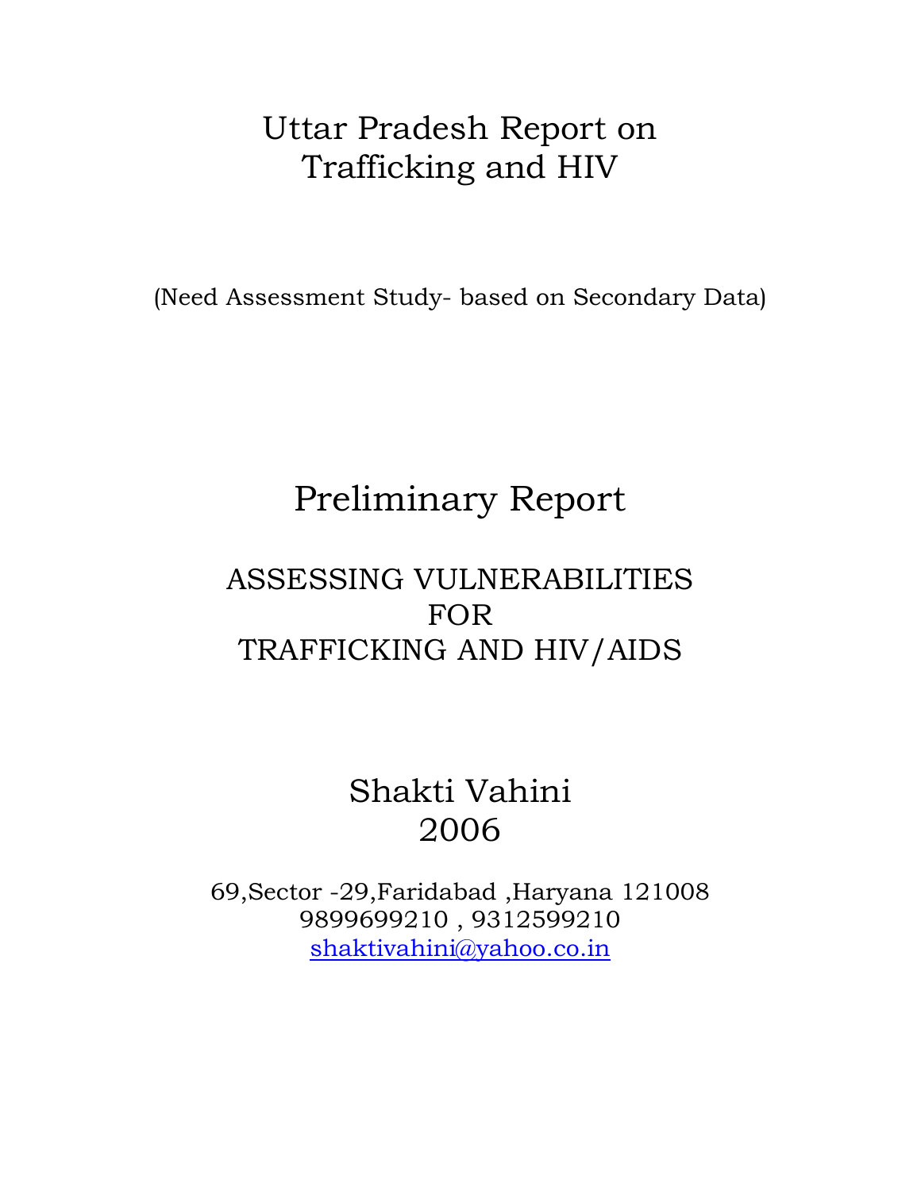# Uttar Pradesh Report on Trafficking and HIV

(Need Assessment Study- based on Secondary Data)

## Preliminary Report

### ASSESSING VULNERABILITIES FOR TRAFFICKING AND HIV/AIDS

Shakti Vahini
2006

69,Sector -29,Faridabad ,Haryana 121008
9899699210 , 9312599210
shaktivahini@yahoo.co.in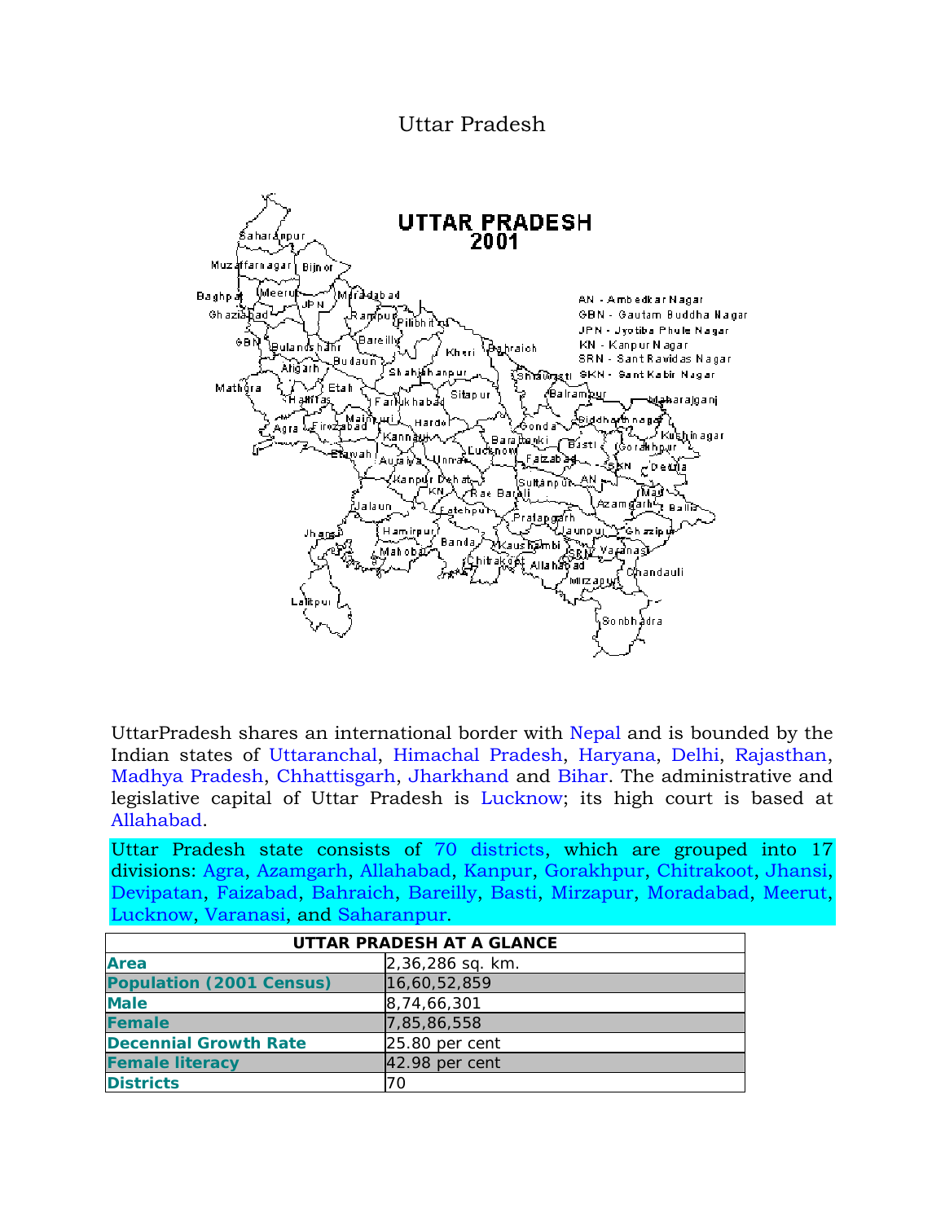# Uttar Pradesh

UttarPradesh shares an international border with Nepal and is bounded by the Indian states of Uttaranchal, Himachal Pradesh, Haryana, Delhi, Rajasthan, Madhya Pradesh, Chhattisgarh, Jharkhand and Bihar. The administrative and legislative capital of Uttar Pradesh is Lucknow; its high court is based at Allahabad.

Uttar Pradesh state consists of 70 districts, which are grouped into 17 divisions: Agra, Azamgarh, Allahabad, Kanpur, Gorakhpur, Chitrakoot, Jhansi, Devipatan, Faizabad, Bahraich, Bareilly, Basti, Mirzapur, Moradabad, Meerut, Lucknow, Varanasi, and Saharanpur.

| UTTAR PRADESH AT A GLANCE | |
|---|---|
| **Area** | 2,36,286 sq. km. |
| **Population (2001 Census)** | 16,60,52,859 |
| **Male** | 8,74,66,301 |
| **Female** | 7,85,86,558 |
| **Decennial Growth Rate** | 25.80 per cent |
| **Female literacy** | 42.98 per cent |
| **Districts** | 70 |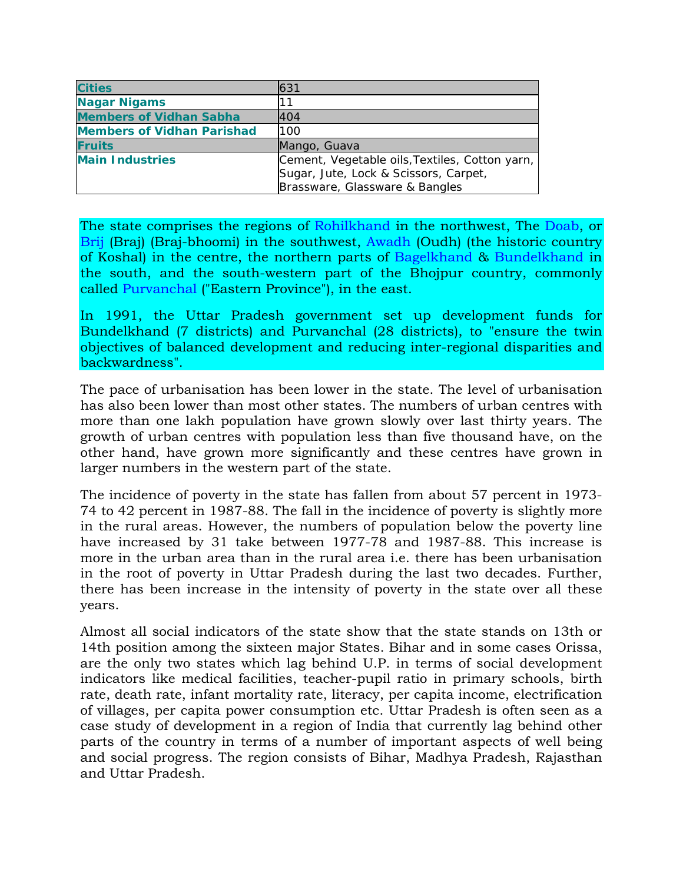| Cities | 631 |
| --- | --- |
| **Nagar Nigams** | 11 |
| **Members of Vidhan Sabha** | 404 |
| **Members of Vidhan Parishad** | 100 |
| **Fruits** | Mango, Guava |
| **Main Industries** | Cement, Vegetable oils,Textiles, Cotton yarn, Sugar, Jute, Lock & Scissors, Carpet, Brassware, Glassware & Bangles |

The state comprises the regions of Rohilkhand in the northwest, The Doab, or Brij (Braj) (Braj-bhoomi) in the southwest, Awadh (Oudh) (the historic country of Koshal) in the centre, the northern parts of Bagelkhand & Bundelkhand in the south, and the south-western part of the Bhojpur country, commonly called Purvanchal ("Eastern Province"), in the east.

In 1991, the Uttar Pradesh government set up development funds for Bundelkhand (7 districts) and Purvanchal (28 districts), to "ensure the twin objectives of balanced development and reducing inter-regional disparities and backwardness".

The pace of urbanisation has been lower in the state. The level of urbanisation has also been lower than most other states. The numbers of urban centres with more than one lakh population have grown slowly over last thirty years. The growth of urban centres with population less than five thousand have, on the other hand, have grown more significantly and these centres have grown in larger numbers in the western part of the state.

The incidence of poverty in the state has fallen from about 57 percent in 1973-74 to 42 percent in 1987-88. The fall in the incidence of poverty is slightly more in the rural areas. However, the numbers of population below the poverty line have increased by 31 take between 1977-78 and 1987-88. This increase is more in the urban area than in the rural area i.e. there has been urbanisation in the root of poverty in Uttar Pradesh during the last two decades. Further, there has been increase in the intensity of poverty in the state over all these years.

Almost all social indicators of the state show that the state stands on 13th or 14th position among the sixteen major States. Bihar and in some cases Orissa, are the only two states which lag behind U.P. in terms of social development indicators like medical facilities, teacher-pupil ratio in primary schools, birth rate, death rate, infant mortality rate, literacy, per capita income, electrification of villages, per capita power consumption etc. Uttar Pradesh is often seen as a case study of development in a region of India that currently lag behind other parts of the country in terms of a number of important aspects of well being and social progress. The region consists of Bihar, Madhya Pradesh, Rajasthan and Uttar Pradesh.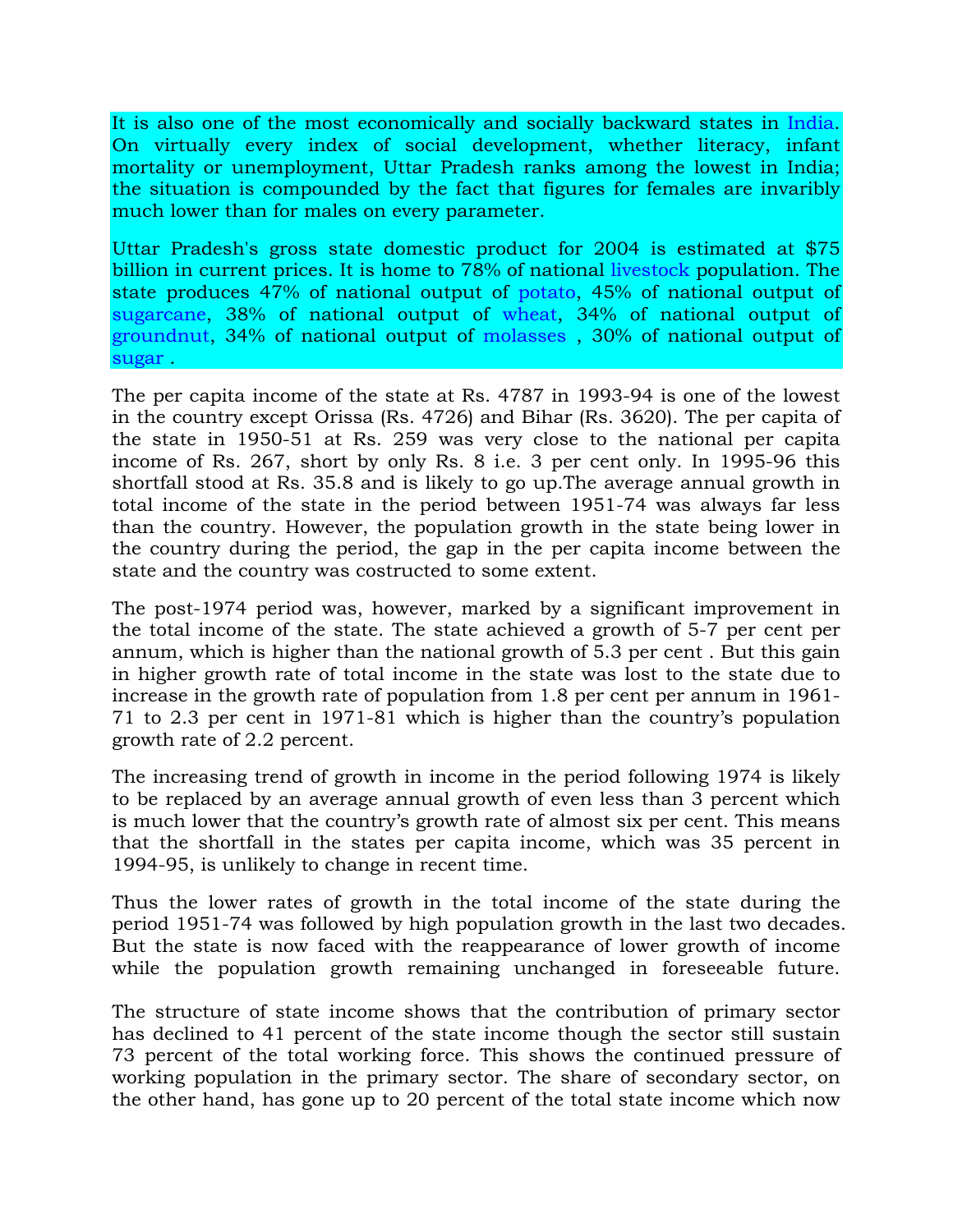It is also one of the most economically and socially backward states in India. On virtually every index of social development, whether literacy, infant mortality or unemployment, Uttar Pradesh ranks among the lowest in India; the situation is compounded by the fact that figures for females are invaribly much lower than for males on every parameter.

Uttar Pradesh's gross state domestic product for 2004 is estimated at $75 billion in current prices. It is home to 78% of national livestock population. The state produces 47% of national output of potato, 45% of national output of sugarcane, 38% of national output of wheat, 34% of national output of groundnut, 34% of national output of molasses , 30% of national output of sugar .

The per capita income of the state at Rs. 4787 in 1993-94 is one of the lowest in the country except Orissa (Rs. 4726) and Bihar (Rs. 3620). The per capita of the state in 1950-51 at Rs. 259 was very close to the national per capita income of Rs. 267, short by only Rs. 8 i.e. 3 per cent only. In 1995-96 this shortfall stood at Rs. 35.8 and is likely to go up.The average annual growth in total income of the state in the period between 1951-74 was always far less than the country. However, the population growth in the state being lower in the country during the period, the gap in the per capita income between the state and the country was costructed to some extent.

The post-1974 period was, however, marked by a significant improvement in the total income of the state. The state achieved a growth of 5-7 per cent per annum, which is higher than the national growth of 5.3 per cent . But this gain in higher growth rate of total income in the state was lost to the state due to increase in the growth rate of population from 1.8 per cent per annum in 1961-71 to 2.3 per cent in 1971-81 which is higher than the country's population growth rate of 2.2 percent.

The increasing trend of growth in income in the period following 1974 is likely to be replaced by an average annual growth of even less than 3 percent which is much lower that the country's growth rate of almost six per cent. This means that the shortfall in the states per capita income, which was 35 percent in 1994-95, is unlikely to change in recent time.

Thus the lower rates of growth in the total income of the state during the period 1951-74 was followed by high population growth in the last two decades. But the state is now faced with the reappearance of lower growth of income while the population growth remaining unchanged in foreseeable future.

The structure of state income shows that the contribution of primary sector has declined to 41 percent of the state income though the sector still sustain 73 percent of the total working force. This shows the continued pressure of working population in the primary sector. The share of secondary sector, on the other hand, has gone up to 20 percent of the total state income which now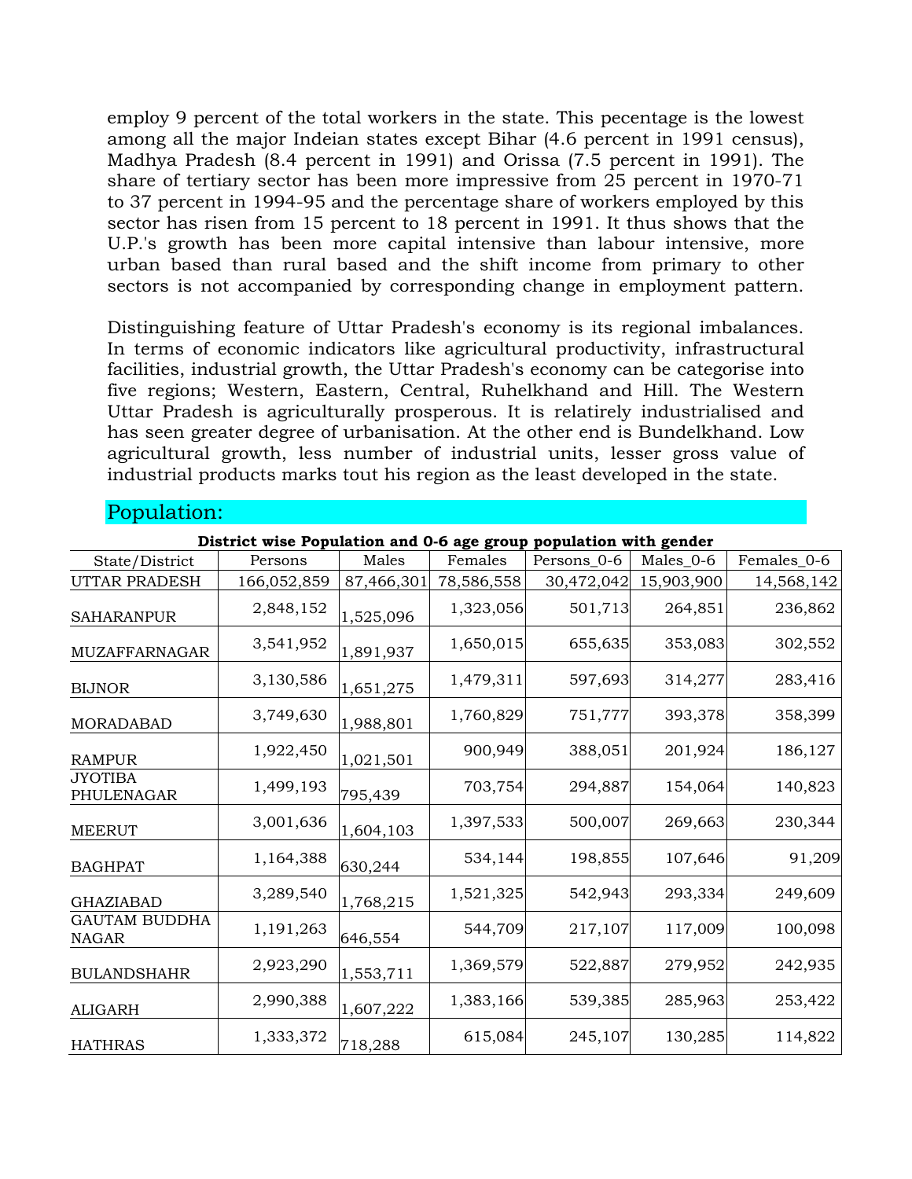employ 9 percent of the total workers in the state. This pecentage is the lowest among all the major Indeian states except Bihar (4.6 percent in 1991 census), Madhya Pradesh (8.4 percent in 1991) and Orissa (7.5 percent in 1991). The share of tertiary sector has been more impressive from 25 percent in 1970-71 to 37 percent in 1994-95 and the percentage share of workers employed by this sector has risen from 15 percent to 18 percent in 1991. It thus shows that the U.P.'s growth has been more capital intensive than labour intensive, more urban based than rural based and the shift income from primary to other sectors is not accompanied by corresponding change in employment pattern.

Distinguishing feature of Uttar Pradesh's economy is its regional imbalances. In terms of economic indicators like agricultural productivity, infrastructural facilities, industrial growth, the Uttar Pradesh's economy can be categorise into five regions; Western, Eastern, Central, Ruhelkhand and Hill. The Western Uttar Pradesh is agriculturally prosperous. It is relatirely industrialised and has seen greater degree of urbanisation. At the other end is Bundelkhand. Low agricultural growth, less number of industrial units, lesser gross value of industrial products marks tout his region as the least developed in the state.

## Population:

**District wise Population and 0-6 age group population with gender**

| State/District | Persons | Males | Females | Persons_0-6 | Males_0-6 | Females_0-6 |
|---|---|---|---|---|---|---|
| UTTAR PRADESH | 166,052,859 | 87,466,301 | 78,586,558 | 30,472,042 | 15,903,900 | 14,568,142 |
| SAHARANPUR | 2,848,152 | 1,525,096 | 1,323,056 | 501,713 | 264,851 | 236,862 |
| MUZAFFARNAGAR | 3,541,952 | 1,891,937 | 1,650,015 | 655,635 | 353,083 | 302,552 |
| BIJNOR | 3,130,586 | 1,651,275 | 1,479,311 | 597,693 | 314,277 | 283,416 |
| MORADABAD | 3,749,630 | 1,988,801 | 1,760,829 | 751,777 | 393,378 | 358,399 |
| RAMPUR | 1,922,450 | 1,021,501 | 900,949 | 388,051 | 201,924 | 186,127 |
| JYOTIBA PHULENAGAR | 1,499,193 | 795,439 | 703,754 | 294,887 | 154,064 | 140,823 |
| MEERUT | 3,001,636 | 1,604,103 | 1,397,533 | 500,007 | 269,663 | 230,344 |
| BAGHPAT | 1,164,388 | 630,244 | 534,144 | 198,855 | 107,646 | 91,209 |
| GHAZIABAD | 3,289,540 | 1,768,215 | 1,521,325 | 542,943 | 293,334 | 249,609 |
| GAUTAM BUDDHA NAGAR | 1,191,263 | 646,554 | 544,709 | 217,107 | 117,009 | 100,098 |
| BULANDSHAHR | 2,923,290 | 1,553,711 | 1,369,579 | 522,887 | 279,952 | 242,935 |
| ALIGARH | 2,990,388 | 1,607,222 | 1,383,166 | 539,385 | 285,963 | 253,422 |
| HATHRAS | 1,333,372 | 718,288 | 615,084 | 245,107 | 130,285 | 114,822 |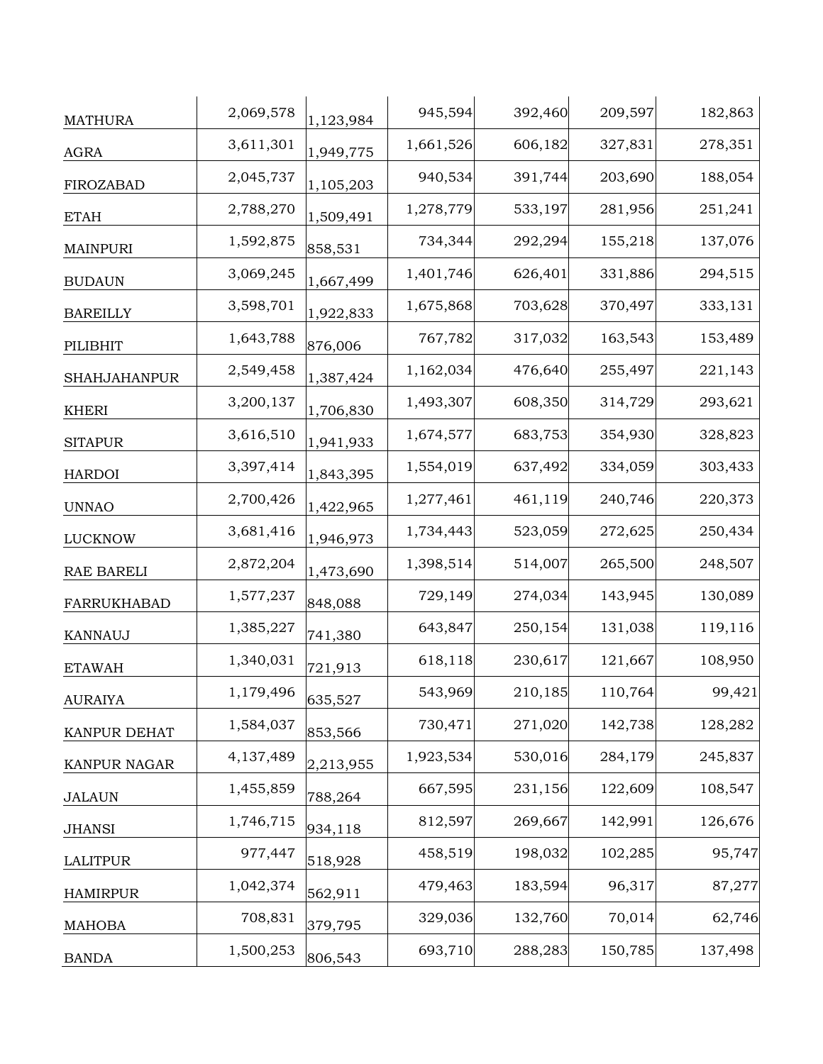| | | | | | | |
|---|---|---|---|---|---|---|
| MATHURA | 2,069,578 | 1,123,984 | 945,594 | 392,460 | 209,597 | 182,863 |
| AGRA | 3,611,301 | 1,949,775 | 1,661,526 | 606,182 | 327,831 | 278,351 |
| FIROZABAD | 2,045,737 | 1,105,203 | 940,534 | 391,744 | 203,690 | 188,054 |
| ETAH | 2,788,270 | 1,509,491 | 1,278,779 | 533,197 | 281,956 | 251,241 |
| MAINPURI | 1,592,875 | 858,531 | 734,344 | 292,294 | 155,218 | 137,076 |
| BUDAUN | 3,069,245 | 1,667,499 | 1,401,746 | 626,401 | 331,886 | 294,515 |
| BAREILLY | 3,598,701 | 1,922,833 | 1,675,868 | 703,628 | 370,497 | 333,131 |
| PILIBHIT | 1,643,788 | 876,006 | 767,782 | 317,032 | 163,543 | 153,489 |
| SHAHJAHANPUR | 2,549,458 | 1,387,424 | 1,162,034 | 476,640 | 255,497 | 221,143 |
| KHERI | 3,200,137 | 1,706,830 | 1,493,307 | 608,350 | 314,729 | 293,621 |
| SITAPUR | 3,616,510 | 1,941,933 | 1,674,577 | 683,753 | 354,930 | 328,823 |
| HARDOI | 3,397,414 | 1,843,395 | 1,554,019 | 637,492 | 334,059 | 303,433 |
| UNNAO | 2,700,426 | 1,422,965 | 1,277,461 | 461,119 | 240,746 | 220,373 |
| LUCKNOW | 3,681,416 | 1,946,973 | 1,734,443 | 523,059 | 272,625 | 250,434 |
| RAE BARELI | 2,872,204 | 1,473,690 | 1,398,514 | 514,007 | 265,500 | 248,507 |
| FARRUKHABAD | 1,577,237 | 848,088 | 729,149 | 274,034 | 143,945 | 130,089 |
| KANNAUJ | 1,385,227 | 741,380 | 643,847 | 250,154 | 131,038 | 119,116 |
| ETAWAH | 1,340,031 | 721,913 | 618,118 | 230,617 | 121,667 | 108,950 |
| AURAIYA | 1,179,496 | 635,527 | 543,969 | 210,185 | 110,764 | 99,421 |
| KANPUR DEHAT | 1,584,037 | 853,566 | 730,471 | 271,020 | 142,738 | 128,282 |
| KANPUR NAGAR | 4,137,489 | 2,213,955 | 1,923,534 | 530,016 | 284,179 | 245,837 |
| JALAUN | 1,455,859 | 788,264 | 667,595 | 231,156 | 122,609 | 108,547 |
| JHANSI | 1,746,715 | 934,118 | 812,597 | 269,667 | 142,991 | 126,676 |
| LALITPUR | 977,447 | 518,928 | 458,519 | 198,032 | 102,285 | 95,747 |
| HAMIRPUR | 1,042,374 | 562,911 | 479,463 | 183,594 | 96,317 | 87,277 |
| MAHOBA | 708,831 | 379,795 | 329,036 | 132,760 | 70,014 | 62,746 |
| BANDA | 1,500,253 | 806,543 | 693,710 | 288,283 | 150,785 | 137,498 |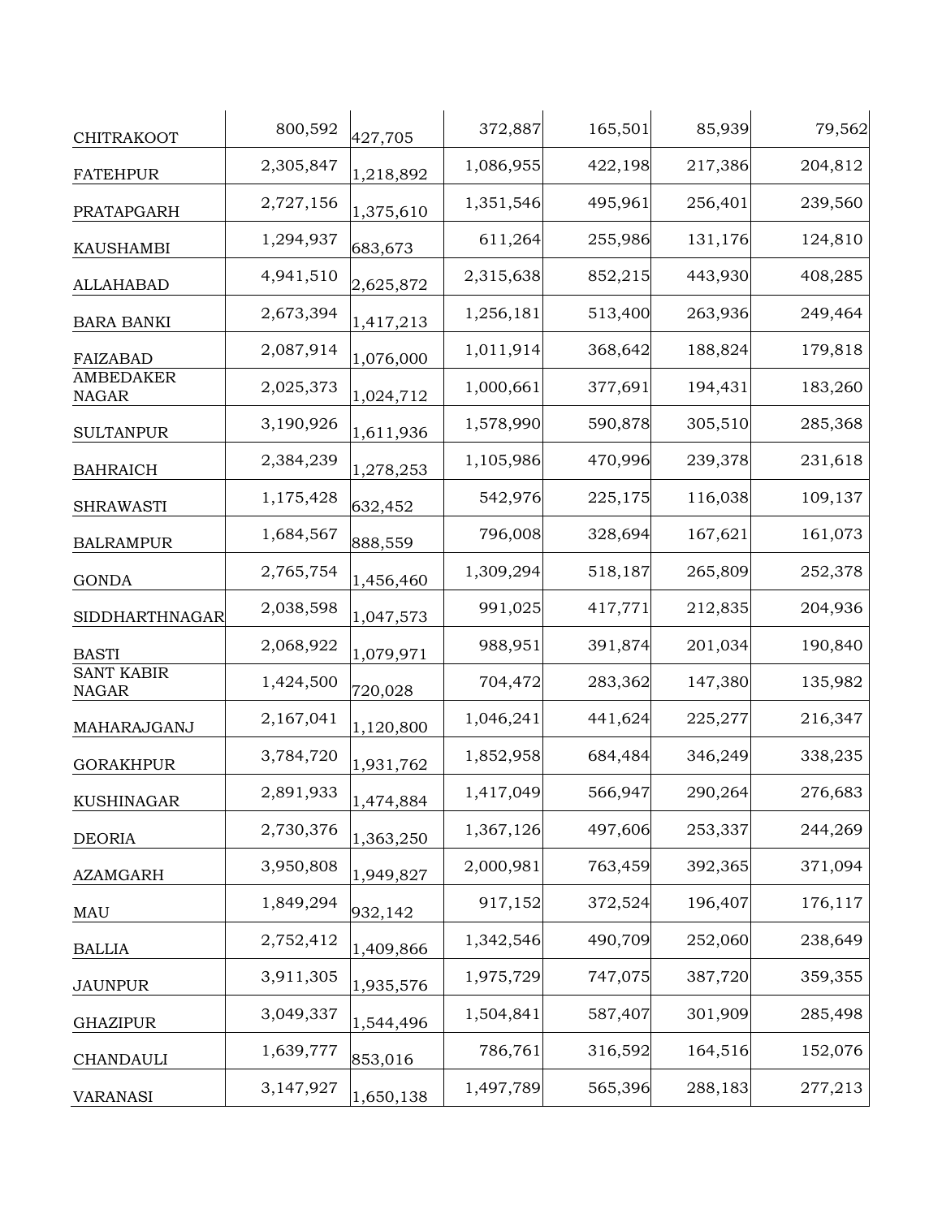| | | | | | | |
|---|---|---|---|---|---|---|
| CHITRAKOOT | 800,592 | 427,705 | 372,887 | 165,501 | 85,939 | 79,562 |
| FATEHPUR | 2,305,847 | 1,218,892 | 1,086,955 | 422,198 | 217,386 | 204,812 |
| PRATAPGARH | 2,727,156 | 1,375,610 | 1,351,546 | 495,961 | 256,401 | 239,560 |
| KAUSHAMBI | 1,294,937 | 683,673 | 611,264 | 255,986 | 131,176 | 124,810 |
| ALLAHABAD | 4,941,510 | 2,625,872 | 2,315,638 | 852,215 | 443,930 | 408,285 |
| BARA BANKI | 2,673,394 | 1,417,213 | 1,256,181 | 513,400 | 263,936 | 249,464 |
| FAIZABAD | 2,087,914 | 1,076,000 | 1,011,914 | 368,642 | 188,824 | 179,818 |
| AMBEDAKER NAGAR | 2,025,373 | 1,024,712 | 1,000,661 | 377,691 | 194,431 | 183,260 |
| SULTANPUR | 3,190,926 | 1,611,936 | 1,578,990 | 590,878 | 305,510 | 285,368 |
| BAHRAICH | 2,384,239 | 1,278,253 | 1,105,986 | 470,996 | 239,378 | 231,618 |
| SHRAWASTI | 1,175,428 | 632,452 | 542,976 | 225,175 | 116,038 | 109,137 |
| BALRAMPUR | 1,684,567 | 888,559 | 796,008 | 328,694 | 167,621 | 161,073 |
| GONDA | 2,765,754 | 1,456,460 | 1,309,294 | 518,187 | 265,809 | 252,378 |
| SIDDHARTHNAGAR | 2,038,598 | 1,047,573 | 991,025 | 417,771 | 212,835 | 204,936 |
| BASTI | 2,068,922 | 1,079,971 | 988,951 | 391,874 | 201,034 | 190,840 |
| SANT KABIR NAGAR | 1,424,500 | 720,028 | 704,472 | 283,362 | 147,380 | 135,982 |
| MAHARAJGANJ | 2,167,041 | 1,120,800 | 1,046,241 | 441,624 | 225,277 | 216,347 |
| GORAKHPUR | 3,784,720 | 1,931,762 | 1,852,958 | 684,484 | 346,249 | 338,235 |
| KUSHINAGAR | 2,891,933 | 1,474,884 | 1,417,049 | 566,947 | 290,264 | 276,683 |
| DEORIA | 2,730,376 | 1,363,250 | 1,367,126 | 497,606 | 253,337 | 244,269 |
| AZAMGARH | 3,950,808 | 1,949,827 | 2,000,981 | 763,459 | 392,365 | 371,094 |
| MAU | 1,849,294 | 932,142 | 917,152 | 372,524 | 196,407 | 176,117 |
| BALLIA | 2,752,412 | 1,409,866 | 1,342,546 | 490,709 | 252,060 | 238,649 |
| JAUNPUR | 3,911,305 | 1,935,576 | 1,975,729 | 747,075 | 387,720 | 359,355 |
| GHAZIPUR | 3,049,337 | 1,544,496 | 1,504,841 | 587,407 | 301,909 | 285,498 |
| CHANDAULI | 1,639,777 | 853,016 | 786,761 | 316,592 | 164,516 | 152,076 |
| VARANASI | 3,147,927 | 1,650,138 | 1,497,789 | 565,396 | 288,183 | 277,213 |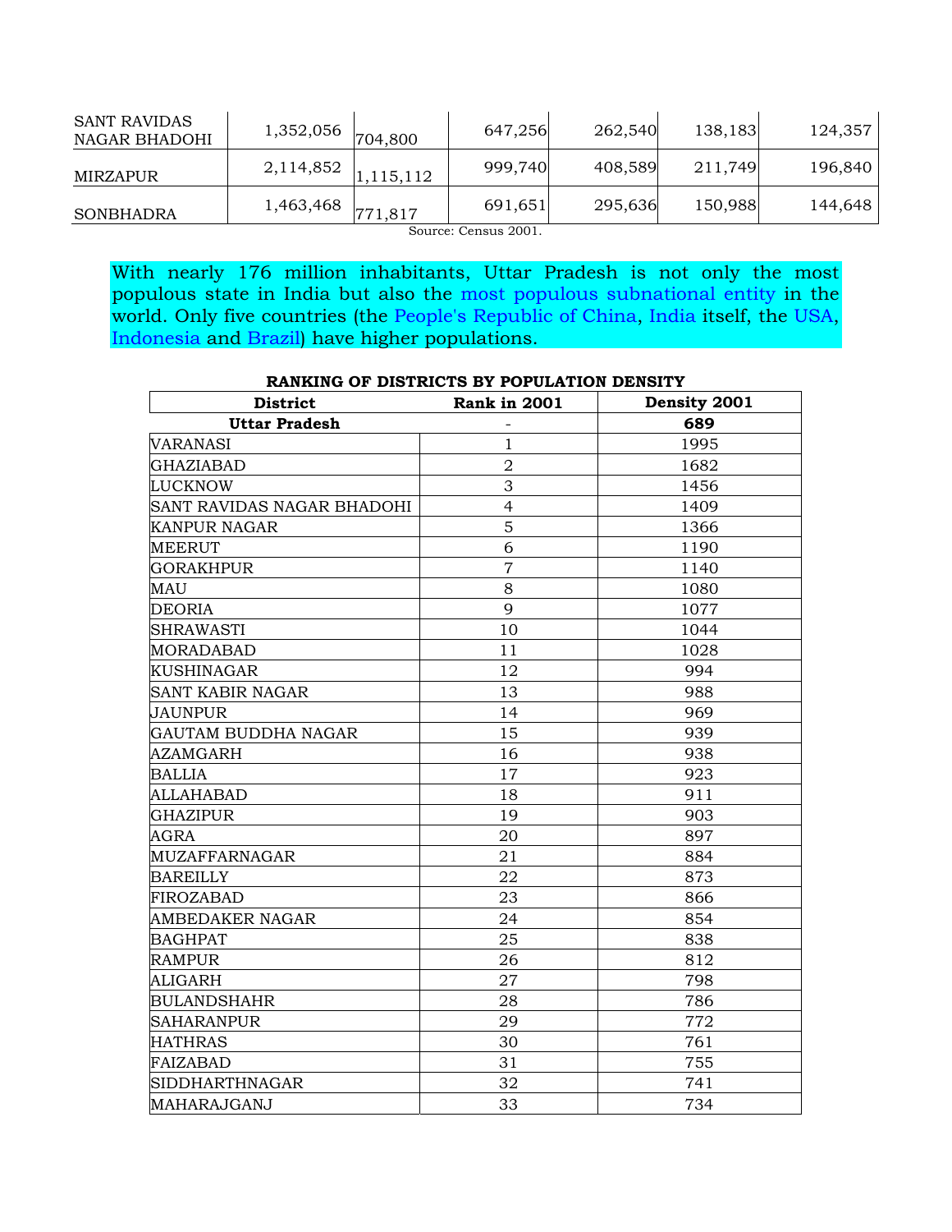| SANT RAVIDAS NAGAR BHADOHI | 1,352,056 | 704,800 | 647,256 | 262,540 | 138,183 | 124,357 |
|---|---|---|---|---|---|---|
| MIRZAPUR | 2,114,852 | 1,115,112 | 999,740 | 408,589 | 211,749 | 196,840 |
| SONBHADRA | 1,463,468 | 771,817 | 691,651 | 295,636 | 150,988 | 144,648 |

Source: Census 2001.

With nearly 176 million inhabitants, Uttar Pradesh is not only the most populous state in India but also the most populous subnational entity in the world. Only five countries (the People's Republic of China, India itself, the USA, Indonesia and Brazil) have higher populations.

**RANKING OF DISTRICTS BY POPULATION DENSITY**

| District | Rank in 2001 | Density 2001 |
|---|---|---|
| **Uttar Pradesh** | - | **689** |
| VARANASI | 1 | 1995 |
| GHAZIABAD | 2 | 1682 |
| LUCKNOW | 3 | 1456 |
| SANT RAVIDAS NAGAR BHADOHI | 4 | 1409 |
| KANPUR NAGAR | 5 | 1366 |
| MEERUT | 6 | 1190 |
| GORAKHPUR | 7 | 1140 |
| MAU | 8 | 1080 |
| DEORIA | 9 | 1077 |
| SHRAWASTI | 10 | 1044 |
| MORADABAD | 11 | 1028 |
| KUSHINAGAR | 12 | 994 |
| SANT KABIR NAGAR | 13 | 988 |
| JAUNPUR | 14 | 969 |
| GAUTAM BUDDHA NAGAR | 15 | 939 |
| AZAMGARH | 16 | 938 |
| BALLIA | 17 | 923 |
| ALLAHABAD | 18 | 911 |
| GHAZIPUR | 19 | 903 |
| AGRA | 20 | 897 |
| MUZAFFARNAGAR | 21 | 884 |
| BAREILLY | 22 | 873 |
| FIROZABAD | 23 | 866 |
| AMBEDAKER NAGAR | 24 | 854 |
| BAGHPAT | 25 | 838 |
| RAMPUR | 26 | 812 |
| ALIGARH | 27 | 798 |
| BULANDSHAHR | 28 | 786 |
| SAHARANPUR | 29 | 772 |
| HATHRAS | 30 | 761 |
| FAIZABAD | 31 | 755 |
| SIDDHARTHNAGAR | 32 | 741 |
| MAHARAJGANJ | 33 | 734 |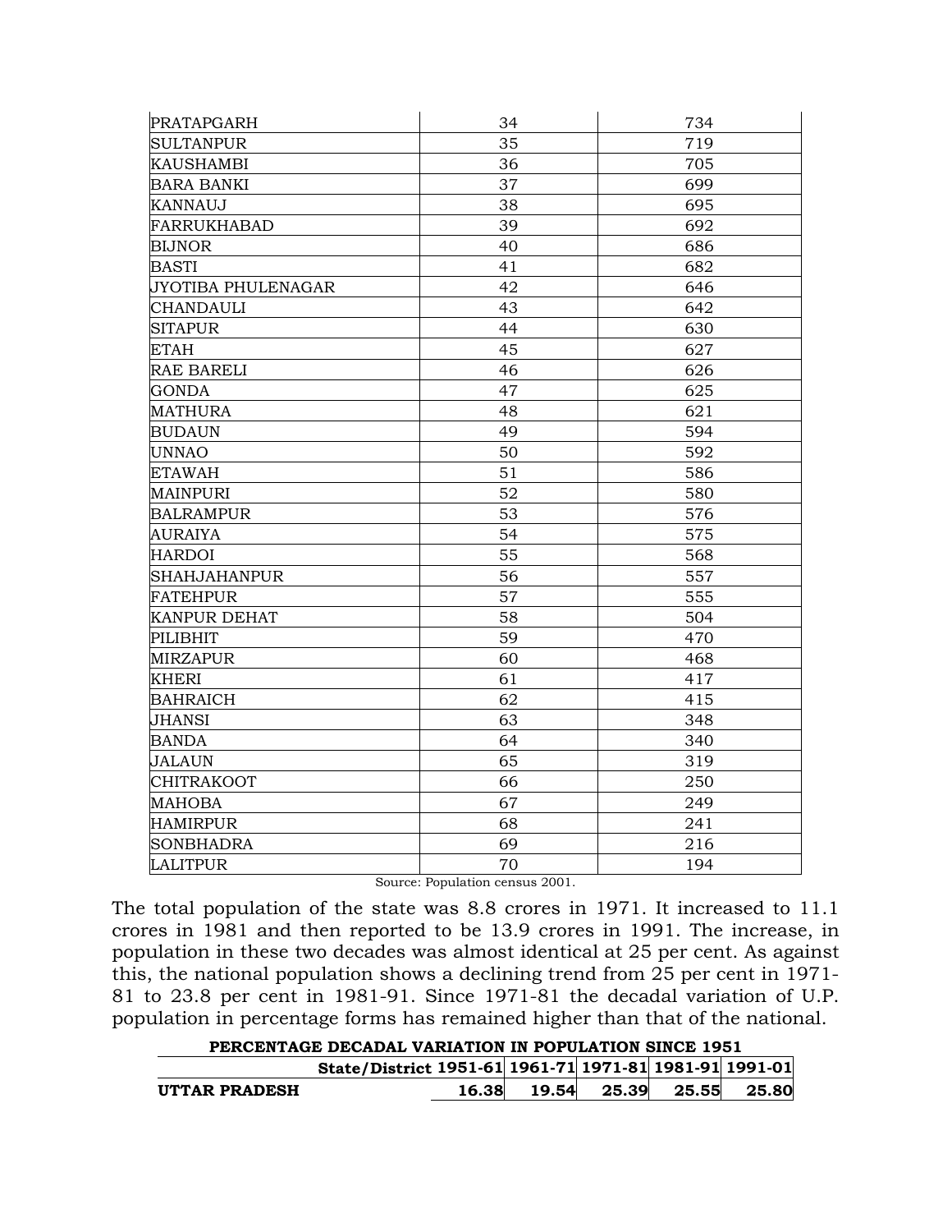| PRATAPGARH | 34 | 734 |
|---|---|---|
| SULTANPUR | 35 | 719 |
| KAUSHAMBI | 36 | 705 |
| BARA BANKI | 37 | 699 |
| KANNAUJ | 38 | 695 |
| FARRUKHABAD | 39 | 692 |
| BIJNOR | 40 | 686 |
| BASTI | 41 | 682 |
| JYOTIBA PHULENAGAR | 42 | 646 |
| CHANDAULI | 43 | 642 |
| SITAPUR | 44 | 630 |
| ETAH | 45 | 627 |
| RAE BARELI | 46 | 626 |
| GONDA | 47 | 625 |
| MATHURA | 48 | 621 |
| BUDAUN | 49 | 594 |
| UNNAO | 50 | 592 |
| ETAWAH | 51 | 586 |
| MAINPURI | 52 | 580 |
| BALRAMPUR | 53 | 576 |
| AURAIYA | 54 | 575 |
| HARDOI | 55 | 568 |
| SHAHJAHANPUR | 56 | 557 |
| FATEHPUR | 57 | 555 |
| KANPUR DEHAT | 58 | 504 |
| PILIBHIT | 59 | 470 |
| MIRZAPUR | 60 | 468 |
| KHERI | 61 | 417 |
| BAHRAICH | 62 | 415 |
| JHANSI | 63 | 348 |
| BANDA | 64 | 340 |
| JALAUN | 65 | 319 |
| CHITRAKOOT | 66 | 250 |
| MAHOBA | 67 | 249 |
| HAMIRPUR | 68 | 241 |
| SONBHADRA | 69 | 216 |
| LALITPUR | 70 | 194 |

Source: Population census 2001.

The total population of the state was 8.8 crores in 1971. It increased to 11.1 crores in 1981 and then reported to be 13.9 crores in 1991. The increase, in population in these two decades was almost identical at 25 per cent. As against this, the national population shows a declining trend from 25 per cent in 1971-81 to 23.8 per cent in 1981-91. Since 1971-81 the decadal variation of U.P. population in percentage forms has remained higher than that of the national.

**PERCENTAGE DECADAL VARIATION IN POPULATION SINCE 1951**

| State/District | 1951-61 | 1961-71 | 1971-81 | 1981-91 | 1991-01 |
|---|---|---|---|---|---|
| **UTTAR PRADESH** | **16.38** | **19.54** | **25.39** | **25.55** | **25.80** |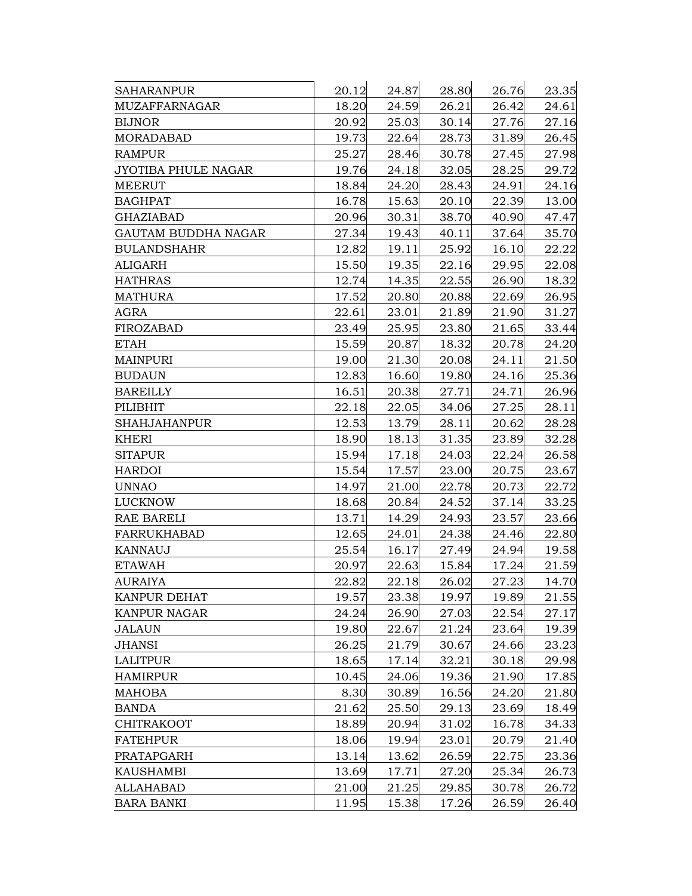| | | | | | |
|---|---|---|---|---|---|
| SAHARANPUR | 20.12 | 24.87 | 28.80 | 26.76 | 23.35 |
| MUZAFFARNAGAR | 18.20 | 24.59 | 26.21 | 26.42 | 24.61 |
| BIJNOR | 20.92 | 25.03 | 30.14 | 27.76 | 27.16 |
| MORADABAD | 19.73 | 22.64 | 28.73 | 31.89 | 26.45 |
| RAMPUR | 25.27 | 28.46 | 30.78 | 27.45 | 27.98 |
| JYOTIBA PHULE NAGAR | 19.76 | 24.18 | 32.05 | 28.25 | 29.72 |
| MEERUT | 18.84 | 24.20 | 28.43 | 24.91 | 24.16 |
| BAGHPAT | 16.78 | 15.63 | 20.10 | 22.39 | 13.00 |
| GHAZIABAD | 20.96 | 30.31 | 38.70 | 40.90 | 47.47 |
| GAUTAM BUDDHA NAGAR | 27.34 | 19.43 | 40.11 | 37.64 | 35.70 |
| BULANDSHAHR | 12.82 | 19.11 | 25.92 | 16.10 | 22.22 |
| ALIGARH | 15.50 | 19.35 | 22.16 | 29.95 | 22.08 |
| HATHRAS | 12.74 | 14.35 | 22.55 | 26.90 | 18.32 |
| MATHURA | 17.52 | 20.80 | 20.88 | 22.69 | 26.95 |
| AGRA | 22.61 | 23.01 | 21.89 | 21.90 | 31.27 |
| FIROZABAD | 23.49 | 25.95 | 23.80 | 21.65 | 33.44 |
| ETAH | 15.59 | 20.87 | 18.32 | 20.78 | 24.20 |
| MAINPURI | 19.00 | 21.30 | 20.08 | 24.11 | 21.50 |
| BUDAUN | 12.83 | 16.60 | 19.80 | 24.16 | 25.36 |
| BAREILLY | 16.51 | 20.38 | 27.71 | 24.71 | 26.96 |
| PILIBHIT | 22.18 | 22.05 | 34.06 | 27.25 | 28.11 |
| SHAHJAHANPUR | 12.53 | 13.79 | 28.11 | 20.62 | 28.28 |
| KHERI | 18.90 | 18.13 | 31.35 | 23.89 | 32.28 |
| SITAPUR | 15.94 | 17.18 | 24.03 | 22.24 | 26.58 |
| HARDOI | 15.54 | 17.57 | 23.00 | 20.75 | 23.67 |
| UNNAO | 14.97 | 21.00 | 22.78 | 20.73 | 22.72 |
| LUCKNOW | 18.68 | 20.84 | 24.52 | 37.14 | 33.25 |
| RAE BARELI | 13.71 | 14.29 | 24.93 | 23.57 | 23.66 |
| FARRUKHABAD | 12.65 | 24.01 | 24.38 | 24.46 | 22.80 |
| KANNAUJ | 25.54 | 16.17 | 27.49 | 24.94 | 19.58 |
| ETAWAH | 20.97 | 22.63 | 15.84 | 17.24 | 21.59 |
| AURAIYA | 22.82 | 22.18 | 26.02 | 27.23 | 14.70 |
| KANPUR DEHAT | 19.57 | 23.38 | 19.97 | 19.89 | 21.55 |
| KANPUR NAGAR | 24.24 | 26.90 | 27.03 | 22.54 | 27.17 |
| JALAUN | 19.80 | 22.67 | 21.24 | 23.64 | 19.39 |
| JHANSI | 26.25 | 21.79 | 30.67 | 24.66 | 23.23 |
| LALITPUR | 18.65 | 17.14 | 32.21 | 30.18 | 29.98 |
| HAMIRPUR | 10.45 | 24.06 | 19.36 | 21.90 | 17.85 |
| MAHOBA | 8.30 | 30.89 | 16.56 | 24.20 | 21.80 |
| BANDA | 21.62 | 25.50 | 29.13 | 23.69 | 18.49 |
| CHITRAKOOT | 18.89 | 20.94 | 31.02 | 16.78 | 34.33 |
| FATEHPUR | 18.06 | 19.94 | 23.01 | 20.79 | 21.40 |
| PRATAPGARH | 13.14 | 13.62 | 26.59 | 22.75 | 23.36 |
| KAUSHAMBI | 13.69 | 17.71 | 27.20 | 25.34 | 26.73 |
| ALLAHABAD | 21.00 | 21.25 | 29.85 | 30.78 | 26.72 |
| BARA BANKI | 11.95 | 15.38 | 17.26 | 26.59 | 26.40 |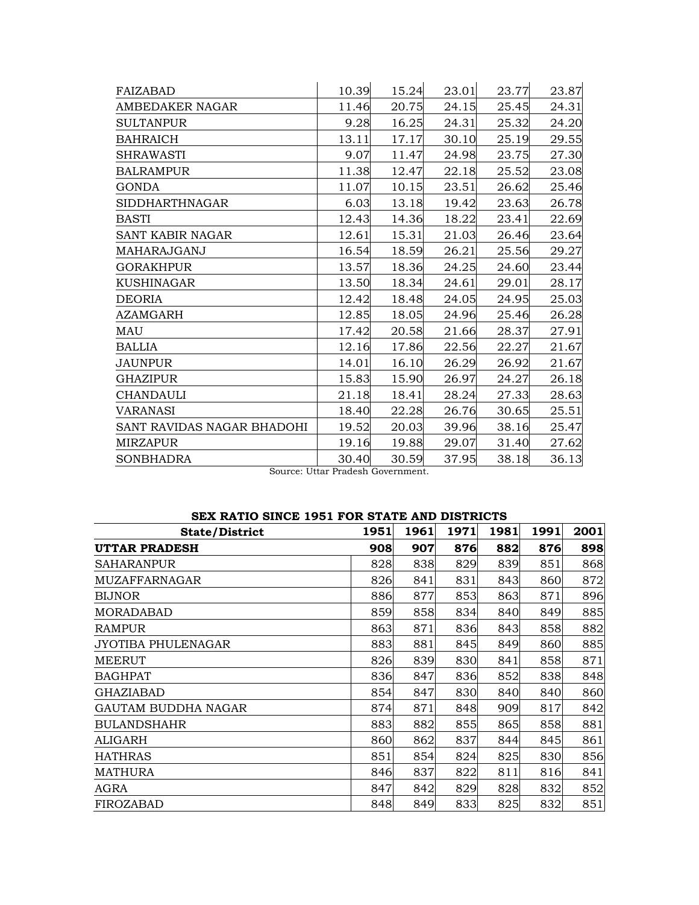| | | | | | |
|---|---|---|---|---|---|
| FAIZABAD | 10.39 | 15.24 | 23.01 | 23.77 | 23.87 |
| AMBEDAKER NAGAR | 11.46 | 20.75 | 24.15 | 25.45 | 24.31 |
| SULTANPUR | 9.28 | 16.25 | 24.31 | 25.32 | 24.20 |
| BAHRAICH | 13.11 | 17.17 | 30.10 | 25.19 | 29.55 |
| SHRAWASTI | 9.07 | 11.47 | 24.98 | 23.75 | 27.30 |
| BALRAMPUR | 11.38 | 12.47 | 22.18 | 25.52 | 23.08 |
| GONDA | 11.07 | 10.15 | 23.51 | 26.62 | 25.46 |
| SIDDHARTHNAGAR | 6.03 | 13.18 | 19.42 | 23.63 | 26.78 |
| BASTI | 12.43 | 14.36 | 18.22 | 23.41 | 22.69 |
| SANT KABIR NAGAR | 12.61 | 15.31 | 21.03 | 26.46 | 23.64 |
| MAHARAJGANJ | 16.54 | 18.59 | 26.21 | 25.56 | 29.27 |
| GORAKHPUR | 13.57 | 18.36 | 24.25 | 24.60 | 23.44 |
| KUSHINAGAR | 13.50 | 18.34 | 24.61 | 29.01 | 28.17 |
| DEORIA | 12.42 | 18.48 | 24.05 | 24.95 | 25.03 |
| AZAMGARH | 12.85 | 18.05 | 24.96 | 25.46 | 26.28 |
| MAU | 17.42 | 20.58 | 21.66 | 28.37 | 27.91 |
| BALLIA | 12.16 | 17.86 | 22.56 | 22.27 | 21.67 |
| JAUNPUR | 14.01 | 16.10 | 26.29 | 26.92 | 21.67 |
| GHAZIPUR | 15.83 | 15.90 | 26.97 | 24.27 | 26.18 |
| CHANDAULI | 21.18 | 18.41 | 28.24 | 27.33 | 28.63 |
| VARANASI | 18.40 | 22.28 | 26.76 | 30.65 | 25.51 |
| SANT RAVIDAS NAGAR BHADOHI | 19.52 | 20.03 | 39.96 | 38.16 | 25.47 |
| MIRZAPUR | 19.16 | 19.88 | 29.07 | 31.40 | 27.62 |
| SONBHADRA | 30.40 | 30.59 | 37.95 | 38.18 | 36.13 |

Source: Uttar Pradesh Government.

**SEX RATIO SINCE 1951 FOR STATE AND DISTRICTS**

| State/District | 1951 | 1961 | 1971 | 1981 | 1991 | 2001 |
|---|---|---|---|---|---|---|
| **UTTAR PRADESH** | **908** | **907** | **876** | **882** | **876** | **898** |
| SAHARANPUR | 828 | 838 | 829 | 839 | 851 | 868 |
| MUZAFFARNAGAR | 826 | 841 | 831 | 843 | 860 | 872 |
| BIJNOR | 886 | 877 | 853 | 863 | 871 | 896 |
| MORADABAD | 859 | 858 | 834 | 840 | 849 | 885 |
| RAMPUR | 863 | 871 | 836 | 843 | 858 | 882 |
| JYOTIBA PHULENAGAR | 883 | 881 | 845 | 849 | 860 | 885 |
| MEERUT | 826 | 839 | 830 | 841 | 858 | 871 |
| BAGHPAT | 836 | 847 | 836 | 852 | 838 | 848 |
| GHAZIABAD | 854 | 847 | 830 | 840 | 840 | 860 |
| GAUTAM BUDDHA NAGAR | 874 | 871 | 848 | 909 | 817 | 842 |
| BULANDSHAHR | 883 | 882 | 855 | 865 | 858 | 881 |
| ALIGARH | 860 | 862 | 837 | 844 | 845 | 861 |
| HATHRAS | 851 | 854 | 824 | 825 | 830 | 856 |
| MATHURA | 846 | 837 | 822 | 811 | 816 | 841 |
| AGRA | 847 | 842 | 829 | 828 | 832 | 852 |
| FIROZABAD | 848 | 849 | 833 | 825 | 832 | 851 |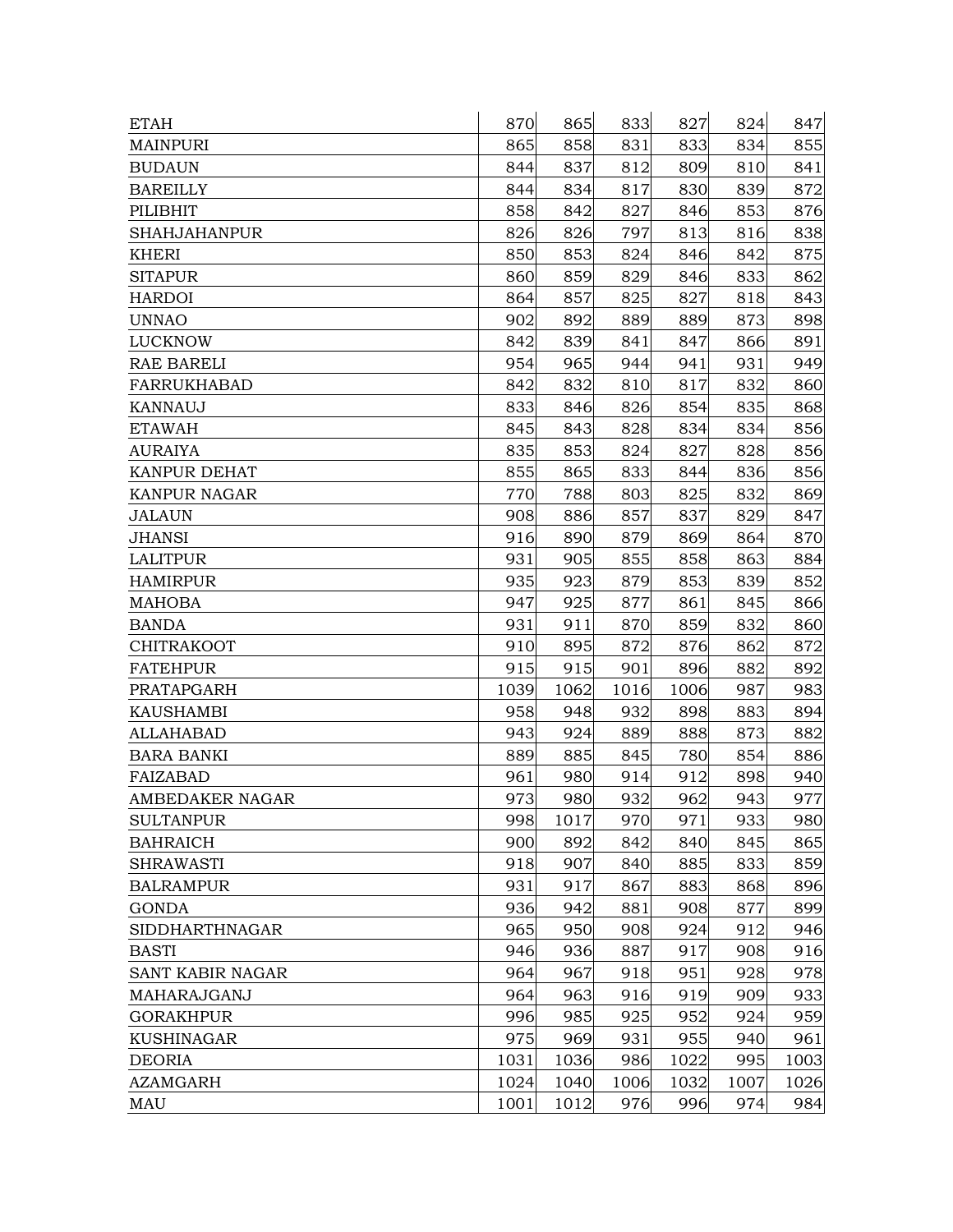| | | | | | | |
|---|---|---|---|---|---|---|
| ETAH | 870 | 865 | 833 | 827 | 824 | 847 |
| MAINPURI | 865 | 858 | 831 | 833 | 834 | 855 |
| BUDAUN | 844 | 837 | 812 | 809 | 810 | 841 |
| BAREILLY | 844 | 834 | 817 | 830 | 839 | 872 |
| PILIBHIT | 858 | 842 | 827 | 846 | 853 | 876 |
| SHAHJAHANPUR | 826 | 826 | 797 | 813 | 816 | 838 |
| KHERI | 850 | 853 | 824 | 846 | 842 | 875 |
| SITAPUR | 860 | 859 | 829 | 846 | 833 | 862 |
| HARDOI | 864 | 857 | 825 | 827 | 818 | 843 |
| UNNAO | 902 | 892 | 889 | 889 | 873 | 898 |
| LUCKNOW | 842 | 839 | 841 | 847 | 866 | 891 |
| RAE BARELI | 954 | 965 | 944 | 941 | 931 | 949 |
| FARRUKHABAD | 842 | 832 | 810 | 817 | 832 | 860 |
| KANNAUJ | 833 | 846 | 826 | 854 | 835 | 868 |
| ETAWAH | 845 | 843 | 828 | 834 | 834 | 856 |
| AURAIYA | 835 | 853 | 824 | 827 | 828 | 856 |
| KANPUR DEHAT | 855 | 865 | 833 | 844 | 836 | 856 |
| KANPUR NAGAR | 770 | 788 | 803 | 825 | 832 | 869 |
| JALAUN | 908 | 886 | 857 | 837 | 829 | 847 |
| JHANSI | 916 | 890 | 879 | 869 | 864 | 870 |
| LALITPUR | 931 | 905 | 855 | 858 | 863 | 884 |
| HAMIRPUR | 935 | 923 | 879 | 853 | 839 | 852 |
| MAHOBA | 947 | 925 | 877 | 861 | 845 | 866 |
| BANDA | 931 | 911 | 870 | 859 | 832 | 860 |
| CHITRAKOOT | 910 | 895 | 872 | 876 | 862 | 872 |
| FATEHPUR | 915 | 915 | 901 | 896 | 882 | 892 |
| PRATAPGARH | 1039 | 1062 | 1016 | 1006 | 987 | 983 |
| KAUSHAMBI | 958 | 948 | 932 | 898 | 883 | 894 |
| ALLAHABAD | 943 | 924 | 889 | 888 | 873 | 882 |
| BARA BANKI | 889 | 885 | 845 | 780 | 854 | 886 |
| FAIZABAD | 961 | 980 | 914 | 912 | 898 | 940 |
| AMBEDAKER NAGAR | 973 | 980 | 932 | 962 | 943 | 977 |
| SULTANPUR | 998 | 1017 | 970 | 971 | 933 | 980 |
| BAHRAICH | 900 | 892 | 842 | 840 | 845 | 865 |
| SHRAWASTI | 918 | 907 | 840 | 885 | 833 | 859 |
| BALRAMPUR | 931 | 917 | 867 | 883 | 868 | 896 |
| GONDA | 936 | 942 | 881 | 908 | 877 | 899 |
| SIDDHARTHNAGAR | 965 | 950 | 908 | 924 | 912 | 946 |
| BASTI | 946 | 936 | 887 | 917 | 908 | 916 |
| SANT KABIR NAGAR | 964 | 967 | 918 | 951 | 928 | 978 |
| MAHARAJGANJ | 964 | 963 | 916 | 919 | 909 | 933 |
| GORAKHPUR | 996 | 985 | 925 | 952 | 924 | 959 |
| KUSHINAGAR | 975 | 969 | 931 | 955 | 940 | 961 |
| DEORIA | 1031 | 1036 | 986 | 1022 | 995 | 1003 |
| AZAMGARH | 1024 | 1040 | 1006 | 1032 | 1007 | 1026 |
| MAU | 1001 | 1012 | 976 | 996 | 974 | 984 |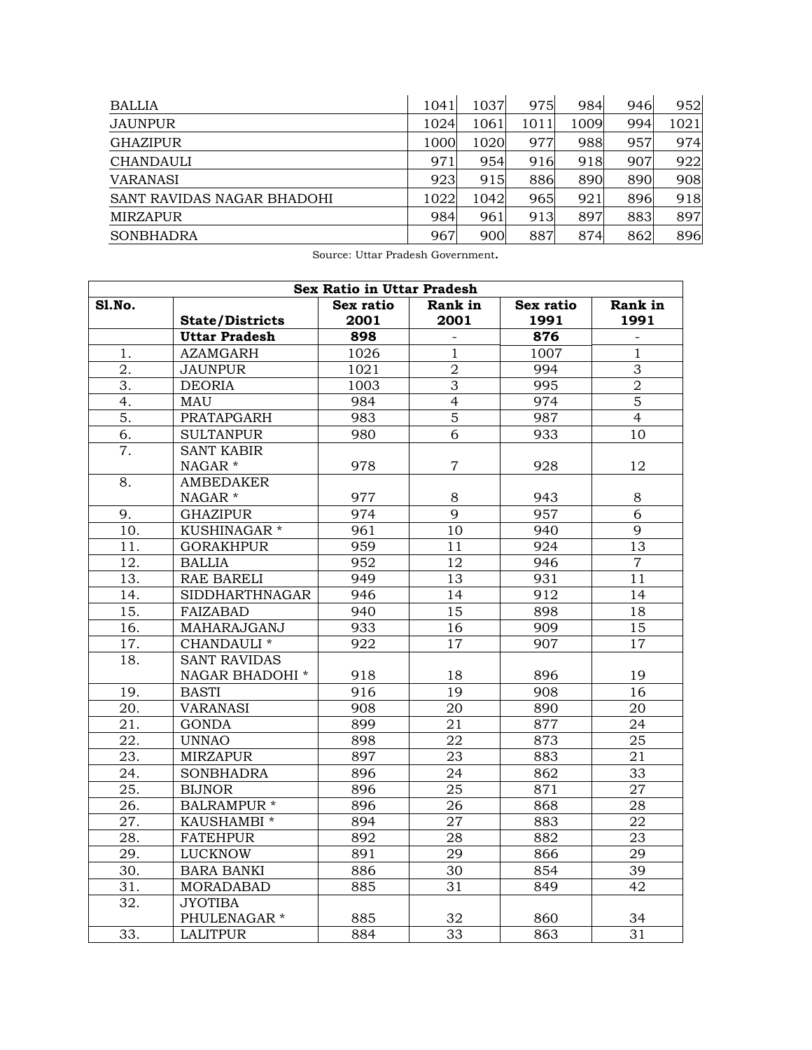| | | | | | | |
|---|---|---|---|---|---|---|
| BALLIA | 1041 | 1037 | 975 | 984 | 946 | 952 |
| JAUNPUR | 1024 | 1061 | 1011 | 1009 | 994 | 1021 |
| GHAZIPUR | 1000 | 1020 | 977 | 988 | 957 | 974 |
| CHANDAULI | 971 | 954 | 916 | 918 | 907 | 922 |
| VARANASI | 923 | 915 | 886 | 890 | 890 | 908 |
| SANT RAVIDAS NAGAR BHADOHI | 1022 | 1042 | 965 | 921 | 896 | 918 |
| MIRZAPUR | 984 | 961 | 913 | 897 | 883 | 897 |
| SONBHADRA | 967 | 900 | 887 | 874 | 862 | 896 |

Source: Uttar Pradesh Government.

**Sex Ratio in Uttar Pradesh**

| Sl.No. | State/Districts | Sex ratio 2001 | Rank in 2001 | Sex ratio 1991 | Rank in 1991 |
|---|---|---|---|---|---|
| | **Uttar Pradesh** | **898** | - | **876** | - |
| 1. | AZAMGARH | 1026 | 1 | 1007 | 1 |
| 2. | JAUNPUR | 1021 | 2 | 994 | 3 |
| 3. | DEORIA | 1003 | 3 | 995 | 2 |
| 4. | MAU | 984 | 4 | 974 | 5 |
| 5. | PRATAPGARH | 983 | 5 | 987 | 4 |
| 6. | SULTANPUR | 980 | 6 | 933 | 10 |
| 7. | SANT KABIR NAGAR * | 978 | 7 | 928 | 12 |
| 8. | AMBEDAKER NAGAR * | 977 | 8 | 943 | 8 |
| 9. | GHAZIPUR | 974 | 9 | 957 | 6 |
| 10. | KUSHINAGAR * | 961 | 10 | 940 | 9 |
| 11. | GORAKHPUR | 959 | 11 | 924 | 13 |
| 12. | BALLIA | 952 | 12 | 946 | 7 |
| 13. | RAE BARELI | 949 | 13 | 931 | 11 |
| 14. | SIDDHARTHNAGAR | 946 | 14 | 912 | 14 |
| 15. | FAIZABAD | 940 | 15 | 898 | 18 |
| 16. | MAHARAJGANJ | 933 | 16 | 909 | 15 |
| 17. | CHANDAULI * | 922 | 17 | 907 | 17 |
| 18. | SANT RAVIDAS NAGAR BHADOHI * | 918 | 18 | 896 | 19 |
| 19. | BASTI | 916 | 19 | 908 | 16 |
| 20. | VARANASI | 908 | 20 | 890 | 20 |
| 21. | GONDA | 899 | 21 | 877 | 24 |
| 22. | UNNAO | 898 | 22 | 873 | 25 |
| 23. | MIRZAPUR | 897 | 23 | 883 | 21 |
| 24. | SONBHADRA | 896 | 24 | 862 | 33 |
| 25. | BIJNOR | 896 | 25 | 871 | 27 |
| 26. | BALRAMPUR * | 896 | 26 | 868 | 28 |
| 27. | KAUSHAMBI * | 894 | 27 | 883 | 22 |
| 28. | FATEHPUR | 892 | 28 | 882 | 23 |
| 29. | LUCKNOW | 891 | 29 | 866 | 29 |
| 30. | BARA BANKI | 886 | 30 | 854 | 39 |
| 31. | MORADABAD | 885 | 31 | 849 | 42 |
| 32. | JYOTIBA PHULENAGAR * | 885 | 32 | 860 | 34 |
| 33. | LALITPUR | 884 | 33 | 863 | 31 |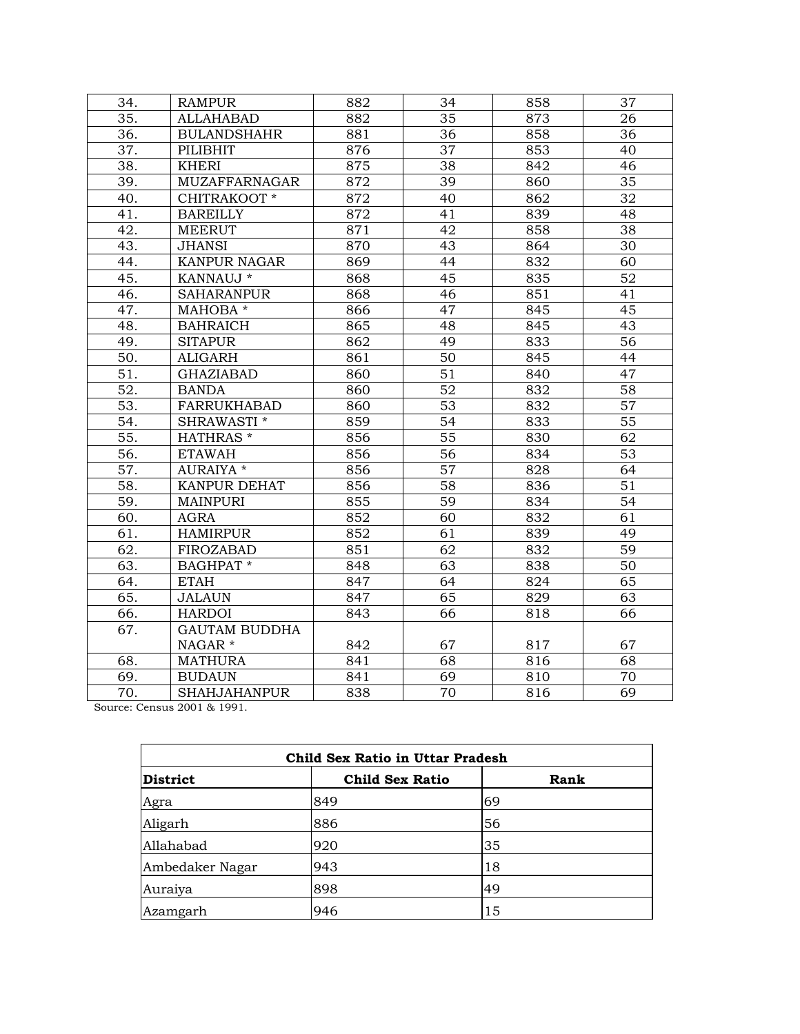| 34. | RAMPUR | 882 | 34 | 858 | 37 |
|---|---|---|---|---|---|
| 35. | ALLAHABAD | 882 | 35 | 873 | 26 |
| 36. | BULANDSHAHR | 881 | 36 | 858 | 36 |
| 37. | PILIBHIT | 876 | 37 | 853 | 40 |
| 38. | KHERI | 875 | 38 | 842 | 46 |
| 39. | MUZAFFARNAGAR | 872 | 39 | 860 | 35 |
| 40. | CHITRAKOOT * | 872 | 40 | 862 | 32 |
| 41. | BAREILLY | 872 | 41 | 839 | 48 |
| 42. | MEERUT | 871 | 42 | 858 | 38 |
| 43. | JHANSI | 870 | 43 | 864 | 30 |
| 44. | KANPUR NAGAR | 869 | 44 | 832 | 60 |
| 45. | KANNAUJ * | 868 | 45 | 835 | 52 |
| 46. | SAHARANPUR | 868 | 46 | 851 | 41 |
| 47. | MAHOBA * | 866 | 47 | 845 | 45 |
| 48. | BAHRAICH | 865 | 48 | 845 | 43 |
| 49. | SITAPUR | 862 | 49 | 833 | 56 |
| 50. | ALIGARH | 861 | 50 | 845 | 44 |
| 51. | GHAZIABAD | 860 | 51 | 840 | 47 |
| 52. | BANDA | 860 | 52 | 832 | 58 |
| 53. | FARRUKHABAD | 860 | 53 | 832 | 57 |
| 54. | SHRAWASTI * | 859 | 54 | 833 | 55 |
| 55. | HATHRAS * | 856 | 55 | 830 | 62 |
| 56. | ETAWAH | 856 | 56 | 834 | 53 |
| 57. | AURAIYA * | 856 | 57 | 828 | 64 |
| 58. | KANPUR DEHAT | 856 | 58 | 836 | 51 |
| 59. | MAINPURI | 855 | 59 | 834 | 54 |
| 60. | AGRA | 852 | 60 | 832 | 61 |
| 61. | HAMIRPUR | 852 | 61 | 839 | 49 |
| 62. | FIROZABAD | 851 | 62 | 832 | 59 |
| 63. | BAGHPAT * | 848 | 63 | 838 | 50 |
| 64. | ETAH | 847 | 64 | 824 | 65 |
| 65. | JALAUN | 847 | 65 | 829 | 63 |
| 66. | HARDOI | 843 | 66 | 818 | 66 |
| 67. | GAUTAM BUDDHA NAGAR * | 842 | 67 | 817 | 67 |
| 68. | MATHURA | 841 | 68 | 816 | 68 |
| 69. | BUDAUN | 841 | 69 | 810 | 70 |
| 70. | SHAHJAHANPUR | 838 | 70 | 816 | 69 |

Source: Census 2001 & 1991.

| **Child Sex Ratio in Uttar Pradesh** | | |
|---|---|---|
| **District** | **Child Sex Ratio** | **Rank** |
| Agra | 849 | 69 |
| Aligarh | 886 | 56 |
| Allahabad | 920 | 35 |
| Ambedaker Nagar | 943 | 18 |
| Auraiya | 898 | 49 |
| Azamgarh | 946 | 15 |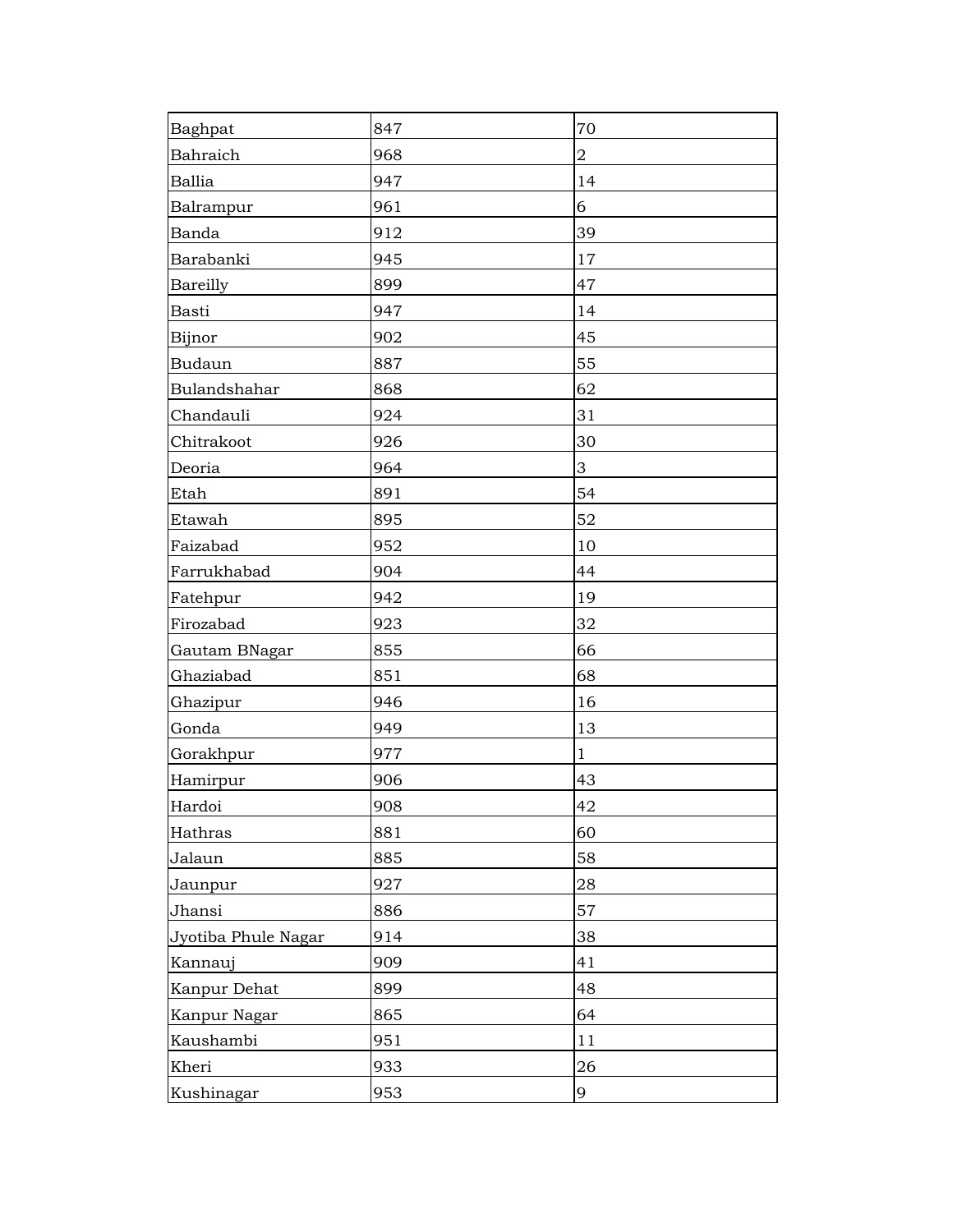| | | |
|---|---|---|
| Baghpat | 847 | 70 |
| Bahraich | 968 | 2 |
| Ballia | 947 | 14 |
| Balrampur | 961 | 6 |
| Banda | 912 | 39 |
| Barabanki | 945 | 17 |
| Bareilly | 899 | 47 |
| Basti | 947 | 14 |
| Bijnor | 902 | 45 |
| Budaun | 887 | 55 |
| Bulandshahar | 868 | 62 |
| Chandauli | 924 | 31 |
| Chitrakoot | 926 | 30 |
| Deoria | 964 | 3 |
| Etah | 891 | 54 |
| Etawah | 895 | 52 |
| Faizabad | 952 | 10 |
| Farrukhabad | 904 | 44 |
| Fatehpur | 942 | 19 |
| Firozabad | 923 | 32 |
| Gautam BNagar | 855 | 66 |
| Ghaziabad | 851 | 68 |
| Ghazipur | 946 | 16 |
| Gonda | 949 | 13 |
| Gorakhpur | 977 | 1 |
| Hamirpur | 906 | 43 |
| Hardoi | 908 | 42 |
| Hathras | 881 | 60 |
| Jalaun | 885 | 58 |
| Jaunpur | 927 | 28 |
| Jhansi | 886 | 57 |
| Jyotiba Phule Nagar | 914 | 38 |
| Kannauj | 909 | 41 |
| Kanpur Dehat | 899 | 48 |
| Kanpur Nagar | 865 | 64 |
| Kaushambi | 951 | 11 |
| Kheri | 933 | 26 |
| Kushinagar | 953 | 9 |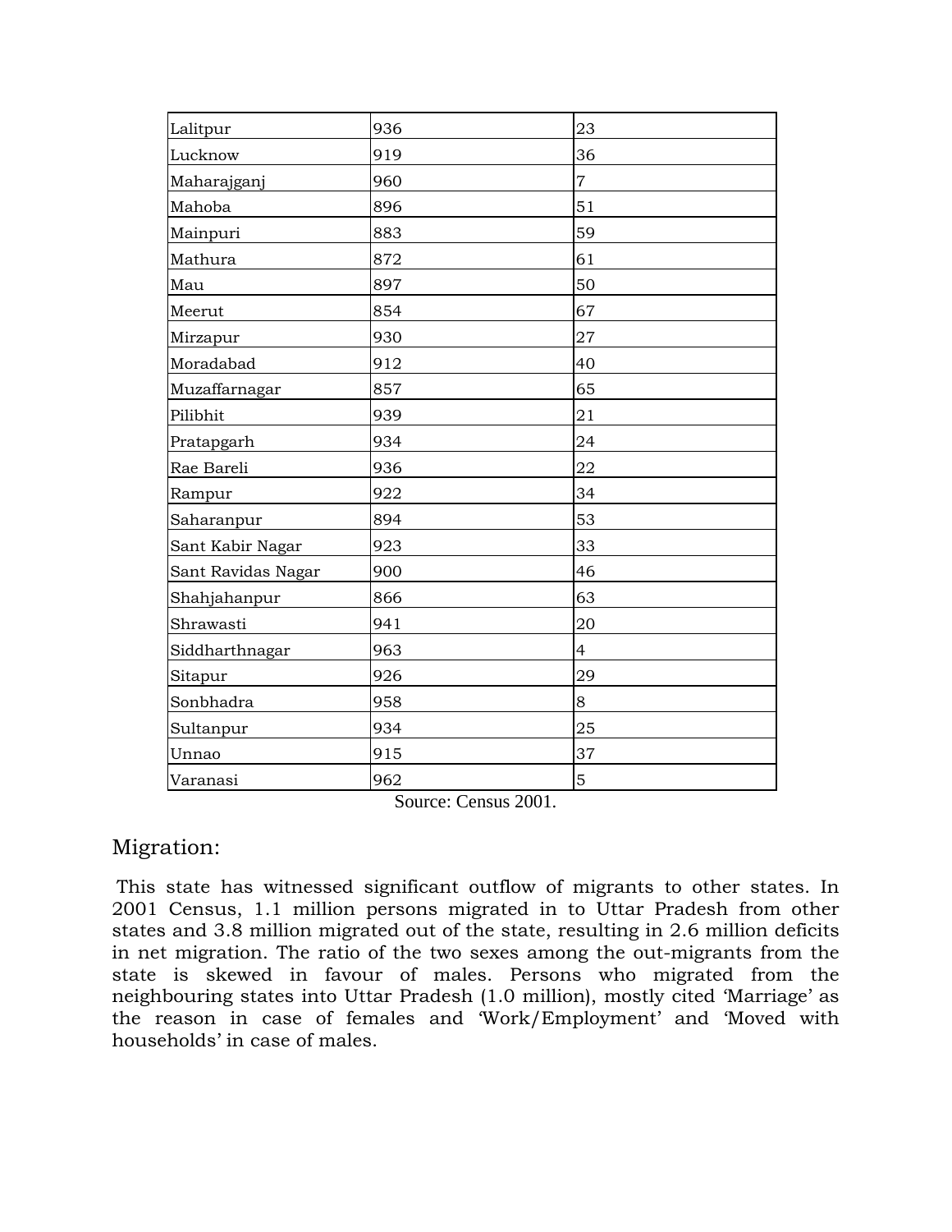| Lalitpur | 936 | 23 |
|---|---|---|
| Lucknow | 919 | 36 |
| Maharajganj | 960 | 7 |
| Mahoba | 896 | 51 |
| Mainpuri | 883 | 59 |
| Mathura | 872 | 61 |
| Mau | 897 | 50 |
| Meerut | 854 | 67 |
| Mirzapur | 930 | 27 |
| Moradabad | 912 | 40 |
| Muzaffarnagar | 857 | 65 |
| Pilibhit | 939 | 21 |
| Pratapgarh | 934 | 24 |
| Rae Bareli | 936 | 22 |
| Rampur | 922 | 34 |
| Saharanpur | 894 | 53 |
| Sant Kabir Nagar | 923 | 33 |
| Sant Ravidas Nagar | 900 | 46 |
| Shahjahanpur | 866 | 63 |
| Shrawasti | 941 | 20 |
| Siddharthnagar | 963 | 4 |
| Sitapur | 926 | 29 |
| Sonbhadra | 958 | 8 |
| Sultanpur | 934 | 25 |
| Unnao | 915 | 37 |
| Varanasi | 962 | 5 |

Source: Census 2001.

## Migration:

This state has witnessed significant outflow of migrants to other states. In 2001 Census, 1.1 million persons migrated in to Uttar Pradesh from other states and 3.8 million migrated out of the state, resulting in 2.6 million deficits in net migration. The ratio of the two sexes among the out-migrants from the state is skewed in favour of males. Persons who migrated from the neighbouring states into Uttar Pradesh (1.0 million), mostly cited 'Marriage' as the reason in case of females and 'Work/Employment' and 'Moved with households' in case of males.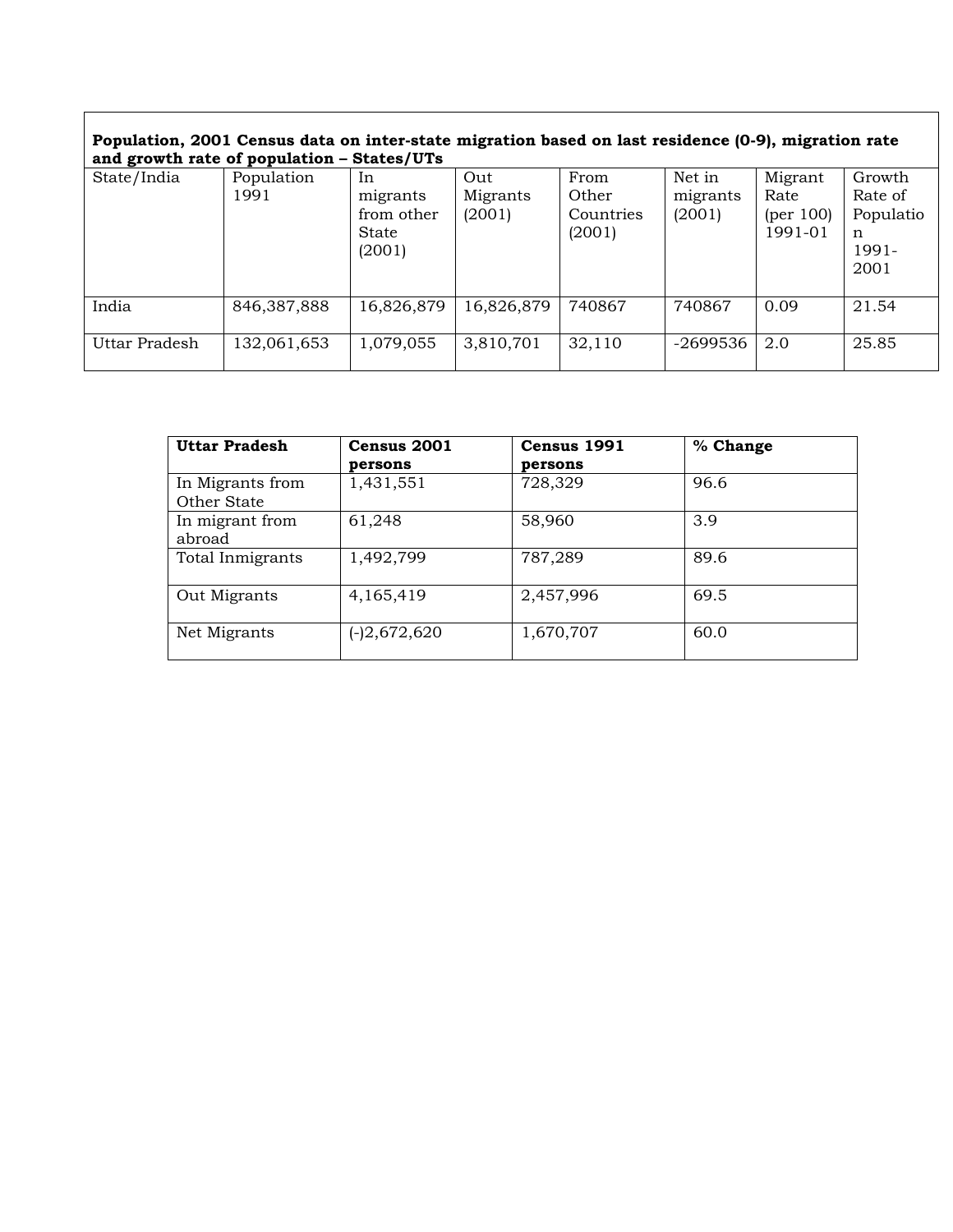**Population, 2001 Census data on inter-state migration based on last residence (0-9), migration rate and growth rate of population – States/UTs**

| State/India | Population 1991 | In migrants from other State (2001) | Out Migrants (2001) | From Other Countries (2001) | Net in migrants (2001) | Migrant Rate (per 100) 1991-01 | Growth Rate of Population 1991-2001 |
|---|---|---|---|---|---|---|---|
| India | 846,387,888 | 16,826,879 | 16,826,879 | 740867 | 740867 | 0.09 | 21.54 |
| Uttar Pradesh | 132,061,653 | 1,079,055 | 3,810,701 | 32,110 | -2699536 | 2.0 | 25.85 |

| **Uttar Pradesh** | **Census 2001 persons** | **Census 1991 persons** | **% Change** |
|---|---|---|---|
| In Migrants from Other State | 1,431,551 | 728,329 | 96.6 |
| In migrant from abroad | 61,248 | 58,960 | 3.9 |
| Total Inmigrants | 1,492,799 | 787,289 | 89.6 |
| Out Migrants | 4,165,419 | 2,457,996 | 69.5 |
| Net Migrants | (-)2,672,620 | 1,670,707 | 60.0 |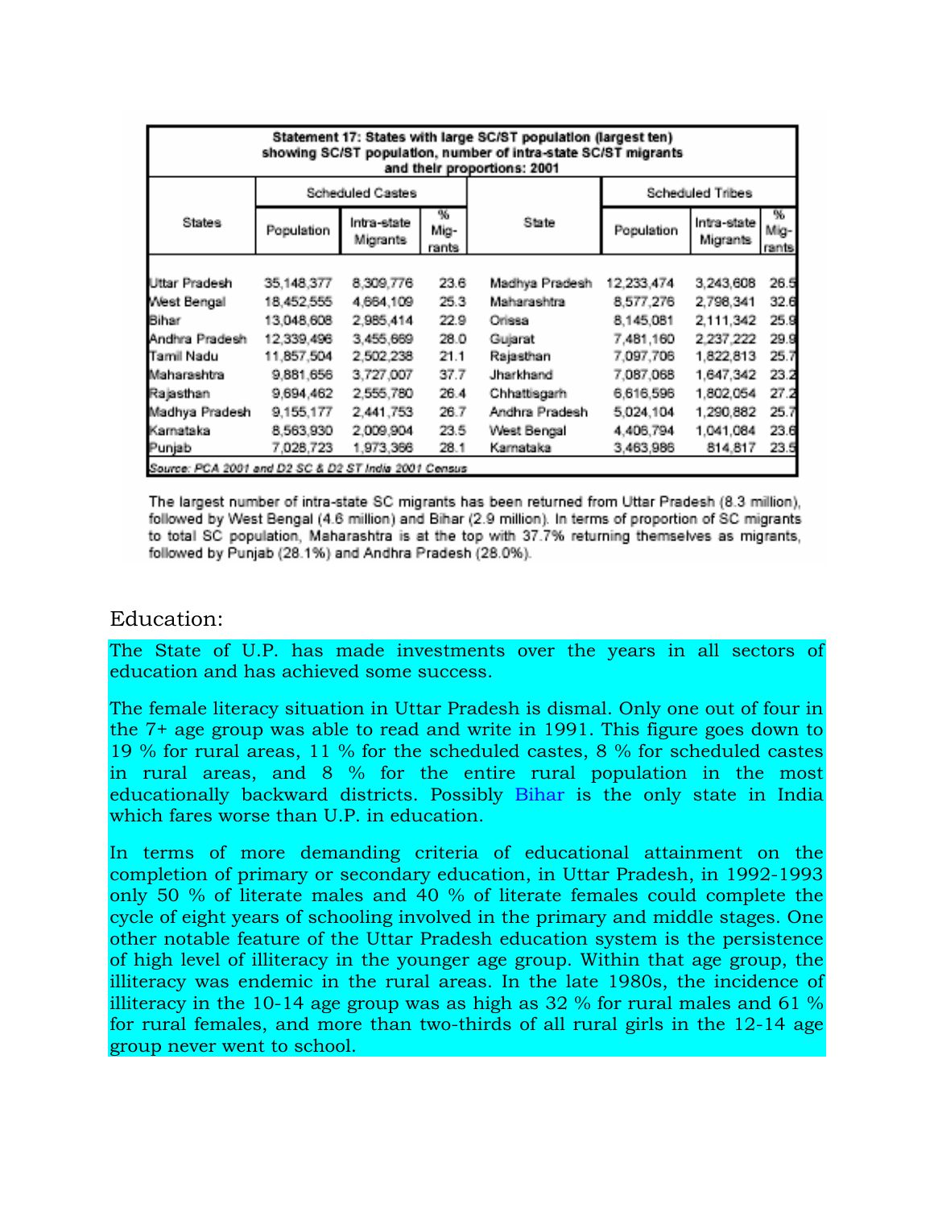| Statement 17: States with large SC/ST population (largest ten) showing SC/ST population, number of intra-state SC/ST migrants and their proportions: 2001 | | | | | | | |
|---|---|---|---|---|---|---|---|
| States | Scheduled Castes | | | State | Scheduled Tribes | | |
| | Population | Intra-state Migrants | % Migrants | | Population | Intra-state Migrants | % Migrants |
| Uttar Pradesh | 35,148,377 | 8,309,776 | 23.6 | Madhya Pradesh | 12,233,474 | 3,243,608 | 26.5 |
| West Bengal | 18,452,555 | 4,664,109 | 25.3 | Maharashtra | 8,577,276 | 2,798,341 | 32.6 |
| Bihar | 13,048,608 | 2,985,414 | 22.9 | Orissa | 8,145,081 | 2,111,342 | 25.9 |
| Andhra Pradesh | 12,339,496 | 3,455,669 | 28.0 | Gujarat | 7,481,160 | 2,237,222 | 29.9 |
| Tamil Nadu | 11,857,504 | 2,502,238 | 21.1 | Rajasthan | 7,097,706 | 1,822,813 | 25.7 |
| Maharashtra | 9,881,656 | 3,727,007 | 37.7 | Jharkhand | 7,087,068 | 1,647,342 | 23.2 |
| Rajasthan | 9,694,462 | 2,555,780 | 26.4 | Chhattisgarh | 6,616,596 | 1,802,054 | 27.2 |
| Madhya Pradesh | 9,155,177 | 2,441,753 | 26.7 | Andhra Pradesh | 5,024,104 | 1,290,882 | 25.7 |
| Karnataka | 8,563,930 | 2,009,904 | 23.5 | West Bengal | 4,406,794 | 1,041,084 | 23.6 |
| Punjab | 7,028,723 | 1,973,366 | 28.1 | Karnataka | 3,463,986 | 814,817 | 23.5 |

*Source: PCA 2001 and D2 SC & D2 ST India 2001 Census*

The largest number of intra-state SC migrants has been returned from Uttar Pradesh (8.3 million), followed by West Bengal (4.6 million) and Bihar (2.9 million). In terms of proportion of SC migrants to total SC population, Maharashtra is at the top with 37.7% returning themselves as migrants, followed by Punjab (28.1%) and Andhra Pradesh (28.0%).

## Education:

The State of U.P. has made investments over the years in all sectors of education and has achieved some success.

The female literacy situation in Uttar Pradesh is dismal. Only one out of four in the 7+ age group was able to read and write in 1991. This figure goes down to 19 % for rural areas, 11 % for the scheduled castes, 8 % for scheduled castes in rural areas, and 8 % for the entire rural population in the most educationally backward districts. Possibly Bihar is the only state in India which fares worse than U.P. in education.

In terms of more demanding criteria of educational attainment on the completion of primary or secondary education, in Uttar Pradesh, in 1992-1993 only 50 % of literate males and 40 % of literate females could complete the cycle of eight years of schooling involved in the primary and middle stages. One other notable feature of the Uttar Pradesh education system is the persistence of high level of illiteracy in the younger age group. Within that age group, the illiteracy was endemic in the rural areas. In the late 1980s, the incidence of illiteracy in the 10-14 age group was as high as 32 % for rural males and 61 % for rural females, and more than two-thirds of all rural girls in the 12-14 age group never went to school.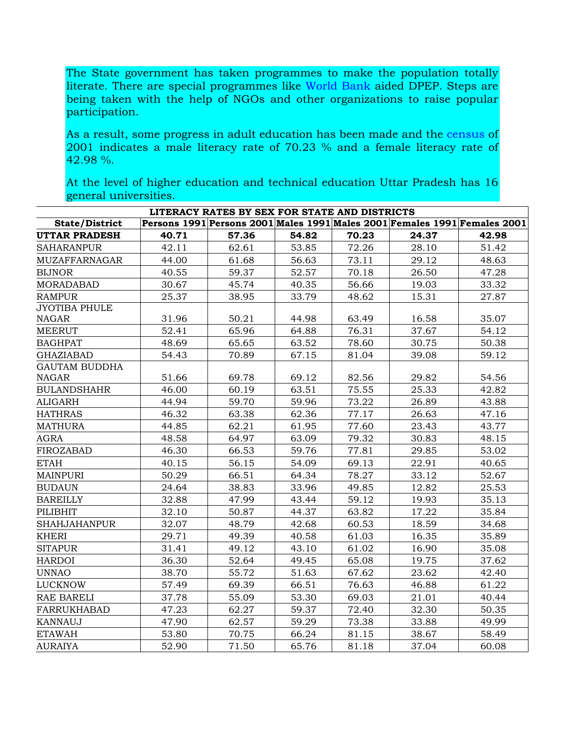The State government has taken programmes to make the population totally literate. There are special programmes like World Bank aided DPEP. Steps are being taken with the help of NGOs and other organizations to raise popular participation.

As a result, some progress in adult education has been made and the census of 2001 indicates a male literacy rate of 70.23 % and a female literacy rate of 42.98 %.

At the level of higher education and technical education Uttar Pradesh has 16 general universities.

| LITERACY RATES BY SEX FOR STATE AND DISTRICTS | | | | | | |
|---|---|---|---|---|---|---|
| **State/District** | **Persons 1991** | **Persons 2001** | **Males 1991** | **Males 2001** | **Females 1991** | **Females 2001** |
| **UTTAR PRADESH** | **40.71** | **57.36** | **54.82** | **70.23** | **24.37** | **42.98** |
| SAHARANPUR | 42.11 | 62.61 | 53.85 | 72.26 | 28.10 | 51.42 |
| MUZAFFARNAGAR | 44.00 | 61.68 | 56.63 | 73.11 | 29.12 | 48.63 |
| BIJNOR | 40.55 | 59.37 | 52.57 | 70.18 | 26.50 | 47.28 |
| MORADABAD | 30.67 | 45.74 | 40.35 | 56.66 | 19.03 | 33.32 |
| RAMPUR | 25.37 | 38.95 | 33.79 | 48.62 | 15.31 | 27.87 |
| JYOTIBA PHULE NAGAR | 31.96 | 50.21 | 44.98 | 63.49 | 16.58 | 35.07 |
| MEERUT | 52.41 | 65.96 | 64.88 | 76.31 | 37.67 | 54.12 |
| BAGHPAT | 48.69 | 65.65 | 63.52 | 78.60 | 30.75 | 50.38 |
| GHAZIABAD | 54.43 | 70.89 | 67.15 | 81.04 | 39.08 | 59.12 |
| GAUTAM BUDDHA NAGAR | 51.66 | 69.78 | 69.12 | 82.56 | 29.82 | 54.56 |
| BULANDSHAHR | 46.00 | 60.19 | 63.51 | 75.55 | 25.33 | 42.82 |
| ALIGARH | 44.94 | 59.70 | 59.96 | 73.22 | 26.89 | 43.88 |
| HATHRAS | 46.32 | 63.38 | 62.36 | 77.17 | 26.63 | 47.16 |
| MATHURA | 44.85 | 62.21 | 61.95 | 77.60 | 23.43 | 43.77 |
| AGRA | 48.58 | 64.97 | 63.09 | 79.32 | 30.83 | 48.15 |
| FIROZABAD | 46.30 | 66.53 | 59.76 | 77.81 | 29.85 | 53.02 |
| ETAH | 40.15 | 56.15 | 54.09 | 69.13 | 22.91 | 40.65 |
| MAINPURI | 50.29 | 66.51 | 64.34 | 78.27 | 33.12 | 52.67 |
| BUDAUN | 24.64 | 38.83 | 33.96 | 49.85 | 12.82 | 25.53 |
| BAREILLY | 32.88 | 47.99 | 43.44 | 59.12 | 19.93 | 35.13 |
| PILIBHIT | 32.10 | 50.87 | 44.37 | 63.82 | 17.22 | 35.84 |
| SHAHJAHANPUR | 32.07 | 48.79 | 42.68 | 60.53 | 18.59 | 34.68 |
| KHERI | 29.71 | 49.39 | 40.58 | 61.03 | 16.35 | 35.89 |
| SITAPUR | 31.41 | 49.12 | 43.10 | 61.02 | 16.90 | 35.08 |
| HARDOI | 36.30 | 52.64 | 49.45 | 65.08 | 19.75 | 37.62 |
| UNNAO | 38.70 | 55.72 | 51.63 | 67.62 | 23.62 | 42.40 |
| LUCKNOW | 57.49 | 69.39 | 66.51 | 76.63 | 46.88 | 61.22 |
| RAE BARELI | 37.78 | 55.09 | 53.30 | 69.03 | 21.01 | 40.44 |
| FARRUKHABAD | 47.23 | 62.27 | 59.37 | 72.40 | 32.30 | 50.35 |
| KANNAUJ | 47.90 | 62.57 | 59.29 | 73.38 | 33.88 | 49.99 |
| ETAWAH | 53.80 | 70.75 | 66.24 | 81.15 | 38.67 | 58.49 |
| AURAIYA | 52.90 | 71.50 | 65.76 | 81.18 | 37.04 | 60.08 |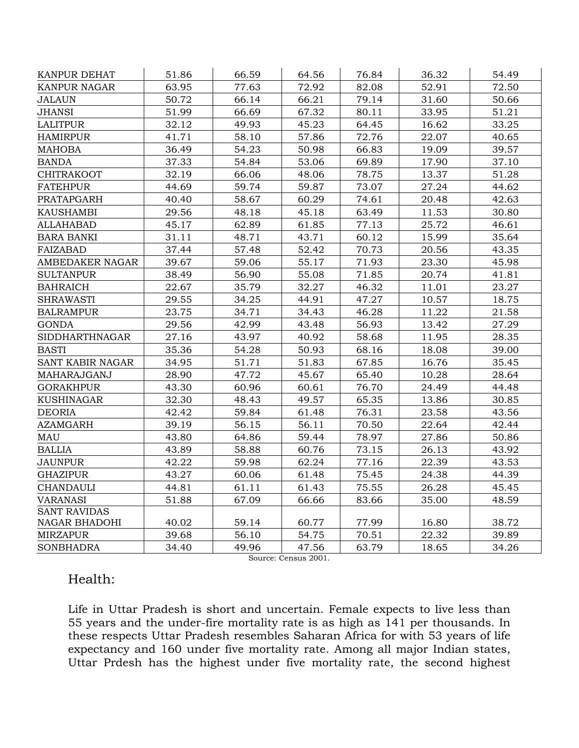| | | | | | | |
|---|---|---|---|---|---|---|
| KANPUR DEHAT | 51.86 | 66.59 | 64.56 | 76.84 | 36.32 | 54.49 |
| KANPUR NAGAR | 63.95 | 77.63 | 72.92 | 82.08 | 52.91 | 72.50 |
| JALAUN | 50.72 | 66.14 | 66.21 | 79.14 | 31.60 | 50.66 |
| JHANSI | 51.99 | 66.69 | 67.32 | 80.11 | 33.95 | 51.21 |
| LALITPUR | 32.12 | 49.93 | 45.23 | 64.45 | 16.62 | 33.25 |
| HAMIRPUR | 41.71 | 58.10 | 57.86 | 72.76 | 22.07 | 40.65 |
| MAHOBA | 36.49 | 54.23 | 50.98 | 66.83 | 19.09 | 39.57 |
| BANDA | 37.33 | 54.84 | 53.06 | 69.89 | 17.90 | 37.10 |
| CHITRAKOOT | 32.19 | 66.06 | 48.06 | 78.75 | 13.37 | 51.28 |
| FATEHPUR | 44.69 | 59.74 | 59.87 | 73.07 | 27.24 | 44.62 |
| PRATAPGARH | 40.40 | 58.67 | 60.29 | 74.61 | 20.48 | 42.63 |
| KAUSHAMBI | 29.56 | 48.18 | 45.18 | 63.49 | 11.53 | 30.80 |
| ALLAHABAD | 45.17 | 62.89 | 61.85 | 77.13 | 25.72 | 46.61 |
| BARA BANKI | 31.11 | 48.71 | 43.71 | 60.12 | 15.99 | 35.64 |
| FAIZABAD | 37.44 | 57.48 | 52.42 | 70.73 | 20.56 | 43.35 |
| AMBEDAKER NAGAR | 39.67 | 59.06 | 55.17 | 71.93 | 23.30 | 45.98 |
| SULTANPUR | 38.49 | 56.90 | 55.08 | 71.85 | 20.74 | 41.81 |
| BAHRAICH | 22.67 | 35.79 | 32.27 | 46.32 | 11.01 | 23.27 |
| SHRAWASTI | 29.55 | 34.25 | 44.91 | 47.27 | 10.57 | 18.75 |
| BALRAMPUR | 23.75 | 34.71 | 34.43 | 46.28 | 11.22 | 21.58 |
| GONDA | 29.56 | 42.99 | 43.48 | 56.93 | 13.42 | 27.29 |
| SIDDHARTHNAGAR | 27.16 | 43.97 | 40.92 | 58.68 | 11.95 | 28.35 |
| BASTI | 35.36 | 54.28 | 50.93 | 68.16 | 18.08 | 39.00 |
| SANT KABIR NAGAR | 34.95 | 51.71 | 51.83 | 67.85 | 16.76 | 35.45 |
| MAHARAJGANJ | 28.90 | 47.72 | 45.67 | 65.40 | 10.28 | 28.64 |
| GORAKHPUR | 43.30 | 60.96 | 60.61 | 76.70 | 24.49 | 44.48 |
| KUSHINAGAR | 32.30 | 48.43 | 49.57 | 65.35 | 13.86 | 30.85 |
| DEORIA | 42.42 | 59.84 | 61.48 | 76.31 | 23.58 | 43.56 |
| AZAMGARH | 39.19 | 56.15 | 56.11 | 70.50 | 22.64 | 42.44 |
| MAU | 43.80 | 64.86 | 59.44 | 78.97 | 27.86 | 50.86 |
| BALLIA | 43.89 | 58.88 | 60.76 | 73.15 | 26.13 | 43.92 |
| JAUNPUR | 42.22 | 59.98 | 62.24 | 77.16 | 22.39 | 43.53 |
| GHAZIPUR | 43.27 | 60.06 | 61.48 | 75.45 | 24.38 | 44.39 |
| CHANDAULI | 44.81 | 61.11 | 61.43 | 75.55 | 26.28 | 45.45 |
| VARANASI | 51.88 | 67.09 | 66.66 | 83.66 | 35.00 | 48.59 |
| SANT RAVIDAS NAGAR BHADOHI | 40.02 | 59.14 | 60.77 | 77.99 | 16.80 | 38.72 |
| MIRZAPUR | 39.68 | 56.10 | 54.75 | 70.51 | 22.32 | 39.89 |
| SONBHADRA | 34.40 | 49.96 | 47.56 | 63.79 | 18.65 | 34.26 |

Source: Census 2001.

## Health:

Life in Uttar Pradesh is short and uncertain. Female expects to live less than 55 years and the under-fire mortality rate is as high as 141 per thousands. In these respects Uttar Pradesh resembles Saharan Africa for with 53 years of life expectancy and 160 under five mortality rate. Among all major Indian states, Uttar Prdesh has the highest under five mortality rate, the second highest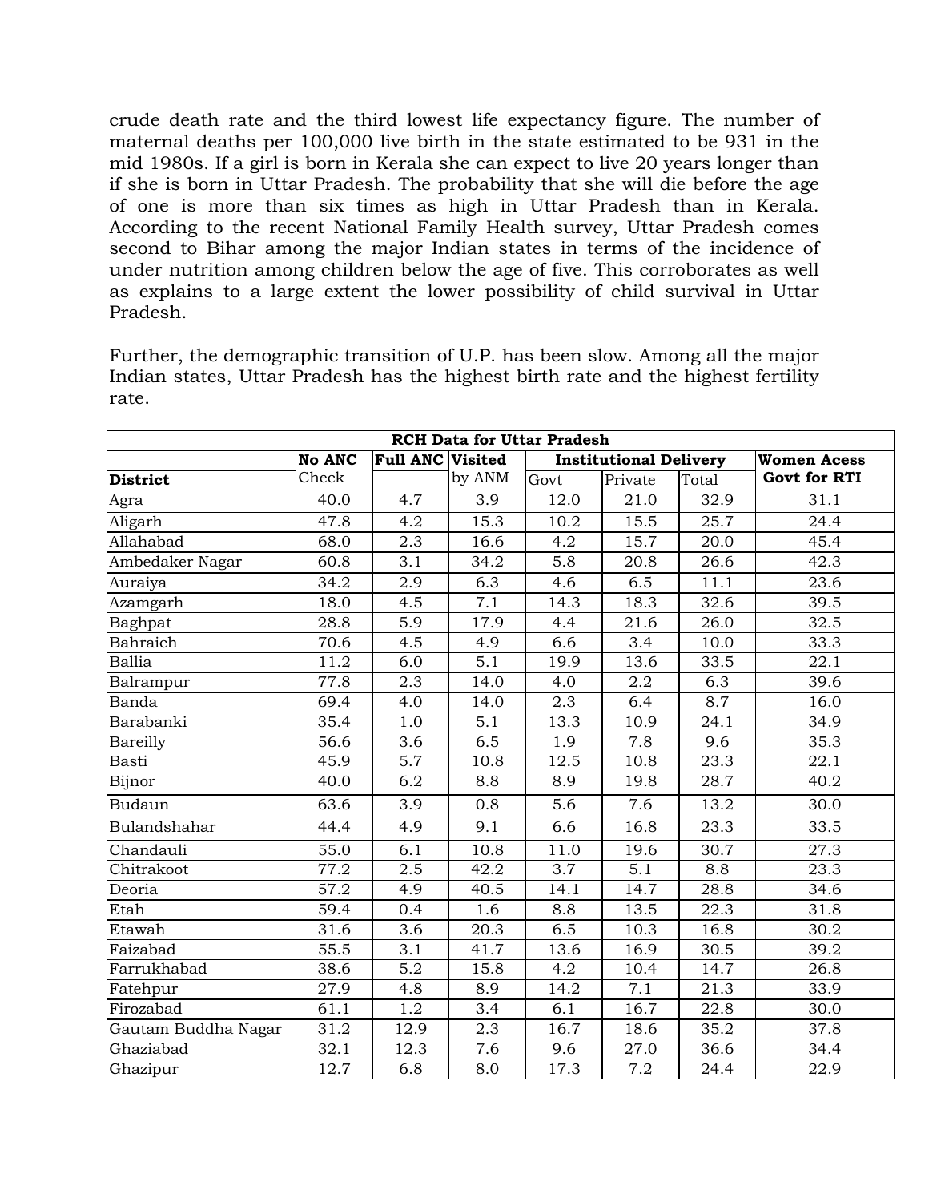crude death rate and the third lowest life expectancy figure. The number of maternal deaths per 100,000 live birth in the state estimated to be 931 in the mid 1980s. If a girl is born in Kerala she can expect to live 20 years longer than if she is born in Uttar Pradesh. The probability that she will die before the age of one is more than six times as high in Uttar Pradesh than in Kerala. According to the recent National Family Health survey, Uttar Pradesh comes second to Bihar among the major Indian states in terms of the incidence of under nutrition among children below the age of five. This corroborates as well as explains to a large extent the lower possibility of child survival in Uttar Pradesh.

Further, the demographic transition of U.P. has been slow. Among all the major Indian states, Uttar Pradesh has the highest birth rate and the highest fertility rate.

| RCH Data for Uttar Pradesh | | | | | | | |
|---|---|---|---|---|---|---|---|
| | **No ANC** | **Full ANC** | **Visited** | **Institutional Delivery** | | | **Women Acess** |
| **District** | Check | | by ANM | Govt | Private | Total | **Govt for RTI** |
| Agra | 40.0 | 4.7 | 3.9 | 12.0 | 21.0 | 32.9 | 31.1 |
| Aligarh | 47.8 | 4.2 | 15.3 | 10.2 | 15.5 | 25.7 | 24.4 |
| Allahabad | 68.0 | 2.3 | 16.6 | 4.2 | 15.7 | 20.0 | 45.4 |
| Ambedaker Nagar | 60.8 | 3.1 | 34.2 | 5.8 | 20.8 | 26.6 | 42.3 |
| Auraiya | 34.2 | 2.9 | 6.3 | 4.6 | 6.5 | 11.1 | 23.6 |
| Azamgarh | 18.0 | 4.5 | 7.1 | 14.3 | 18.3 | 32.6 | 39.5 |
| Baghpat | 28.8 | 5.9 | 17.9 | 4.4 | 21.6 | 26.0 | 32.5 |
| Bahraich | 70.6 | 4.5 | 4.9 | 6.6 | 3.4 | 10.0 | 33.3 |
| Ballia | 11.2 | 6.0 | 5.1 | 19.9 | 13.6 | 33.5 | 22.1 |
| Balrampur | 77.8 | 2.3 | 14.0 | 4.0 | 2.2 | 6.3 | 39.6 |
| Banda | 69.4 | 4.0 | 14.0 | 2.3 | 6.4 | 8.7 | 16.0 |
| Barabanki | 35.4 | 1.0 | 5.1 | 13.3 | 10.9 | 24.1 | 34.9 |
| Bareilly | 56.6 | 3.6 | 6.5 | 1.9 | 7.8 | 9.6 | 35.3 |
| Basti | 45.9 | 5.7 | 10.8 | 12.5 | 10.8 | 23.3 | 22.1 |
| Bijnor | 40.0 | 6.2 | 8.8 | 8.9 | 19.8 | 28.7 | 40.2 |
| Budaun | 63.6 | 3.9 | 0.8 | 5.6 | 7.6 | 13.2 | 30.0 |
| Bulandshahar | 44.4 | 4.9 | 9.1 | 6.6 | 16.8 | 23.3 | 33.5 |
| Chandauli | 55.0 | 6.1 | 10.8 | 11.0 | 19.6 | 30.7 | 27.3 |
| Chitrakoot | 77.2 | 2.5 | 42.2 | 3.7 | 5.1 | 8.8 | 23.3 |
| Deoria | 57.2 | 4.9 | 40.5 | 14.1 | 14.7 | 28.8 | 34.6 |
| Etah | 59.4 | 0.4 | 1.6 | 8.8 | 13.5 | 22.3 | 31.8 |
| Etawah | 31.6 | 3.6 | 20.3 | 6.5 | 10.3 | 16.8 | 30.2 |
| Faizabad | 55.5 | 3.1 | 41.7 | 13.6 | 16.9 | 30.5 | 39.2 |
| Farrukhabad | 38.6 | 5.2 | 15.8 | 4.2 | 10.4 | 14.7 | 26.8 |
| Fatehpur | 27.9 | 4.8 | 8.9 | 14.2 | 7.1 | 21.3 | 33.9 |
| Firozabad | 61.1 | 1.2 | 3.4 | 6.1 | 16.7 | 22.8 | 30.0 |
| Gautam Buddha Nagar | 31.2 | 12.9 | 2.3 | 16.7 | 18.6 | 35.2 | 37.8 |
| Ghaziabad | 32.1 | 12.3 | 7.6 | 9.6 | 27.0 | 36.6 | 34.4 |
| Ghazipur | 12.7 | 6.8 | 8.0 | 17.3 | 7.2 | 24.4 | 22.9 |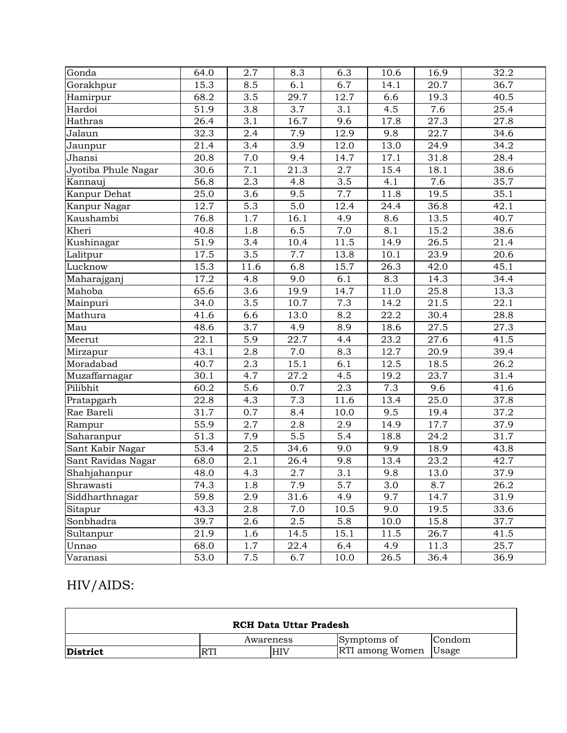| Gonda | 64.0 | 2.7 | 8.3 | 6.3 | 10.6 | 16.9 | 32.2 |
|---|---|---|---|---|---|---|---|
| Gorakhpur | 15.3 | 8.5 | 6.1 | 6.7 | 14.1 | 20.7 | 36.7 |
| Hamirpur | 68.2 | 3.5 | 29.7 | 12.7 | 6.6 | 19.3 | 40.5 |
| Hardoi | 51.9 | 3.8 | 3.7 | 3.1 | 4.5 | 7.6 | 25.4 |
| Hathras | 26.4 | 3.1 | 16.7 | 9.6 | 17.8 | 27.3 | 27.8 |
| Jalaun | 32.3 | 2.4 | 7.9 | 12.9 | 9.8 | 22.7 | 34.6 |
| Jaunpur | 21.4 | 3.4 | 3.9 | 12.0 | 13.0 | 24.9 | 34.2 |
| Jhansi | 20.8 | 7.0 | 9.4 | 14.7 | 17.1 | 31.8 | 28.4 |
| Jyotiba Phule Nagar | 30.6 | 7.1 | 21.3 | 2.7 | 15.4 | 18.1 | 38.6 |
| Kannauj | 56.8 | 2.3 | 4.8 | 3.5 | 4.1 | 7.6 | 35.7 |
| Kanpur Dehat | 25.0 | 3.6 | 9.5 | 7.7 | 11.8 | 19.5 | 35.1 |
| Kanpur Nagar | 12.7 | 5.3 | 5.0 | 12.4 | 24.4 | 36.8 | 42.1 |
| Kaushambi | 76.8 | 1.7 | 16.1 | 4.9 | 8.6 | 13.5 | 40.7 |
| Kheri | 40.8 | 1.8 | 6.5 | 7.0 | 8.1 | 15.2 | 38.6 |
| Kushinagar | 51.9 | 3.4 | 10.4 | 11.5 | 14.9 | 26.5 | 21.4 |
| Lalitpur | 17.5 | 3.5 | 7.7 | 13.8 | 10.1 | 23.9 | 20.6 |
| Lucknow | 15.3 | 11.6 | 6.8 | 15.7 | 26.3 | 42.0 | 45.1 |
| Maharajganj | 17.2 | 4.8 | 9.0 | 6.1 | 8.3 | 14.3 | 34.4 |
| Mahoba | 65.6 | 3.6 | 19.9 | 14.7 | 11.0 | 25.8 | 13.3 |
| Mainpuri | 34.0 | 3.5 | 10.7 | 7.3 | 14.2 | 21.5 | 22.1 |
| Mathura | 41.6 | 6.6 | 13.0 | 8.2 | 22.2 | 30.4 | 28.8 |
| Mau | 48.6 | 3.7 | 4.9 | 8.9 | 18.6 | 27.5 | 27.3 |
| Meerut | 22.1 | 5.9 | 22.7 | 4.4 | 23.2 | 27.6 | 41.5 |
| Mirzapur | 43.1 | 2.8 | 7.0 | 8.3 | 12.7 | 20.9 | 39.4 |
| Moradabad | 40.7 | 2.3 | 15.1 | 6.1 | 12.5 | 18.5 | 26.2 |
| Muzaffarnagar | 30.1 | 4.7 | 27.2 | 4.5 | 19.2 | 23.7 | 31.4 |
| Pilibhit | 60.2 | 5.6 | 0.7 | 2.3 | 7.3 | 9.6 | 41.6 |
| Pratapgarh | 22.8 | 4.3 | 7.3 | 11.6 | 13.4 | 25.0 | 37.8 |
| Rae Bareli | 31.7 | 0.7 | 8.4 | 10.0 | 9.5 | 19.4 | 37.2 |
| Rampur | 55.9 | 2.7 | 2.8 | 2.9 | 14.9 | 17.7 | 37.9 |
| Saharanpur | 51.3 | 7.9 | 5.5 | 5.4 | 18.8 | 24.2 | 31.7 |
| Sant Kabir Nagar | 53.4 | 2.5 | 34.6 | 9.0 | 9.9 | 18.9 | 43.8 |
| Sant Ravidas Nagar | 68.0 | 2.1 | 26.4 | 9.8 | 13.4 | 23.2 | 42.7 |
| Shahjahanpur | 48.0 | 4.3 | 2.7 | 3.1 | 9.8 | 13.0 | 37.9 |
| Shrawasti | 74.3 | 1.8 | 7.9 | 5.7 | 3.0 | 8.7 | 26.2 |
| Siddharthnagar | 59.8 | 2.9 | 31.6 | 4.9 | 9.7 | 14.7 | 31.9 |
| Sitapur | 43.3 | 2.8 | 7.0 | 10.5 | 9.0 | 19.5 | 33.6 |
| Sonbhadra | 39.7 | 2.6 | 2.5 | 5.8 | 10.0 | 15.8 | 37.7 |
| Sultanpur | 21.9 | 1.6 | 14.5 | 15.1 | 11.5 | 26.7 | 41.5 |
| Unnao | 68.0 | 1.7 | 22.4 | 6.4 | 4.9 | 11.3 | 25.7 |
| Varanasi | 53.0 | 7.5 | 6.7 | 10.0 | 26.5 | 36.4 | 36.9 |

## HIV/AIDS:

| RCH Data Uttar Pradesh | | | | |
|---|---|---|---|---|
| | Awareness | | Symptoms of RTI among Women | Condom Usage |
| **District** | RTI | HIV | | |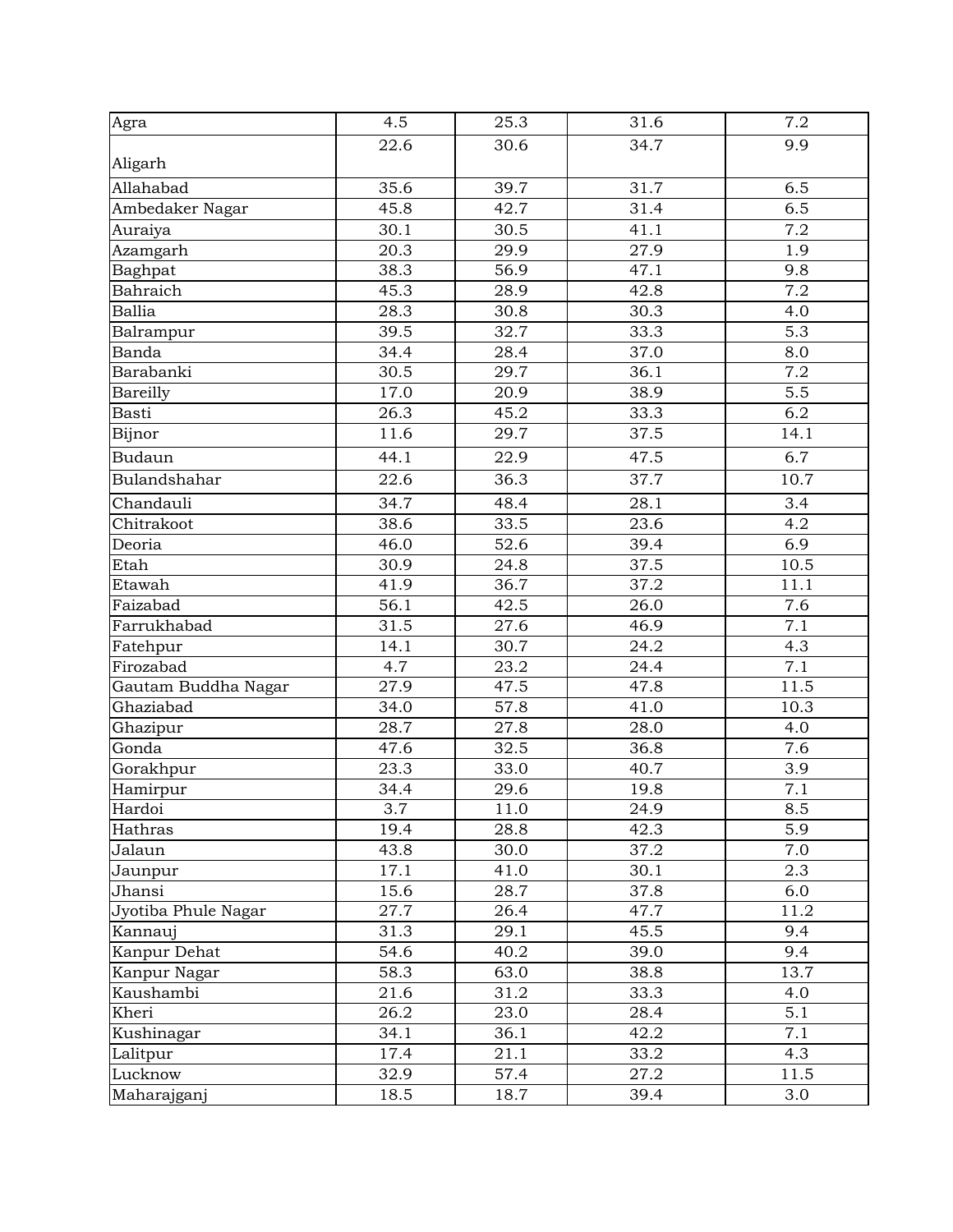| Agra | 4.5 | 25.3 | 31.6 | 7.2 |
|---|---|---|---|---|
| Aligarh | 22.6 | 30.6 | 34.7 | 9.9 |
| Allahabad | 35.6 | 39.7 | 31.7 | 6.5 |
| Ambedaker Nagar | 45.8 | 42.7 | 31.4 | 6.5 |
| Auraiya | 30.1 | 30.5 | 41.1 | 7.2 |
| Azamgarh | 20.3 | 29.9 | 27.9 | 1.9 |
| Baghpat | 38.3 | 56.9 | 47.1 | 9.8 |
| Bahraich | 45.3 | 28.9 | 42.8 | 7.2 |
| Ballia | 28.3 | 30.8 | 30.3 | 4.0 |
| Balrampur | 39.5 | 32.7 | 33.3 | 5.3 |
| Banda | 34.4 | 28.4 | 37.0 | 8.0 |
| Barabanki | 30.5 | 29.7 | 36.1 | 7.2 |
| Bareilly | 17.0 | 20.9 | 38.9 | 5.5 |
| Basti | 26.3 | 45.2 | 33.3 | 6.2 |
| Bijnor | 11.6 | 29.7 | 37.5 | 14.1 |
| Budaun | 44.1 | 22.9 | 47.5 | 6.7 |
| Bulandshahar | 22.6 | 36.3 | 37.7 | 10.7 |
| Chandauli | 34.7 | 48.4 | 28.1 | 3.4 |
| Chitrakoot | 38.6 | 33.5 | 23.6 | 4.2 |
| Deoria | 46.0 | 52.6 | 39.4 | 6.9 |
| Etah | 30.9 | 24.8 | 37.5 | 10.5 |
| Etawah | 41.9 | 36.7 | 37.2 | 11.1 |
| Faizabad | 56.1 | 42.5 | 26.0 | 7.6 |
| Farrukhabad | 31.5 | 27.6 | 46.9 | 7.1 |
| Fatehpur | 14.1 | 30.7 | 24.2 | 4.3 |
| Firozabad | 4.7 | 23.2 | 24.4 | 7.1 |
| Gautam Buddha Nagar | 27.9 | 47.5 | 47.8 | 11.5 |
| Ghaziabad | 34.0 | 57.8 | 41.0 | 10.3 |
| Ghazipur | 28.7 | 27.8 | 28.0 | 4.0 |
| Gonda | 47.6 | 32.5 | 36.8 | 7.6 |
| Gorakhpur | 23.3 | 33.0 | 40.7 | 3.9 |
| Hamirpur | 34.4 | 29.6 | 19.8 | 7.1 |
| Hardoi | 3.7 | 11.0 | 24.9 | 8.5 |
| Hathras | 19.4 | 28.8 | 42.3 | 5.9 |
| Jalaun | 43.8 | 30.0 | 37.2 | 7.0 |
| Jaunpur | 17.1 | 41.0 | 30.1 | 2.3 |
| Jhansi | 15.6 | 28.7 | 37.8 | 6.0 |
| Jyotiba Phule Nagar | 27.7 | 26.4 | 47.7 | 11.2 |
| Kannauj | 31.3 | 29.1 | 45.5 | 9.4 |
| Kanpur Dehat | 54.6 | 40.2 | 39.0 | 9.4 |
| Kanpur Nagar | 58.3 | 63.0 | 38.8 | 13.7 |
| Kaushambi | 21.6 | 31.2 | 33.3 | 4.0 |
| Kheri | 26.2 | 23.0 | 28.4 | 5.1 |
| Kushinagar | 34.1 | 36.1 | 42.2 | 7.1 |
| Lalitpur | 17.4 | 21.1 | 33.2 | 4.3 |
| Lucknow | 32.9 | 57.4 | 27.2 | 11.5 |
| Maharajganj | 18.5 | 18.7 | 39.4 | 3.0 |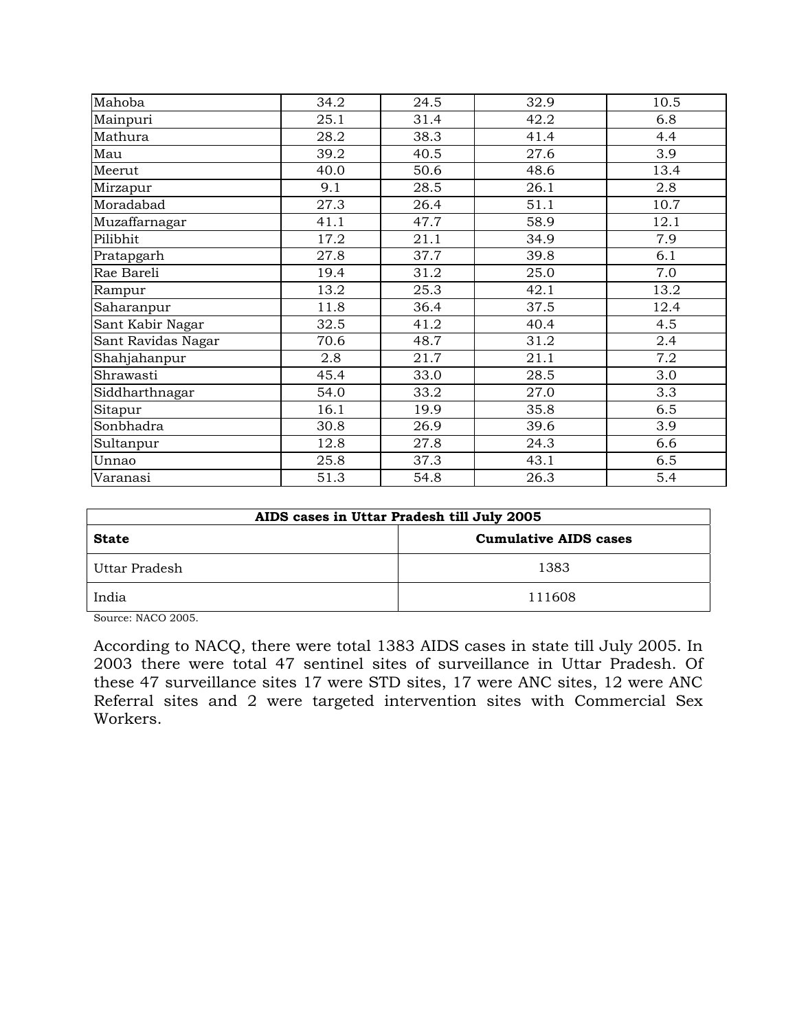| | | | | |
|---|---|---|---|---|
| Mahoba | 34.2 | 24.5 | 32.9 | 10.5 |
| Mainpuri | 25.1 | 31.4 | 42.2 | 6.8 |
| Mathura | 28.2 | 38.3 | 41.4 | 4.4 |
| Mau | 39.2 | 40.5 | 27.6 | 3.9 |
| Meerut | 40.0 | 50.6 | 48.6 | 13.4 |
| Mirzapur | 9.1 | 28.5 | 26.1 | 2.8 |
| Moradabad | 27.3 | 26.4 | 51.1 | 10.7 |
| Muzaffarnagar | 41.1 | 47.7 | 58.9 | 12.1 |
| Pilibhit | 17.2 | 21.1 | 34.9 | 7.9 |
| Pratapgarh | 27.8 | 37.7 | 39.8 | 6.1 |
| Rae Bareli | 19.4 | 31.2 | 25.0 | 7.0 |
| Rampur | 13.2 | 25.3 | 42.1 | 13.2 |
| Saharanpur | 11.8 | 36.4 | 37.5 | 12.4 |
| Sant Kabir Nagar | 32.5 | 41.2 | 40.4 | 4.5 |
| Sant Ravidas Nagar | 70.6 | 48.7 | 31.2 | 2.4 |
| Shahjahanpur | 2.8 | 21.7 | 21.1 | 7.2 |
| Shrawasti | 45.4 | 33.0 | 28.5 | 3.0 |
| Siddharthnagar | 54.0 | 33.2 | 27.0 | 3.3 |
| Sitapur | 16.1 | 19.9 | 35.8 | 6.5 |
| Sonbhadra | 30.8 | 26.9 | 39.6 | 3.9 |
| Sultanpur | 12.8 | 27.8 | 24.3 | 6.6 |
| Unnao | 25.8 | 37.3 | 43.1 | 6.5 |
| Varanasi | 51.3 | 54.8 | 26.3 | 5.4 |

**AIDS cases in Uttar Pradesh till July 2005**

| **State** | **Cumulative AIDS cases** |
|---|---|
| Uttar Pradesh | 1383 |
| India | 111608 |

Source: NACO 2005.

According to NACQ, there were total 1383 AIDS cases in state till July 2005. In 2003 there were total 47 sentinel sites of surveillance in Uttar Pradesh. Of these 47 surveillance sites 17 were STD sites, 17 were ANC sites, 12 were ANC Referral sites and 2 were targeted intervention sites with Commercial Sex Workers.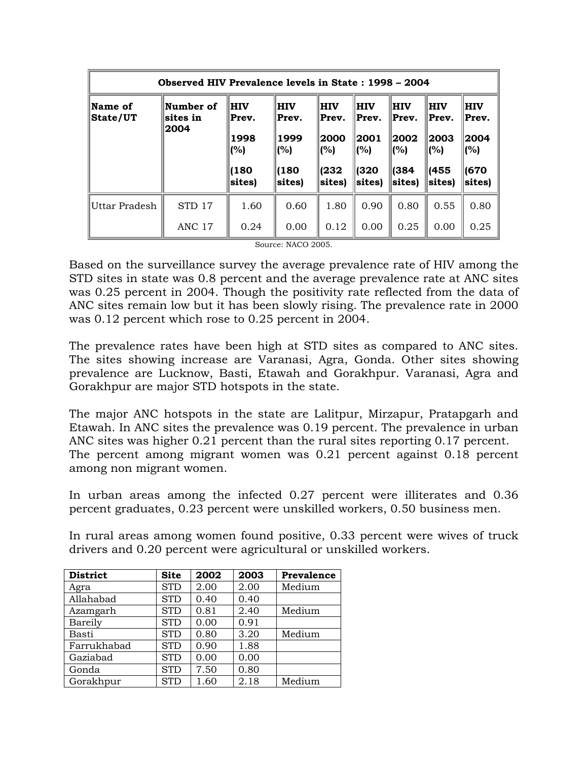| Observed HIV Prevalence levels in State : 1998 – 2004 | | | | | | | | |
|---|---|---|---|---|---|---|---|---|
| **Name of State/UT** | **Number of sites in 2004** | **HIV Prev. 1998 (%) (180 sites)** | **HIV Prev. 1999 (%) (180 sites)** | **HIV Prev. 2000 (%) (232 sites)** | **HIV Prev. 2001 (%) (320 sites)** | **HIV Prev. 2002 (%) (384 sites)** | **HIV Prev. 2003 (%) (455 sites)** | **HIV Prev. 2004 (%) (670 sites)** |
| Uttar Pradesh | STD 17 | 1.60 | 0.60 | 1.80 | 0.90 | 0.80 | 0.55 | 0.80 |
| | ANC 17 | 0.24 | 0.00 | 0.12 | 0.00 | 0.25 | 0.00 | 0.25 |

Source: NACO 2005.

Based on the surveillance survey the average prevalence rate of HIV among the STD sites in state was 0.8 percent and the average prevalence rate at ANC sites was 0.25 percent in 2004. Though the positivity rate reflected from the data of ANC sites remain low but it has been slowly rising. The prevalence rate in 2000 was 0.12 percent which rose to 0.25 percent in 2004.

The prevalence rates have been high at STD sites as compared to ANC sites. The sites showing increase are Varanasi, Agra, Gonda. Other sites showing prevalence are Lucknow, Basti, Etawah and Gorakhpur. Varanasi, Agra and Gorakhpur are major STD hotspots in the state.

The major ANC hotspots in the state are Lalitpur, Mirzapur, Pratapgarh and Etawah. In ANC sites the prevalence was 0.19 percent. The prevalence in urban ANC sites was higher 0.21 percent than the rural sites reporting 0.17 percent. The percent among migrant women was 0.21 percent against 0.18 percent among non migrant women.

In urban areas among the infected 0.27 percent were illiterates and 0.36 percent graduates, 0.23 percent were unskilled workers, 0.50 business men.

In rural areas among women found positive, 0.33 percent were wives of truck drivers and 0.20 percent were agricultural or unskilled workers.

| District | Site | 2002 | 2003 | Prevalence |
|---|---|---|---|---|
| Agra | STD | 2.00 | 2.00 | Medium |
| Allahabad | STD | 0.40 | 0.40 | |
| Azamgarh | STD | 0.81 | 2.40 | Medium |
| Bareily | STD | 0.00 | 0.91 | |
| Basti | STD | 0.80 | 3.20 | Medium |
| Farrukhabad | STD | 0.90 | 1.88 | |
| Gaziabad | STD | 0.00 | 0.00 | |
| Gonda | STD | 7.50 | 0.80 | |
| Gorakhpur | STD | 1.60 | 2.18 | Medium |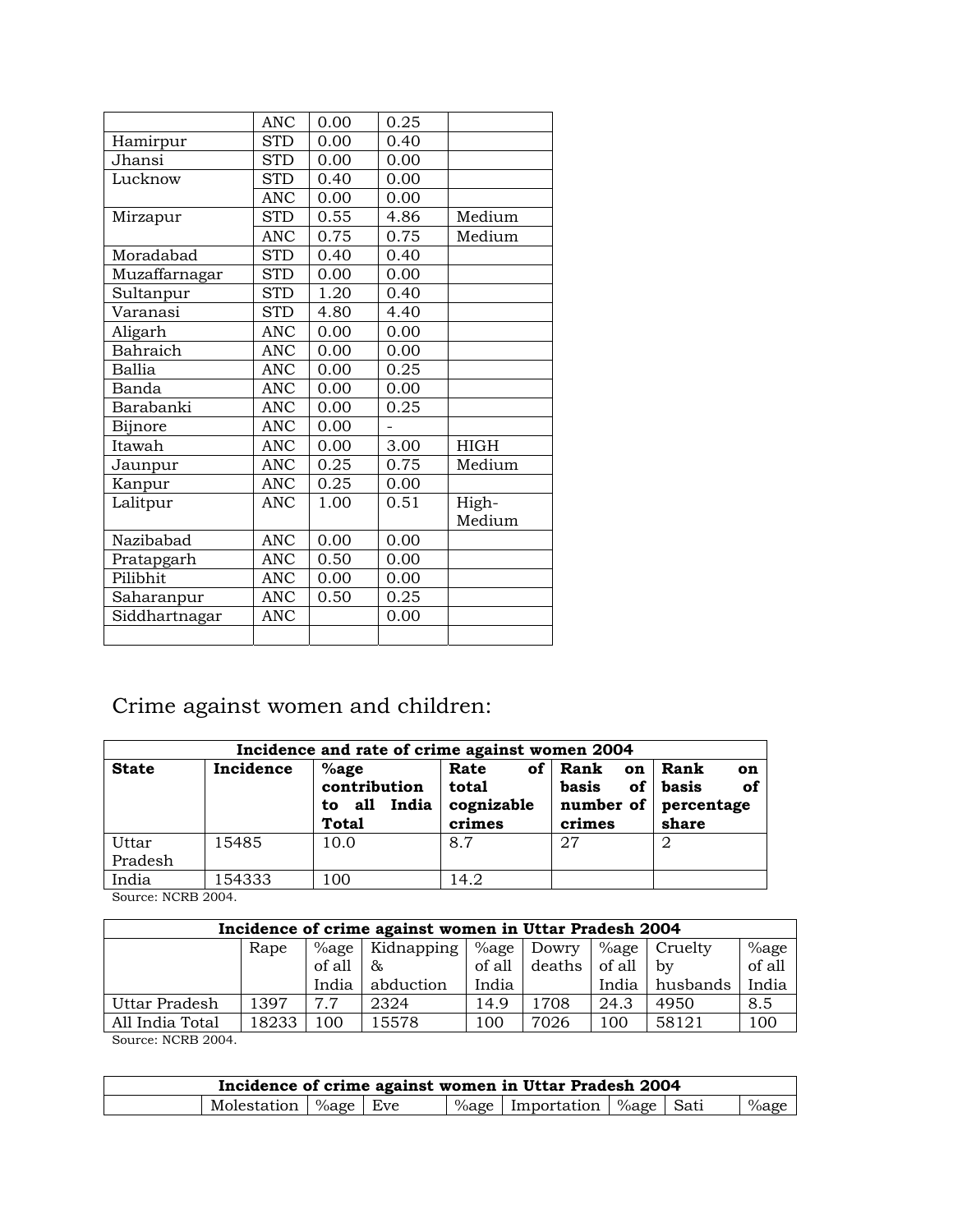| | | | | |
|---|---|---|---|---|
| | ANC | 0.00 | 0.25 | |
| Hamirpur | STD | 0.00 | 0.40 | |
| Jhansi | STD | 0.00 | 0.00 | |
| Lucknow | STD | 0.40 | 0.00 | |
| | ANC | 0.00 | 0.00 | |
| Mirzapur | STD | 0.55 | 4.86 | Medium |
| | ANC | 0.75 | 0.75 | Medium |
| Moradabad | STD | 0.40 | 0.40 | |
| Muzaffarnagar | STD | 0.00 | 0.00 | |
| Sultanpur | STD | 1.20 | 0.40 | |
| Varanasi | STD | 4.80 | 4.40 | |
| Aligarh | ANC | 0.00 | 0.00 | |
| Bahraich | ANC | 0.00 | 0.00 | |
| Ballia | ANC | 0.00 | 0.25 | |
| Banda | ANC | 0.00 | 0.00 | |
| Barabanki | ANC | 0.00 | 0.25 | |
| Bijnore | ANC | 0.00 | - | |
| Itawah | ANC | 0.00 | 3.00 | HIGH |
| Jaunpur | ANC | 0.25 | 0.75 | Medium |
| Kanpur | ANC | 0.25 | 0.00 | |
| Lalitpur | ANC | 1.00 | 0.51 | High-Medium |
| Nazibabad | ANC | 0.00 | 0.00 | |
| Pratapgarh | ANC | 0.50 | 0.00 | |
| Pilibhit | ANC | 0.00 | 0.00 | |
| Saharanpur | ANC | 0.50 | 0.25 | |
| Siddhartnagar | ANC | | 0.00 | |
| | | | | |

## Crime against women and children:

| Incidence and rate of crime against women 2004 | | | | | |
|---|---|---|---|---|---|
| **State** | **Incidence** | **%age contribution to all India Total** | **Rate of total cognizable crimes** | **Rank on basis of number of crimes** | **Rank on basis of percentage share** |
| Uttar Pradesh | 15485 | 10.0 | 8.7 | 27 | 2 |
| India | 154333 | 100 | 14.2 | | |

Source: NCRB 2004.

| Incidence of crime against women in Uttar Pradesh 2004 | | | | | | | | |
|---|---|---|---|---|---|---|---|---|
| | Rape | %age of all India | Kidnapping & abduction | %age of all India | Dowry deaths | %age of all India | Cruelty by husbands | %age of all India |
| Uttar Pradesh | 1397 | 7.7 | 2324 | 14.9 | 1708 | 24.3 | 4950 | 8.5 |
| All India Total | 18233 | 100 | 15578 | 100 | 7026 | 100 | 58121 | 100 |

Source: NCRB 2004.

| Incidence of crime against women in Uttar Pradesh 2004 | | | | | | | | |
|---|---|---|---|---|---|---|---|---|
| | Molestation | %age | Eve | %age | Importation | %age | Sati | %age |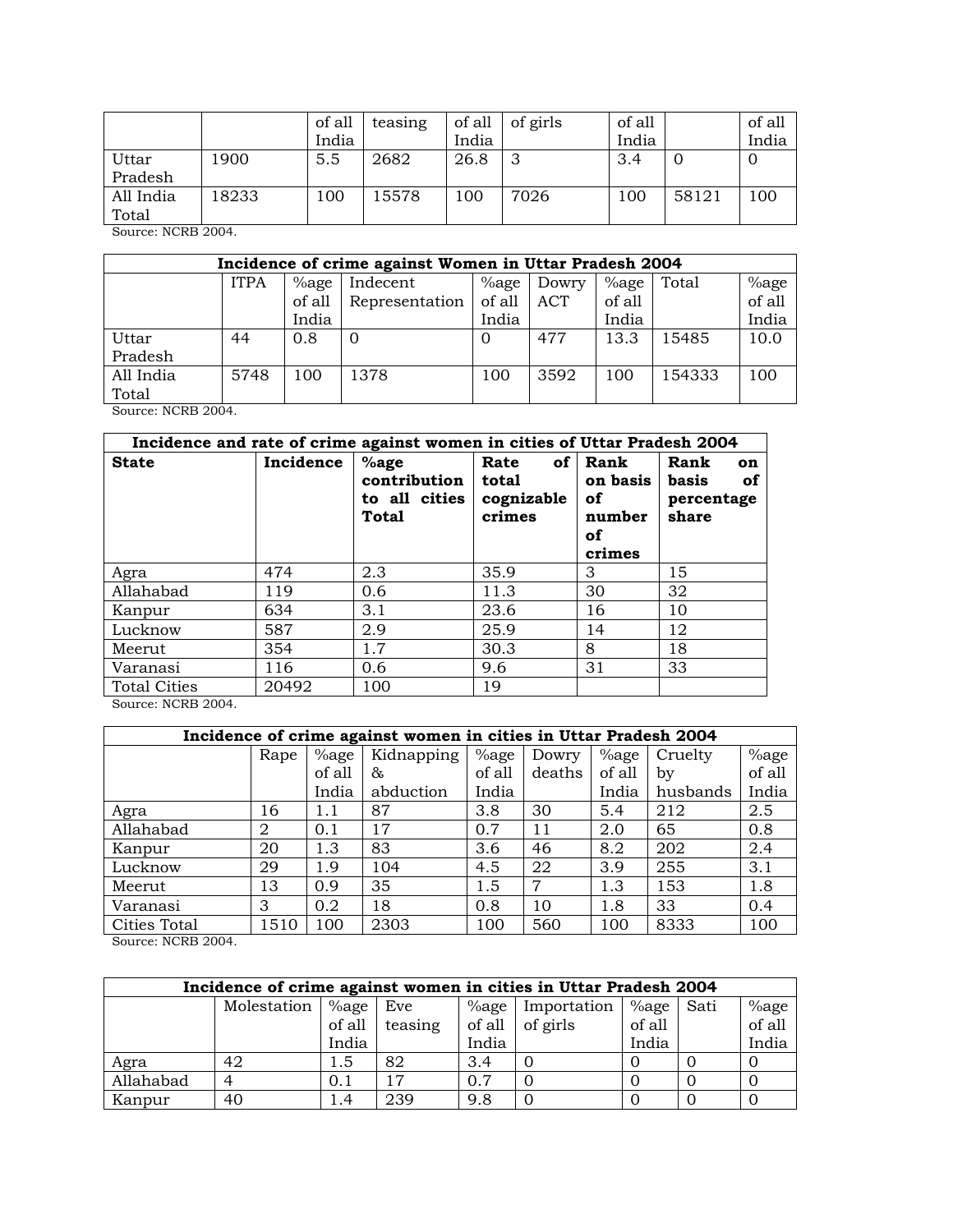|  |  | of all India | teasing | of all India | of girls | of all India |  | of all India |
|---|---|---|---|---|---|---|---|---|
| Uttar Pradesh | 1900 | 5.5 | 2682 | 26.8 | 3 | 3.4 | 0 | 0 |
| All India Total | 18233 | 100 | 15578 | 100 | 7026 | 100 | 58121 | 100 |

Source: NCRB 2004.

| Incidence of crime against Women in Uttar Pradesh 2004 | | | | | | | | |
|---|---|---|---|---|---|---|---|---|
|  | ITPA | %age of all India | Indecent Representation | %age of all India | Dowry ACT | %age of all India | Total | %age of all India |
| Uttar Pradesh | 44 | 0.8 | 0 | 0 | 477 | 13.3 | 15485 | 10.0 |
| All India Total | 5748 | 100 | 1378 | 100 | 3592 | 100 | 154333 | 100 |

Source: NCRB 2004.

| Incidence and rate of crime against women in cities of Uttar Pradesh 2004 | | | | | |
|---|---|---|---|---|---|
| **State** | **Incidence** | **%age contribution to all cities Total** | **Rate of total cognizable crimes** | **Rank on basis of number of crimes** | **Rank on basis of percentage share** |
| Agra | 474 | 2.3 | 35.9 | 3 | 15 |
| Allahabad | 119 | 0.6 | 11.3 | 30 | 32 |
| Kanpur | 634 | 3.1 | 23.6 | 16 | 10 |
| Lucknow | 587 | 2.9 | 25.9 | 14 | 12 |
| Meerut | 354 | 1.7 | 30.3 | 8 | 18 |
| Varanasi | 116 | 0.6 | 9.6 | 31 | 33 |
| Total Cities | 20492 | 100 | 19 |  |  |

Source: NCRB 2004.

| Incidence of crime against women in cities in Uttar Pradesh 2004 | | | | | | | | |
|---|---|---|---|---|---|---|---|---|
|  | Rape | %age of all India | Kidnapping & abduction | %age of all India | Dowry deaths | %age of all India | Cruelty by husbands | %age of all India |
| Agra | 16 | 1.1 | 87 | 3.8 | 30 | 5.4 | 212 | 2.5 |
| Allahabad | 2 | 0.1 | 17 | 0.7 | 11 | 2.0 | 65 | 0.8 |
| Kanpur | 20 | 1.3 | 83 | 3.6 | 46 | 8.2 | 202 | 2.4 |
| Lucknow | 29 | 1.9 | 104 | 4.5 | 22 | 3.9 | 255 | 3.1 |
| Meerut | 13 | 0.9 | 35 | 1.5 | 7 | 1.3 | 153 | 1.8 |
| Varanasi | 3 | 0.2 | 18 | 0.8 | 10 | 1.8 | 33 | 0.4 |
| Cities Total | 1510 | 100 | 2303 | 100 | 560 | 100 | 8333 | 100 |

Source: NCRB 2004.

| Incidence of crime against women in cities in Uttar Pradesh 2004 | | | | | | | | |
|---|---|---|---|---|---|---|---|---|
|  | Molestation | %age of all India | Eve teasing | %age of all India | Importation of girls | %age of all India | Sati | %age of all India |
| Agra | 42 | 1.5 | 82 | 3.4 | 0 | 0 | 0 | 0 |
| Allahabad | 4 | 0.1 | 17 | 0.7 | 0 | 0 | 0 | 0 |
| Kanpur | 40 | 1.4 | 239 | 9.8 | 0 | 0 | 0 | 0 |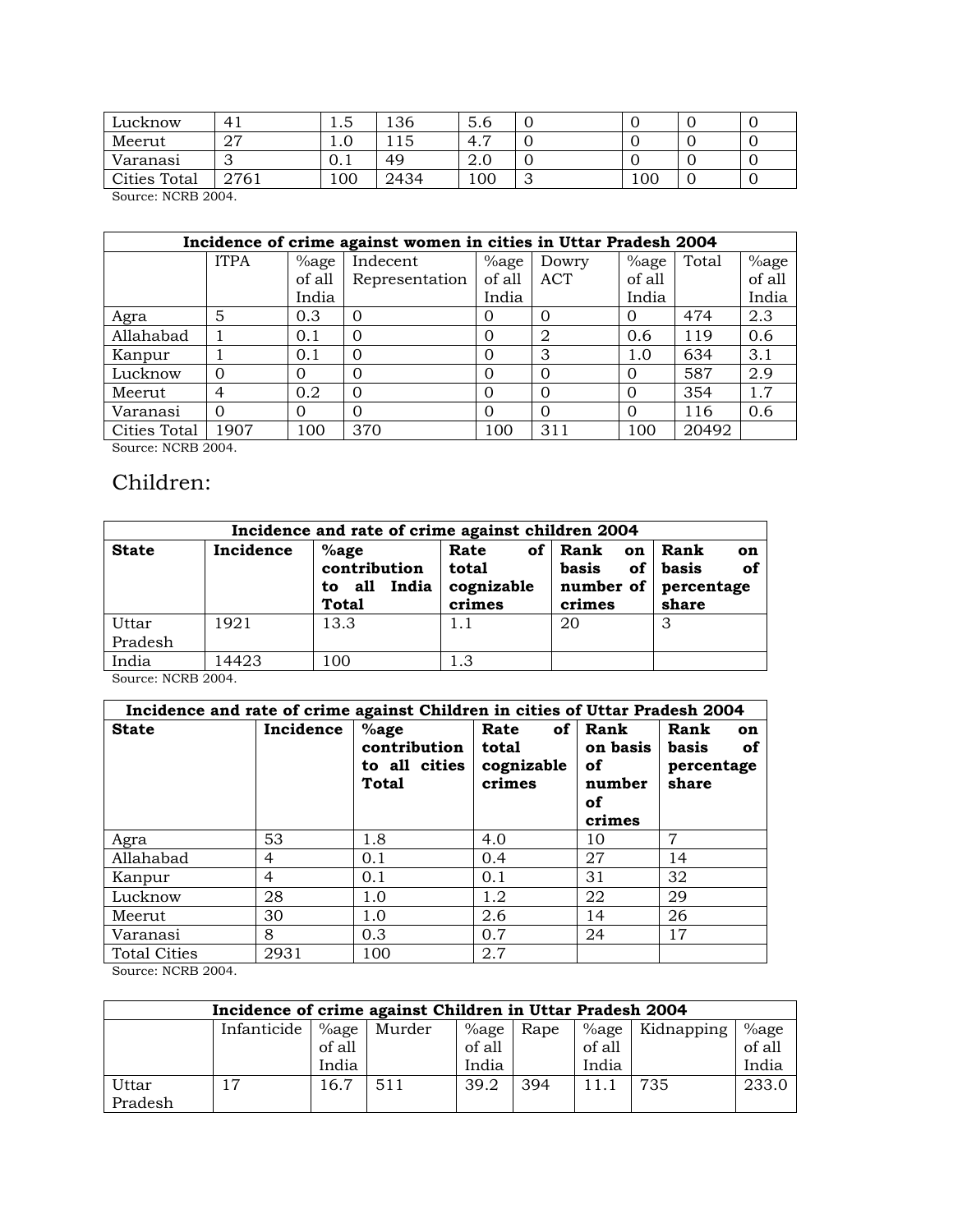| | | | | | | | | |
|---|---|---|---|---|---|---|---|---|
| Lucknow | 41 | 1.5 | 136 | 5.6 | 0 | 0 | 0 | 0 |
| Meerut | 27 | 1.0 | 115 | 4.7 | 0 | 0 | 0 | 0 |
| Varanasi | 3 | 0.1 | 49 | 2.0 | 0 | 0 | 0 | 0 |
| Cities Total | 2761 | 100 | 2434 | 100 | 3 | 100 | 0 | 0 |

Source: NCRB 2004.

| Incidence of crime against women in cities in Uttar Pradesh 2004 | | | | | | | | |
|---|---|---|---|---|---|---|---|---|
| | ITPA | %age of all India | Indecent Representation | %age of all India | Dowry ACT | %age of all India | Total | %age of all India |
| Agra | 5 | 0.3 | 0 | 0 | 0 | 0 | 474 | 2.3 |
| Allahabad | 1 | 0.1 | 0 | 0 | 2 | 0.6 | 119 | 0.6 |
| Kanpur | 1 | 0.1 | 0 | 0 | 3 | 1.0 | 634 | 3.1 |
| Lucknow | 0 | 0 | 0 | 0 | 0 | 0 | 587 | 2.9 |
| Meerut | 4 | 0.2 | 0 | 0 | 0 | 0 | 354 | 1.7 |
| Varanasi | 0 | 0 | 0 | 0 | 0 | 0 | 116 | 0.6 |
| Cities Total | 1907 | 100 | 370 | 100 | 311 | 100 | 20492 | |

Source: NCRB 2004.

## Children:

| Incidence and rate of crime against children 2004 | | | | | |
|---|---|---|---|---|---|
| **State** | **Incidence** | **%age contribution to all India Total** | **Rate of total cognizable crimes** | **Rank on basis of number of crimes** | **Rank on basis of percentage share** |
| Uttar Pradesh | 1921 | 13.3 | 1.1 | 20 | 3 |
| India | 14423 | 100 | 1.3 | | |

Source: NCRB 2004.

| Incidence and rate of crime against Children in cities of Uttar Pradesh 2004 | | | | | |
|---|---|---|---|---|---|
| **State** | **Incidence** | **%age contribution to all cities Total** | **Rate of total cognizable crimes** | **Rank on basis of number of crimes** | **Rank on basis of percentage share** |
| Agra | 53 | 1.8 | 4.0 | 10 | 7 |
| Allahabad | 4 | 0.1 | 0.4 | 27 | 14 |
| Kanpur | 4 | 0.1 | 0.1 | 31 | 32 |
| Lucknow | 28 | 1.0 | 1.2 | 22 | 29 |
| Meerut | 30 | 1.0 | 2.6 | 14 | 26 |
| Varanasi | 8 | 0.3 | 0.7 | 24 | 17 |
| Total Cities | 2931 | 100 | 2.7 | | |

Source: NCRB 2004.

| Incidence of crime against Children in Uttar Pradesh 2004 | | | | | | | | |
|---|---|---|---|---|---|---|---|---|
| | Infanticide | %age of all India | Murder | %age of all India | Rape | %age of all India | Kidnapping | %age of all India |
| Uttar Pradesh | 17 | 16.7 | 511 | 39.2 | 394 | 11.1 | 735 | 233.0 |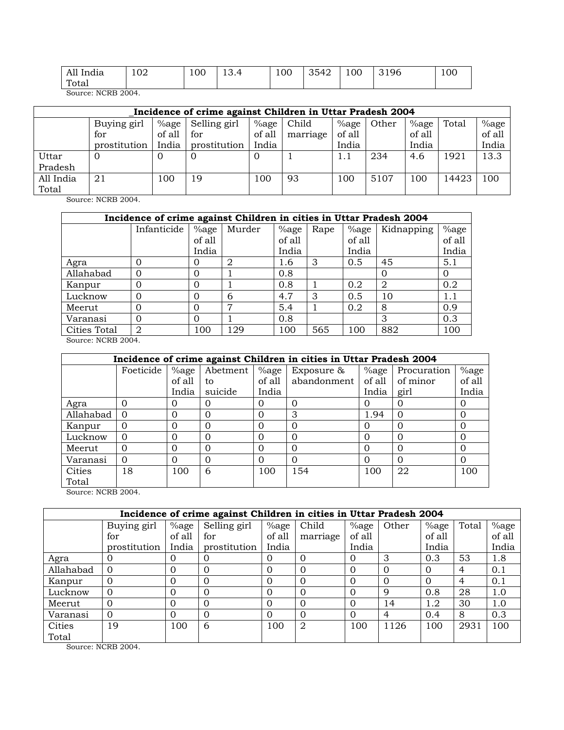| All India Total | 102 | 100 | 13.4 | 100 | 3542 | 100 | 3196 | 100 |
|---|---|---|---|---|---|---|---|---|

Source: NCRB 2004.

| _Incidence of crime against Children in Uttar Pradesh 2004 | | | | | | | | | | |
|---|---|---|---|---|---|---|---|---|---|---|
| | Buying girl for prostitution | %age of all India | Selling girl for prostitution | %age of all India | Child marriage | %age of all India | Other | %age of all India | Total | %age of all India |
| Uttar Pradesh | 0 | 0 | 0 | 0 | 1 | 1.1 | 234 | 4.6 | 1921 | 13.3 |
| All India Total | 21 | 100 | 19 | 100 | 93 | 100 | 5107 | 100 | 14423 | 100 |

Source: NCRB 2004.

| Incidence of crime against Children in cities in Uttar Pradesh 2004 | | | | | | | | |
|---|---|---|---|---|---|---|---|---|
| | Infanticide | %age of all India | Murder | %age of all India | Rape | %age of all India | Kidnapping | %age of all India |
| Agra | 0 | 0 | 2 | 1.6 | 3 | 0.5 | 45 | 5.1 |
| Allahabad | 0 | 0 | 1 | 0.8 | | | 0 | 0 |
| Kanpur | 0 | 0 | 1 | 0.8 | 1 | 0.2 | 2 | 0.2 |
| Lucknow | 0 | 0 | 6 | 4.7 | 3 | 0.5 | 10 | 1.1 |
| Meerut | 0 | 0 | 7 | 5.4 | 1 | 0.2 | 8 | 0.9 |
| Varanasi | 0 | 0 | 1 | 0.8 | | | 3 | 0.3 |
| Cities Total | 2 | 100 | 129 | 100 | 565 | 100 | 882 | 100 |

Source: NCRB 2004.

| Incidence of crime against Children in cities in Uttar Pradesh 2004 | | | | | | | | |
|---|---|---|---|---|---|---|---|---|
| | Foeticide | %age of all India | Abetment to suicide | %age of all India | Exposure & abandonment | %age of all India | Procuration of minor girl | %age of all India |
| Agra | 0 | 0 | 0 | 0 | 0 | 0 | 0 | 0 |
| Allahabad | 0 | 0 | 0 | 0 | 3 | 1.94 | 0 | 0 |
| Kanpur | 0 | 0 | 0 | 0 | 0 | 0 | 0 | 0 |
| Lucknow | 0 | 0 | 0 | 0 | 0 | 0 | 0 | 0 |
| Meerut | 0 | 0 | 0 | 0 | 0 | 0 | 0 | 0 |
| Varanasi | 0 | 0 | 0 | 0 | 0 | 0 | 0 | 0 |
| Cities Total | 18 | 100 | 6 | 100 | 154 | 100 | 22 | 100 |

Source: NCRB 2004.

| Incidence of crime against Children in cities in Uttar Pradesh 2004 | | | | | | | | | | |
|---|---|---|---|---|---|---|---|---|---|---|
| | Buying girl for prostitution | %age of all India | Selling girl for prostitution | %age of all India | Child marriage | %age of all India | Other | %age of all India | Total | %age of all India |
| Agra | 0 | 0 | 0 | 0 | 0 | 0 | 3 | 0.3 | 53 | 1.8 |
| Allahabad | 0 | 0 | 0 | 0 | 0 | 0 | 0 | 0 | 4 | 0.1 |
| Kanpur | 0 | 0 | 0 | 0 | 0 | 0 | 0 | 0 | 4 | 0.1 |
| Lucknow | 0 | 0 | 0 | 0 | 0 | 0 | 9 | 0.8 | 28 | 1.0 |
| Meerut | 0 | 0 | 0 | 0 | 0 | 0 | 14 | 1.2 | 30 | 1.0 |
| Varanasi | 0 | 0 | 0 | 0 | 0 | 0 | 4 | 0.4 | 8 | 0.3 |
| Cities Total | 19 | 100 | 6 | 100 | 2 | 100 | 1126 | 100 | 2931 | 100 |

Source: NCRB 2004.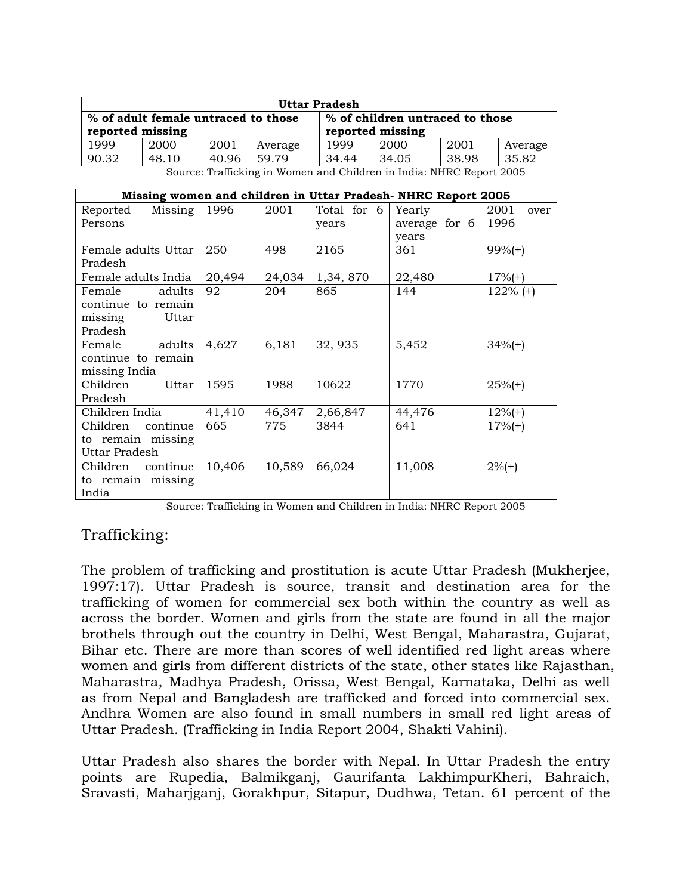| Uttar Pradesh | | | | | | | |
|---|---|---|---|---|---|---|---|
| **% of adult female untraced to those reported missing** | | | | **% of children untraced to those reported missing** | | | |
| 1999 | 2000 | 2001 | Average | 1999 | 2000 | 2001 | Average |
| 90.32 | 48.10 | 40.96 | 59.79 | 34.44 | 34.05 | 38.98 | 35.82 |

Source: Trafficking in Women and Children in India: NHRC Report 2005

| Missing women and children in Uttar Pradesh- NHRC Report 2005 | | | | | |
|---|---|---|---|---|---|
| Reported Missing Persons | 1996 | 2001 | Total for 6 years | Yearly average for 6 years | 2001 over 1996 |
| Female adults Uttar Pradesh | 250 | 498 | 2165 | 361 | 99%(+) |
| Female adults India | 20,494 | 24,034 | 1,34, 870 | 22,480 | 17%(+) |
| Female adults continue to remain missing Uttar Pradesh | 92 | 204 | 865 | 144 | 122% (+) |
| Female adults continue to remain missing India | 4,627 | 6,181 | 32, 935 | 5,452 | 34%(+) |
| Children Uttar Pradesh | 1595 | 1988 | 10622 | 1770 | 25%(+) |
| Children India | 41,410 | 46,347 | 2,66,847 | 44,476 | 12%(+) |
| Children continue to remain missing Uttar Pradesh | 665 | 775 | 3844 | 641 | 17%(+) |
| Children continue to remain missing India | 10,406 | 10,589 | 66,024 | 11,008 | 2%(+) |

Source: Trafficking in Women and Children in India: NHRC Report 2005

## Trafficking:

The problem of trafficking and prostitution is acute Uttar Pradesh (Mukherjee, 1997:17). Uttar Pradesh is source, transit and destination area for the trafficking of women for commercial sex both within the country as well as across the border. Women and girls from the state are found in all the major brothels through out the country in Delhi, West Bengal, Maharastra, Gujarat, Bihar etc. There are more than scores of well identified red light areas where women and girls from different districts of the state, other states like Rajasthan, Maharastra, Madhya Pradesh, Orissa, West Bengal, Karnataka, Delhi as well as from Nepal and Bangladesh are trafficked and forced into commercial sex. Andhra Women are also found in small numbers in small red light areas of Uttar Pradesh. (Trafficking in India Report 2004, Shakti Vahini).

Uttar Pradesh also shares the border with Nepal. In Uttar Pradesh the entry points are Rupedia, Balmikganj, Gaurifanta LakhimpurKheri, Bahraich, Sravasti, Maharjganj, Gorakhpur, Sitapur, Dudhwa, Tetan. 61 percent of the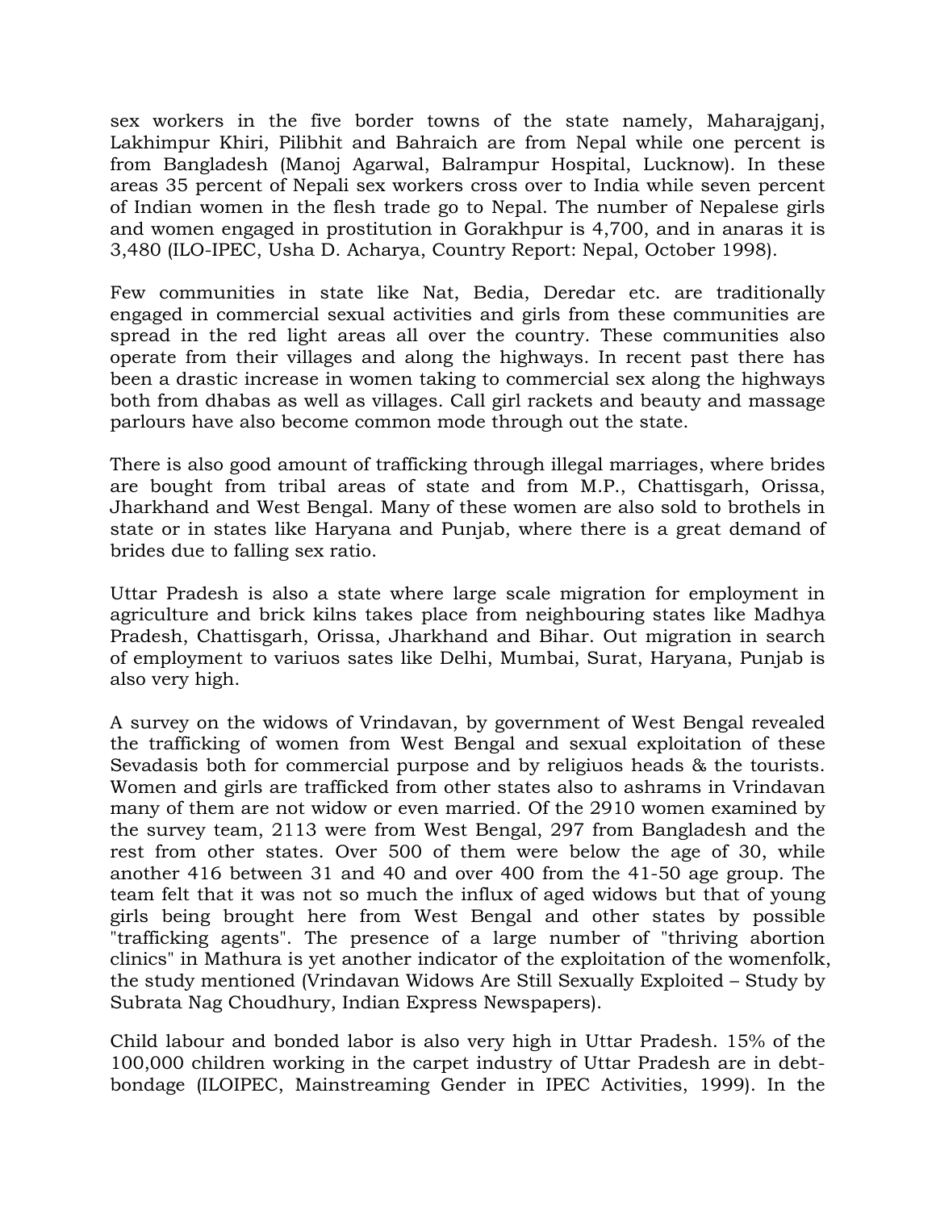sex workers in the five border towns of the state namely, Maharajganj, Lakhimpur Khiri, Pilibhit and Bahraich are from Nepal while one percent is from Bangladesh (Manoj Agarwal, Balrampur Hospital, Lucknow). In these areas 35 percent of Nepali sex workers cross over to India while seven percent of Indian women in the flesh trade go to Nepal. The number of Nepalese girls and women engaged in prostitution in Gorakhpur is 4,700, and in anaras it is 3,480 (ILO-IPEC, Usha D. Acharya, Country Report: Nepal, October 1998).

Few communities in state like Nat, Bedia, Deredar etc. are traditionally engaged in commercial sexual activities and girls from these communities are spread in the red light areas all over the country. These communities also operate from their villages and along the highways. In recent past there has been a drastic increase in women taking to commercial sex along the highways both from dhabas as well as villages. Call girl rackets and beauty and massage parlours have also become common mode through out the state.

There is also good amount of trafficking through illegal marriages, where brides are bought from tribal areas of state and from M.P., Chattisgarh, Orissa, Jharkhand and West Bengal. Many of these women are also sold to brothels in state or in states like Haryana and Punjab, where there is a great demand of brides due to falling sex ratio.

Uttar Pradesh is also a state where large scale migration for employment in agriculture and brick kilns takes place from neighbouring states like Madhya Pradesh, Chattisgarh, Orissa, Jharkhand and Bihar. Out migration in search of employment to variuos sates like Delhi, Mumbai, Surat, Haryana, Punjab is also very high.

A survey on the widows of Vrindavan, by government of West Bengal revealed the trafficking of women from West Bengal and sexual exploitation of these Sevadasis both for commercial purpose and by religiuos heads & the tourists. Women and girls are trafficked from other states also to ashrams in Vrindavan many of them are not widow or even married. Of the 2910 women examined by the survey team, 2113 were from West Bengal, 297 from Bangladesh and the rest from other states. Over 500 of them were below the age of 30, while another 416 between 31 and 40 and over 400 from the 41-50 age group. The team felt that it was not so much the influx of aged widows but that of young girls being brought here from West Bengal and other states by possible "trafficking agents". The presence of a large number of "thriving abortion clinics" in Mathura is yet another indicator of the exploitation of the womenfolk, the study mentioned (Vrindavan Widows Are Still Sexually Exploited – Study by Subrata Nag Choudhury, Indian Express Newspapers).

Child labour and bonded labor is also very high in Uttar Pradesh. 15% of the 100,000 children working in the carpet industry of Uttar Pradesh are in debt-bondage (ILOIPEC, Mainstreaming Gender in IPEC Activities, 1999). In the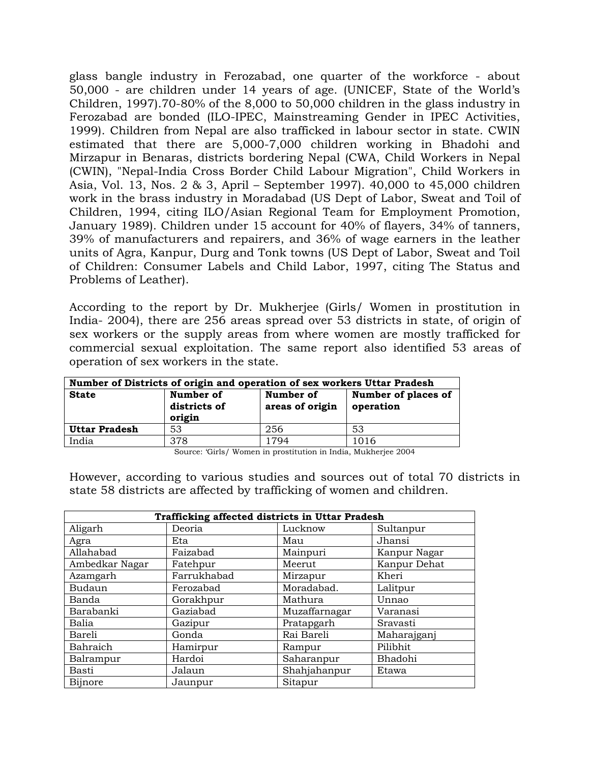glass bangle industry in Ferozabad, one quarter of the workforce - about 50,000 - are children under 14 years of age. (UNICEF, State of the World's Children, 1997).70-80% of the 8,000 to 50,000 children in the glass industry in Ferozabad are bonded (ILO-IPEC, Mainstreaming Gender in IPEC Activities, 1999). Children from Nepal are also trafficked in labour sector in state. CWIN estimated that there are 5,000-7,000 children working in Bhadohi and Mirzapur in Benaras, districts bordering Nepal (CWA, Child Workers in Nepal (CWIN), "Nepal-India Cross Border Child Labour Migration", Child Workers in Asia, Vol. 13, Nos. 2 & 3, April – September 1997). 40,000 to 45,000 children work in the brass industry in Moradabad (US Dept of Labor, Sweat and Toil of Children, 1994, citing ILO/Asian Regional Team for Employment Promotion, January 1989). Children under 15 account for 40% of flayers, 34% of tanners, 39% of manufacturers and repairers, and 36% of wage earners in the leather units of Agra, Kanpur, Durg and Tonk towns (US Dept of Labor, Sweat and Toil of Children: Consumer Labels and Child Labor, 1997, citing The Status and Problems of Leather).

According to the report by Dr. Mukherjee (Girls/ Women in prostitution in India- 2004), there are 256 areas spread over 53 districts in state, of origin of sex workers or the supply areas from where women are mostly trafficked for commercial sexual exploitation. The same report also identified 53 areas of operation of sex workers in the state.

| **Number of Districts of origin and operation of sex workers Uttar Pradesh** | | | |
|---|---|---|---|
| **State** | **Number of districts of origin** | **Number of areas of origin** | **Number of places of operation** |
| **Uttar Pradesh** | 53 | 256 | 53 |
| India | 378 | 1794 | 1016 |

Source: 'Girls/ Women in prostitution in India, Mukherjee 2004

However, according to various studies and sources out of total 70 districts in state 58 districts are affected by trafficking of women and children.

| **Trafficking affected districts in Uttar Pradesh** | | | |
|---|---|---|---|
| Aligarh | Deoria | Lucknow | Sultanpur |
| Agra | Eta | Mau | Jhansi |
| Allahabad | Faizabad | Mainpuri | Kanpur Nagar |
| Ambedkar Nagar | Fatehpur | Meerut | Kanpur Dehat |
| Azamgarh | Farrukhabad | Mirzapur | Kheri |
| Budaun | Ferozabad | Moradabad. | Lalitpur |
| Banda | Gorakhpur | Mathura | Unnao |
| Barabanki | Gaziabad | Muzaffarnagar | Varanasi |
| Balia | Gazipur | Pratapgarh | Sravasti |
| Bareli | Gonda | Rai Bareli | Maharajganj |
| Bahraich | Hamirpur | Rampur | Pilibhit |
| Balrampur | Hardoi | Saharanpur | Bhadohi |
| Basti | Jalaun | Shahjahanpur | Etawa |
| Bijnore | Jaunpur | Sitapur | |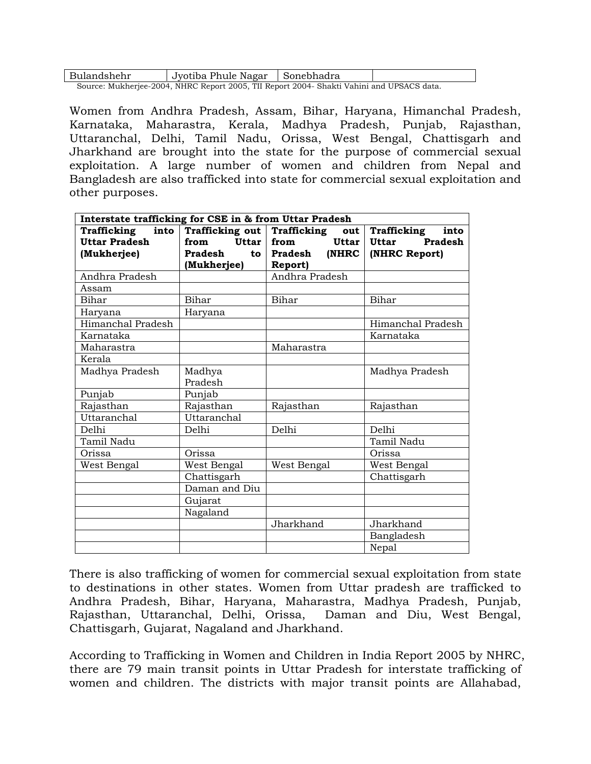| Bulandshehr | Jyotiba Phule Nagar | Sonebhadra | |
|---|---|---|---|

Source: Mukherjee-2004, NHRC Report 2005, TII Report 2004- Shakti Vahini and UPSACS data.

Women from Andhra Pradesh, Assam, Bihar, Haryana, Himanchal Pradesh, Karnataka, Maharastra, Kerala, Madhya Pradesh, Punjab, Rajasthan, Uttaranchal, Delhi, Tamil Nadu, Orissa, West Bengal, Chattisgarh and Jharkhand are brought into the state for the purpose of commercial sexual exploitation. A large number of women and children from Nepal and Bangladesh are also trafficked into state for commercial sexual exploitation and other purposes.

| **Interstate trafficking for CSE in & from Uttar Pradesh** | | | |
|---|---|---|---|
| **Trafficking into Uttar Pradesh (Mukherjee)** | **Trafficking out from Uttar Pradesh to (Mukherjee)** | **Trafficking out from Uttar Pradesh (NHRC Report)** | **Trafficking into Uttar Pradesh (NHRC Report)** |
| Andhra Pradesh | | Andhra Pradesh | |
| Assam | | | |
| Bihar | Bihar | Bihar | Bihar |
| Haryana | Haryana | | |
| Himanchal Pradesh | | | Himanchal Pradesh |
| Karnataka | | | Karnataka |
| Maharastra | | Maharastra | |
| Kerala | | | |
| Madhya Pradesh | Madhya Pradesh | | Madhya Pradesh |
| Punjab | Punjab | | |
| Rajasthan | Rajasthan | Rajasthan | Rajasthan |
| Uttaranchal | Uttaranchal | | |
| Delhi | Delhi | Delhi | Delhi |
| Tamil Nadu | | | Tamil Nadu |
| Orissa | Orissa | | Orissa |
| West Bengal | West Bengal | West Bengal | West Bengal |
| | Chattisgarh | | Chattisgarh |
| | Daman and Diu | | |
| | Gujarat | | |
| | Nagaland | | |
| | | Jharkhand | Jharkhand |
| | | | Bangladesh |
| | | | Nepal |

There is also trafficking of women for commercial sexual exploitation from state to destinations in other states. Women from Uttar pradesh are trafficked to Andhra Pradesh, Bihar, Haryana, Maharastra, Madhya Pradesh, Punjab, Rajasthan, Uttaranchal, Delhi, Orissa, Daman and Diu, West Bengal, Chattisgarh, Gujarat, Nagaland and Jharkhand.

According to Trafficking in Women and Children in India Report 2005 by NHRC, there are 79 main transit points in Uttar Pradesh for interstate trafficking of women and children. The districts with major transit points are Allahabad,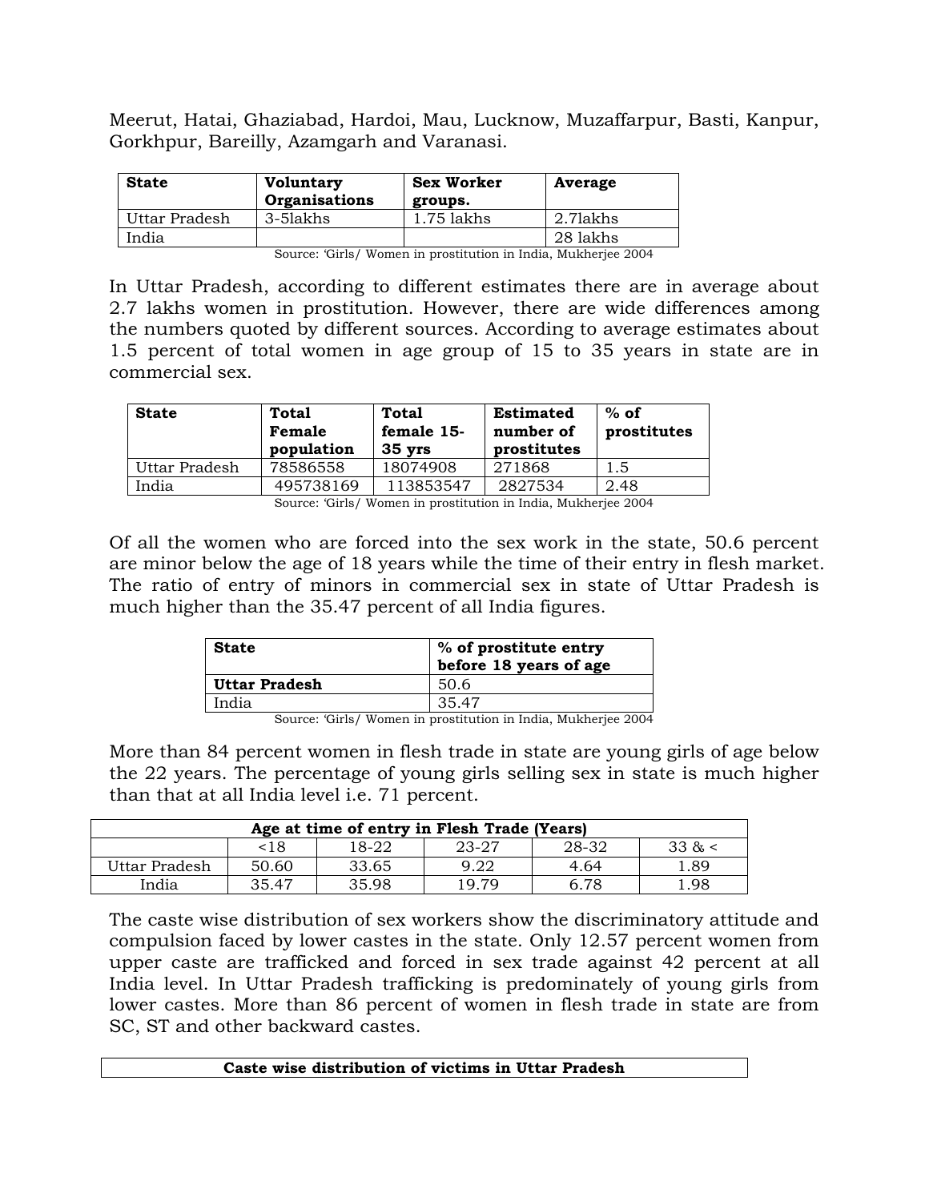Meerut, Hatai, Ghaziabad, Hardoi, Mau, Lucknow, Muzaffarpur, Basti, Kanpur, Gorkhpur, Bareilly, Azamgarh and Varanasi.

| State | Voluntary Organisations | Sex Worker groups. | Average |
|---|---|---|---|
| Uttar Pradesh | 3-5lakhs | 1.75 lakhs | 2.7lakhs |
| India | | | 28 lakhs |

Source: 'Girls/ Women in prostitution in India, Mukherjee 2004

In Uttar Pradesh, according to different estimates there are in average about 2.7 lakhs women in prostitution. However, there are wide differences among the numbers quoted by different sources. According to average estimates about 1.5 percent of total women in age group of 15 to 35 years in state are in commercial sex.

| State | Total Female population | Total female 15-35 yrs | Estimated number of prostitutes | % of prostitutes |
|---|---|---|---|---|
| Uttar Pradesh | 78586558 | 18074908 | 271868 | 1.5 |
| India | 495738169 | 113853547 | 2827534 | 2.48 |

Source: 'Girls/ Women in prostitution in India, Mukherjee 2004

Of all the women who are forced into the sex work in the state, 50.6 percent are minor below the age of 18 years while the time of their entry in flesh market. The ratio of entry of minors in commercial sex in state of Uttar Pradesh is much higher than the 35.47 percent of all India figures.

| State | % of prostitute entry before 18 years of age |
|---|---|
| **Uttar Pradesh** | 50.6 |
| India | 35.47 |

Source: 'Girls/ Women in prostitution in India, Mukherjee 2004

More than 84 percent women in flesh trade in state are young girls of age below the 22 years. The percentage of young girls selling sex in state is much higher than that at all India level i.e. 71 percent.

| Age at time of entry in Flesh Trade (Years) | | | | | |
|---|---|---|---|---|---|
| | <18 | 18-22 | 23-27 | 28-32 | 33 & < |
| Uttar Pradesh | 50.60 | 33.65 | 9.22 | 4.64 | 1.89 |
| India | 35.47 | 35.98 | 19.79 | 6.78 | 1.98 |

The caste wise distribution of sex workers show the discriminatory attitude and compulsion faced by lower castes in the state. Only 12.57 percent women from upper caste are trafficked and forced in sex trade against 42 percent at all India level. In Uttar Pradesh trafficking is predominately of young girls from lower castes. More than 86 percent of women in flesh trade in state are from SC, ST and other backward castes.

| Caste wise distribution of victims in Uttar Pradesh |
|---|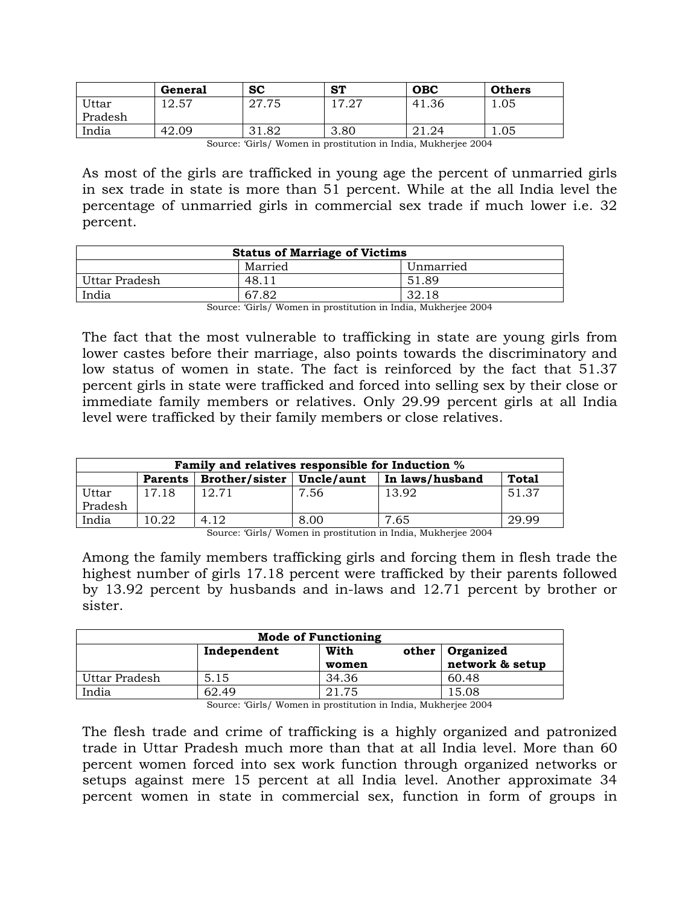|  | General | SC | ST | OBC | Others |
|---|---|---|---|---|---|
| Uttar Pradesh | 12.57 | 27.75 | 17.27 | 41.36 | 1.05 |
| India | 42.09 | 31.82 | 3.80 | 21.24 | 1.05 |

Source: 'Girls/ Women in prostitution in India, Mukherjee 2004

As most of the girls are trafficked in young age the percent of unmarried girls in sex trade in state is more than 51 percent. While at the all India level the percentage of unmarried girls in commercial sex trade if much lower i.e. 32 percent.

| **Status of Marriage of Victims** | | |
|---|---|---|
|  | Married | Unmarried |
| Uttar Pradesh | 48.11 | 51.89 |
| India | 67.82 | 32.18 |

Source: 'Girls/ Women in prostitution in India, Mukherjee 2004

The fact that the most vulnerable to trafficking in state are young girls from lower castes before their marriage, also points towards the discriminatory and low status of women in state. The fact is reinforced by the fact that 51.37 percent girls in state were trafficked and forced into selling sex by their close or immediate family members or relatives. Only 29.99 percent girls at all India level were trafficked by their family members or close relatives.

| **Family and relatives responsible for Induction %** | | | | | |
|---|---|---|---|---|---|
|  | **Parents** | **Brother/sister** | **Uncle/aunt** | **In laws/husband** | **Total** |
| Uttar Pradesh | 17.18 | 12.71 | 7.56 | 13.92 | 51.37 |
| India | 10.22 | 4.12 | 8.00 | 7.65 | 29.99 |

Source: 'Girls/ Women in prostitution in India, Mukherjee 2004

Among the family members trafficking girls and forcing them in flesh trade the highest number of girls 17.18 percent were trafficked by their parents followed by 13.92 percent by husbands and in-laws and 12.71 percent by brother or sister.

| **Mode of Functioning** | | | |
|---|---|---|---|
|  | **Independent** | **With other women** | **Organized network & setup** |
| Uttar Pradesh | 5.15 | 34.36 | 60.48 |
| India | 62.49 | 21.75 | 15.08 |

Source: 'Girls/ Women in prostitution in India, Mukherjee 2004

The flesh trade and crime of trafficking is a highly organized and patronized trade in Uttar Pradesh much more than that at all India level. More than 60 percent women forced into sex work function through organized networks or setups against mere 15 percent at all India level. Another approximate 34 percent women in state in commercial sex, function in form of groups in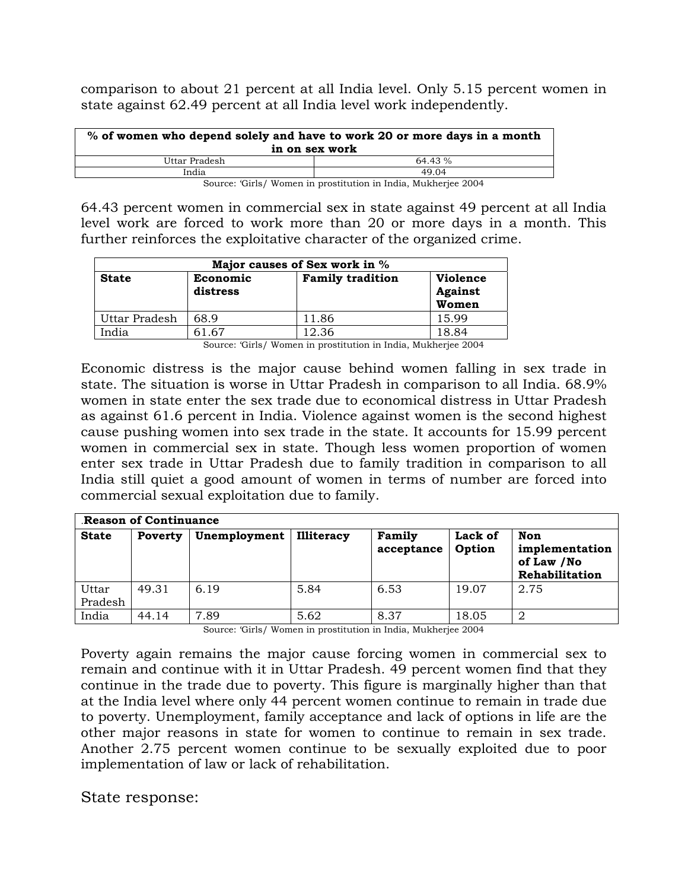comparison to about 21 percent at all India level. Only 5.15 percent women in state against 62.49 percent at all India level work independently.

| % of women who depend solely and have to work 20 or more days in a month in on sex work | |
|---|---|
| Uttar Pradesh | 64.43 % |
| India | 49.04 |

Source: 'Girls/ Women in prostitution in India, Mukherjee 2004

64.43 percent women in commercial sex in state against 49 percent at all India level work are forced to work more than 20 or more days in a month. This further reinforces the exploitative character of the organized crime.

| Major causes of Sex work in % | | | |
|---|---|---|---|
| **State** | **Economic distress** | **Family tradition** | **Violence Against Women** |
| Uttar Pradesh | 68.9 | 11.86 | 15.99 |
| India | 61.67 | 12.36 | 18.84 |

Source: 'Girls/ Women in prostitution in India, Mukherjee 2004

Economic distress is the major cause behind women falling in sex trade in state. The situation is worse in Uttar Pradesh in comparison to all India. 68.9% women in state enter the sex trade due to economical distress in Uttar Pradesh as against 61.6 percent in India. Violence against women is the second highest cause pushing women into sex trade in the state. It accounts for 15.99 percent women in commercial sex in state. Though less women proportion of women enter sex trade in Uttar Pradesh due to family tradition in comparison to all India still quiet a good amount of women in terms of number are forced into commercial sexual exploitation due to family.

| .Reason of Continuance | | | | | | |
|---|---|---|---|---|---|---|
| **State** | **Poverty** | **Unemployment** | **Illiteracy** | **Family acceptance** | **Lack of Option** | **Non implementation of Law /No Rehabilitation** |
| Uttar Pradesh | 49.31 | 6.19 | 5.84 | 6.53 | 19.07 | 2.75 |
| India | 44.14 | 7.89 | 5.62 | 8.37 | 18.05 | 2 |

Source: 'Girls/ Women in prostitution in India, Mukherjee 2004

Poverty again remains the major cause forcing women in commercial sex to remain and continue with it in Uttar Pradesh. 49 percent women find that they continue in the trade due to poverty. This figure is marginally higher than that at the India level where only 44 percent women continue to remain in trade due to poverty. Unemployment, family acceptance and lack of options in life are the other major reasons in state for women to continue to remain in sex trade. Another 2.75 percent women continue to be sexually exploited due to poor implementation of law or lack of rehabilitation.

## State response: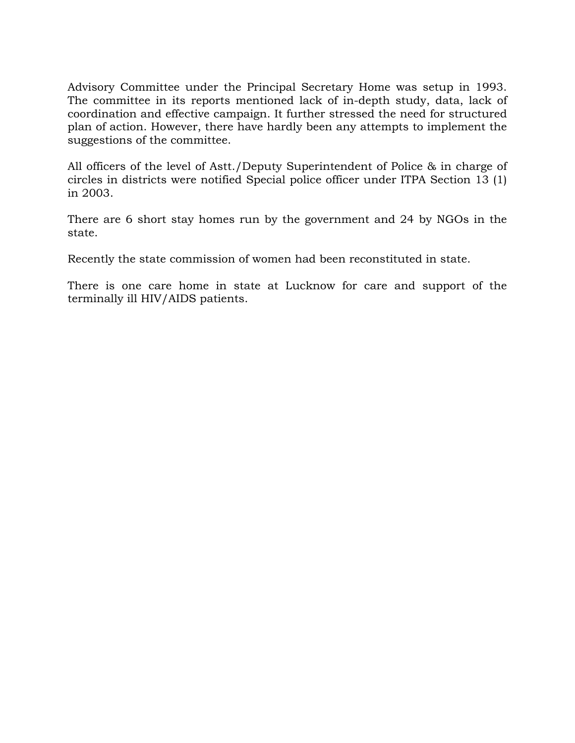Advisory Committee under the Principal Secretary Home was setup in 1993. The committee in its reports mentioned lack of in-depth study, data, lack of coordination and effective campaign. It further stressed the need for structured plan of action. However, there have hardly been any attempts to implement the suggestions of the committee.

All officers of the level of Astt./Deputy Superintendent of Police & in charge of circles in districts were notified Special police officer under ITPA Section 13 (1) in 2003.

There are 6 short stay homes run by the government and 24 by NGOs in the state.

Recently the state commission of women had been reconstituted in state.

There is one care home in state at Lucknow for care and support of the terminally ill HIV/AIDS patients.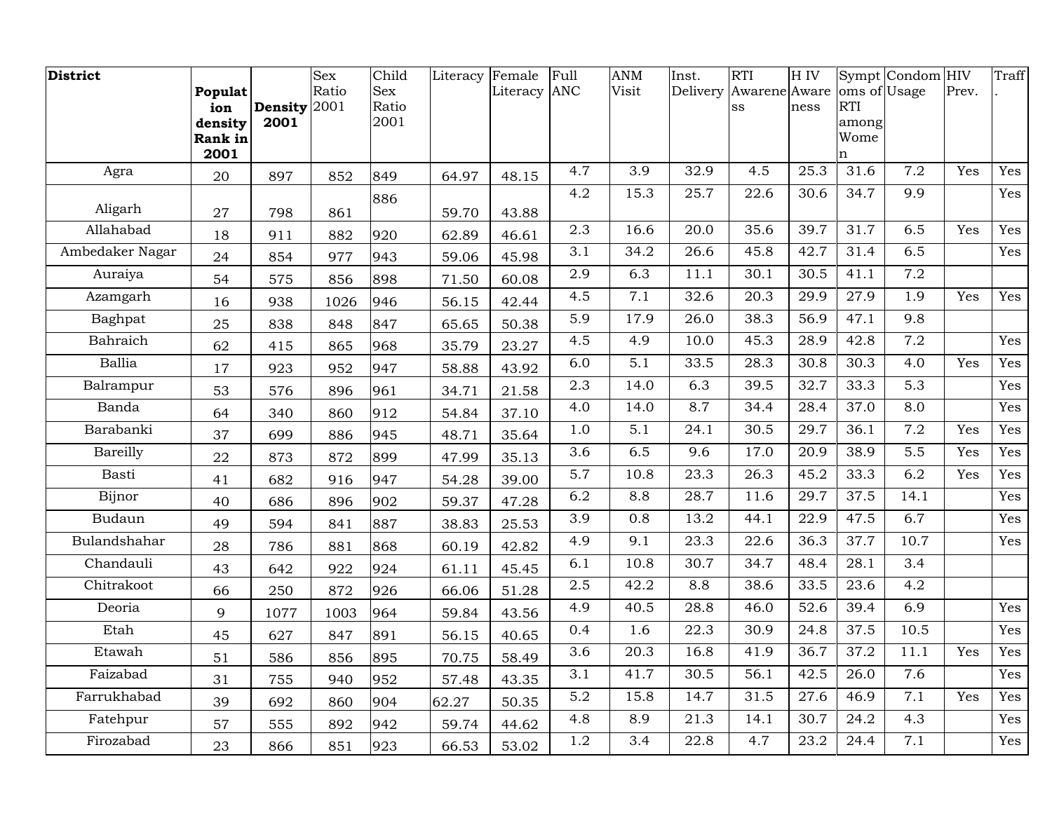| District | Population density Rank in 2001 | Density 2001 | Sex Ratio 2001 | Child Sex Ratio 2001 | Literacy | Female Literacy | Full ANC | ANM Visit | Inst. Delivery | RTI Awareness | H IV Awareness | Symptoms of RTI among Women | Condom Usage | HIV Prev. | Traff. |
|---|---|---|---|---|---|---|---|---|---|---|---|---|---|---|---|
| Agra | 20 | 897 | 852 | 849 | 64.97 | 48.15 | 4.7 | 3.9 | 32.9 | 4.5 | 25.3 | 31.6 | 7.2 | Yes | Yes |
| Aligarh | 27 | 798 | 861 | 886 | 59.70 | 43.88 | 4.2 | 15.3 | 25.7 | 22.6 | 30.6 | 34.7 | 9.9 | | Yes |
| Allahabad | 18 | 911 | 882 | 920 | 62.89 | 46.61 | 2.3 | 16.6 | 20.0 | 35.6 | 39.7 | 31.7 | 6.5 | Yes | Yes |
| Ambedaker Nagar | 24 | 854 | 977 | 943 | 59.06 | 45.98 | 3.1 | 34.2 | 26.6 | 45.8 | 42.7 | 31.4 | 6.5 | | Yes |
| Auraiya | 54 | 575 | 856 | 898 | 71.50 | 60.08 | 2.9 | 6.3 | 11.1 | 30.1 | 30.5 | 41.1 | 7.2 | | |
| Azamgarh | 16 | 938 | 1026 | 946 | 56.15 | 42.44 | 4.5 | 7.1 | 32.6 | 20.3 | 29.9 | 27.9 | 1.9 | Yes | Yes |
| Baghpat | 25 | 838 | 848 | 847 | 65.65 | 50.38 | 5.9 | 17.9 | 26.0 | 38.3 | 56.9 | 47.1 | 9.8 | | |
| Bahraich | 62 | 415 | 865 | 968 | 35.79 | 23.27 | 4.5 | 4.9 | 10.0 | 45.3 | 28.9 | 42.8 | 7.2 | | Yes |
| Ballia | 17 | 923 | 952 | 947 | 58.88 | 43.92 | 6.0 | 5.1 | 33.5 | 28.3 | 30.8 | 30.3 | 4.0 | Yes | Yes |
| Balrampur | 53 | 576 | 896 | 961 | 34.71 | 21.58 | 2.3 | 14.0 | 6.3 | 39.5 | 32.7 | 33.3 | 5.3 | | Yes |
| Banda | 64 | 340 | 860 | 912 | 54.84 | 37.10 | 4.0 | 14.0 | 8.7 | 34.4 | 28.4 | 37.0 | 8.0 | | Yes |
| Barabanki | 37 | 699 | 886 | 945 | 48.71 | 35.64 | 1.0 | 5.1 | 24.1 | 30.5 | 29.7 | 36.1 | 7.2 | Yes | Yes |
| Bareilly | 22 | 873 | 872 | 899 | 47.99 | 35.13 | 3.6 | 6.5 | 9.6 | 17.0 | 20.9 | 38.9 | 5.5 | Yes | Yes |
| Basti | 41 | 682 | 916 | 947 | 54.28 | 39.00 | 5.7 | 10.8 | 23.3 | 26.3 | 45.2 | 33.3 | 6.2 | Yes | Yes |
| Bijnor | 40 | 686 | 896 | 902 | 59.37 | 47.28 | 6.2 | 8.8 | 28.7 | 11.6 | 29.7 | 37.5 | 14.1 | | Yes |
| Budaun | 49 | 594 | 841 | 887 | 38.83 | 25.53 | 3.9 | 0.8 | 13.2 | 44.1 | 22.9 | 47.5 | 6.7 | | Yes |
| Bulandshahar | 28 | 786 | 881 | 868 | 60.19 | 42.82 | 4.9 | 9.1 | 23.3 | 22.6 | 36.3 | 37.7 | 10.7 | | Yes |
| Chandauli | 43 | 642 | 922 | 924 | 61.11 | 45.45 | 6.1 | 10.8 | 30.7 | 34.7 | 48.4 | 28.1 | 3.4 | | |
| Chitrakoot | 66 | 250 | 872 | 926 | 66.06 | 51.28 | 2.5 | 42.2 | 8.8 | 38.6 | 33.5 | 23.6 | 4.2 | | |
| Deoria | 9 | 1077 | 1003 | 964 | 59.84 | 43.56 | 4.9 | 40.5 | 28.8 | 46.0 | 52.6 | 39.4 | 6.9 | | Yes |
| Etah | 45 | 627 | 847 | 891 | 56.15 | 40.65 | 0.4 | 1.6 | 22.3 | 30.9 | 24.8 | 37.5 | 10.5 | | Yes |
| Etawah | 51 | 586 | 856 | 895 | 70.75 | 58.49 | 3.6 | 20.3 | 16.8 | 41.9 | 36.7 | 37.2 | 11.1 | Yes | Yes |
| Faizabad | 31 | 755 | 940 | 952 | 57.48 | 43.35 | 3.1 | 41.7 | 30.5 | 56.1 | 42.5 | 26.0 | 7.6 | | Yes |
| Farrukhabad | 39 | 692 | 860 | 904 | 62.27 | 50.35 | 5.2 | 15.8 | 14.7 | 31.5 | 27.6 | 46.9 | 7.1 | Yes | Yes |
| Fatehpur | 57 | 555 | 892 | 942 | 59.74 | 44.62 | 4.8 | 8.9 | 21.3 | 14.1 | 30.7 | 24.2 | 4.3 | | Yes |
| Firozabad | 23 | 866 | 851 | 923 | 66.53 | 53.02 | 1.2 | 3.4 | 22.8 | 4.7 | 23.2 | 24.4 | 7.1 | | Yes |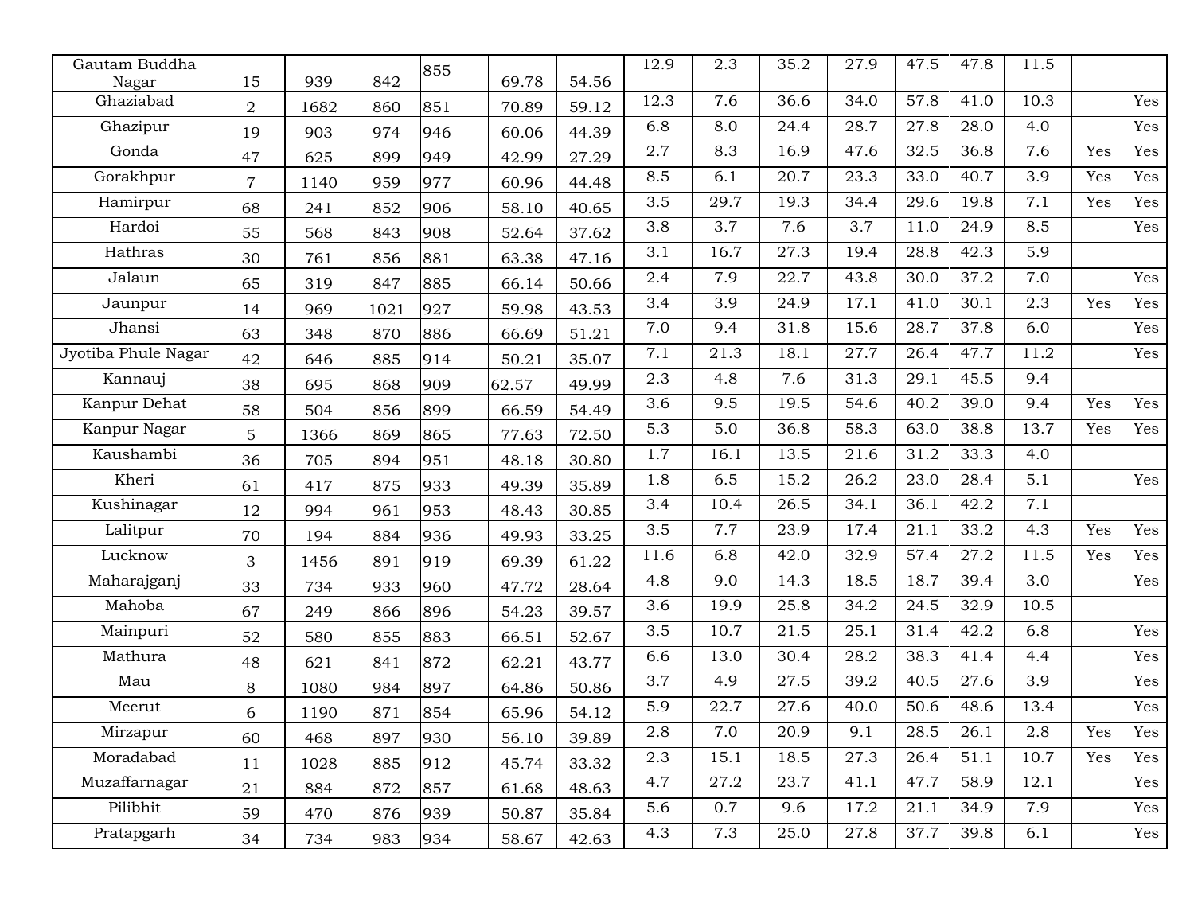| | | | | | | | | | | | | | | | |
|---|---|---|---|---|---|---|---|---|---|---|---|---|---|---|---|
| Gautam Buddha Nagar | 15 | 939 | 842 | 855 | 69.78 | 54.56 | 12.9 | 2.3 | 35.2 | 27.9 | 47.5 | 47.8 | 11.5 | | |
| Ghaziabad | 2 | 1682 | 860 | 851 | 70.89 | 59.12 | 12.3 | 7.6 | 36.6 | 34.0 | 57.8 | 41.0 | 10.3 | | Yes |
| Ghazipur | 19 | 903 | 974 | 946 | 60.06 | 44.39 | 6.8 | 8.0 | 24.4 | 28.7 | 27.8 | 28.0 | 4.0 | | Yes |
| Gonda | 47 | 625 | 899 | 949 | 42.99 | 27.29 | 2.7 | 8.3 | 16.9 | 47.6 | 32.5 | 36.8 | 7.6 | Yes | Yes |
| Gorakhpur | 7 | 1140 | 959 | 977 | 60.96 | 44.48 | 8.5 | 6.1 | 20.7 | 23.3 | 33.0 | 40.7 | 3.9 | Yes | Yes |
| Hamirpur | 68 | 241 | 852 | 906 | 58.10 | 40.65 | 3.5 | 29.7 | 19.3 | 34.4 | 29.6 | 19.8 | 7.1 | Yes | Yes |
| Hardoi | 55 | 568 | 843 | 908 | 52.64 | 37.62 | 3.8 | 3.7 | 7.6 | 3.7 | 11.0 | 24.9 | 8.5 | | Yes |
| Hathras | 30 | 761 | 856 | 881 | 63.38 | 47.16 | 3.1 | 16.7 | 27.3 | 19.4 | 28.8 | 42.3 | 5.9 | | |
| Jalaun | 65 | 319 | 847 | 885 | 66.14 | 50.66 | 2.4 | 7.9 | 22.7 | 43.8 | 30.0 | 37.2 | 7.0 | | Yes |
| Jaunpur | 14 | 969 | 1021 | 927 | 59.98 | 43.53 | 3.4 | 3.9 | 24.9 | 17.1 | 41.0 | 30.1 | 2.3 | Yes | Yes |
| Jhansi | 63 | 348 | 870 | 886 | 66.69 | 51.21 | 7.0 | 9.4 | 31.8 | 15.6 | 28.7 | 37.8 | 6.0 | | Yes |
| Jyotiba Phule Nagar | 42 | 646 | 885 | 914 | 50.21 | 35.07 | 7.1 | 21.3 | 18.1 | 27.7 | 26.4 | 47.7 | 11.2 | | Yes |
| Kannauj | 38 | 695 | 868 | 909 | 62.57 | 49.99 | 2.3 | 4.8 | 7.6 | 31.3 | 29.1 | 45.5 | 9.4 | | |
| Kanpur Dehat | 58 | 504 | 856 | 899 | 66.59 | 54.49 | 3.6 | 9.5 | 19.5 | 54.6 | 40.2 | 39.0 | 9.4 | Yes | Yes |
| Kanpur Nagar | 5 | 1366 | 869 | 865 | 77.63 | 72.50 | 5.3 | 5.0 | 36.8 | 58.3 | 63.0 | 38.8 | 13.7 | Yes | Yes |
| Kaushambi | 36 | 705 | 894 | 951 | 48.18 | 30.80 | 1.7 | 16.1 | 13.5 | 21.6 | 31.2 | 33.3 | 4.0 | | |
| Kheri | 61 | 417 | 875 | 933 | 49.39 | 35.89 | 1.8 | 6.5 | 15.2 | 26.2 | 23.0 | 28.4 | 5.1 | | Yes |
| Kushinagar | 12 | 994 | 961 | 953 | 48.43 | 30.85 | 3.4 | 10.4 | 26.5 | 34.1 | 36.1 | 42.2 | 7.1 | | |
| Lalitpur | 70 | 194 | 884 | 936 | 49.93 | 33.25 | 3.5 | 7.7 | 23.9 | 17.4 | 21.1 | 33.2 | 4.3 | Yes | Yes |
| Lucknow | 3 | 1456 | 891 | 919 | 69.39 | 61.22 | 11.6 | 6.8 | 42.0 | 32.9 | 57.4 | 27.2 | 11.5 | Yes | Yes |
| Maharajganj | 33 | 734 | 933 | 960 | 47.72 | 28.64 | 4.8 | 9.0 | 14.3 | 18.5 | 18.7 | 39.4 | 3.0 | | Yes |
| Mahoba | 67 | 249 | 866 | 896 | 54.23 | 39.57 | 3.6 | 19.9 | 25.8 | 34.2 | 24.5 | 32.9 | 10.5 | | |
| Mainpuri | 52 | 580 | 855 | 883 | 66.51 | 52.67 | 3.5 | 10.7 | 21.5 | 25.1 | 31.4 | 42.2 | 6.8 | | Yes |
| Mathura | 48 | 621 | 841 | 872 | 62.21 | 43.77 | 6.6 | 13.0 | 30.4 | 28.2 | 38.3 | 41.4 | 4.4 | | Yes |
| Mau | 8 | 1080 | 984 | 897 | 64.86 | 50.86 | 3.7 | 4.9 | 27.5 | 39.2 | 40.5 | 27.6 | 3.9 | | Yes |
| Meerut | 6 | 1190 | 871 | 854 | 65.96 | 54.12 | 5.9 | 22.7 | 27.6 | 40.0 | 50.6 | 48.6 | 13.4 | | Yes |
| Mirzapur | 60 | 468 | 897 | 930 | 56.10 | 39.89 | 2.8 | 7.0 | 20.9 | 9.1 | 28.5 | 26.1 | 2.8 | Yes | Yes |
| Moradabad | 11 | 1028 | 885 | 912 | 45.74 | 33.32 | 2.3 | 15.1 | 18.5 | 27.3 | 26.4 | 51.1 | 10.7 | Yes | Yes |
| Muzaffarnagar | 21 | 884 | 872 | 857 | 61.68 | 48.63 | 4.7 | 27.2 | 23.7 | 41.1 | 47.7 | 58.9 | 12.1 | | Yes |
| Pilibhit | 59 | 470 | 876 | 939 | 50.87 | 35.84 | 5.6 | 0.7 | 9.6 | 17.2 | 21.1 | 34.9 | 7.9 | | Yes |
| Pratapgarh | 34 | 734 | 983 | 934 | 58.67 | 42.63 | 4.3 | 7.3 | 25.0 | 27.8 | 37.7 | 39.8 | 6.1 | | Yes |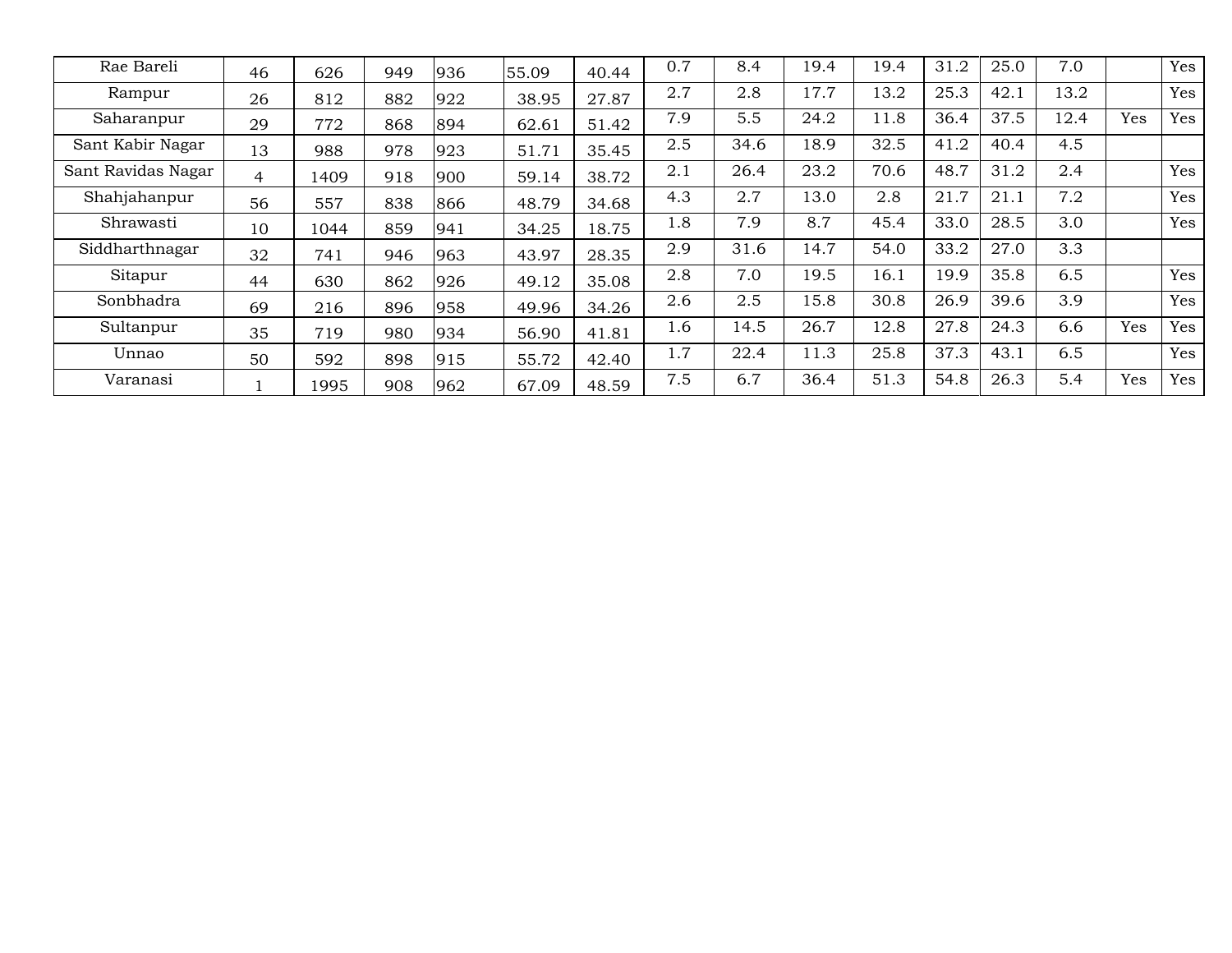| | | | | | | | | | | | | | | | |
|---|---|---|---|---|---|---|---|---|---|---|---|---|---|---|---|
| Rae Bareli | 46 | 626 | 949 | 936 | 55.09 | 40.44 | 0.7 | 8.4 | 19.4 | 19.4 | 31.2 | 25.0 | 7.0 | | Yes |
| Rampur | 26 | 812 | 882 | 922 | 38.95 | 27.87 | 2.7 | 2.8 | 17.7 | 13.2 | 25.3 | 42.1 | 13.2 | | Yes |
| Saharanpur | 29 | 772 | 868 | 894 | 62.61 | 51.42 | 7.9 | 5.5 | 24.2 | 11.8 | 36.4 | 37.5 | 12.4 | Yes | Yes |
| Sant Kabir Nagar | 13 | 988 | 978 | 923 | 51.71 | 35.45 | 2.5 | 34.6 | 18.9 | 32.5 | 41.2 | 40.4 | 4.5 | | |
| Sant Ravidas Nagar | 4 | 1409 | 918 | 900 | 59.14 | 38.72 | 2.1 | 26.4 | 23.2 | 70.6 | 48.7 | 31.2 | 2.4 | | Yes |
| Shahjahanpur | 56 | 557 | 838 | 866 | 48.79 | 34.68 | 4.3 | 2.7 | 13.0 | 2.8 | 21.7 | 21.1 | 7.2 | | Yes |
| Shrawasti | 10 | 1044 | 859 | 941 | 34.25 | 18.75 | 1.8 | 7.9 | 8.7 | 45.4 | 33.0 | 28.5 | 3.0 | | Yes |
| Siddharthnagar | 32 | 741 | 946 | 963 | 43.97 | 28.35 | 2.9 | 31.6 | 14.7 | 54.0 | 33.2 | 27.0 | 3.3 | | |
| Sitapur | 44 | 630 | 862 | 926 | 49.12 | 35.08 | 2.8 | 7.0 | 19.5 | 16.1 | 19.9 | 35.8 | 6.5 | | Yes |
| Sonbhadra | 69 | 216 | 896 | 958 | 49.96 | 34.26 | 2.6 | 2.5 | 15.8 | 30.8 | 26.9 | 39.6 | 3.9 | | Yes |
| Sultanpur | 35 | 719 | 980 | 934 | 56.90 | 41.81 | 1.6 | 14.5 | 26.7 | 12.8 | 27.8 | 24.3 | 6.6 | Yes | Yes |
| Unnao | 50 | 592 | 898 | 915 | 55.72 | 42.40 | 1.7 | 22.4 | 11.3 | 25.8 | 37.3 | 43.1 | 6.5 | | Yes |
| Varanasi | 1 | 1995 | 908 | 962 | 67.09 | 48.59 | 7.5 | 6.7 | 36.4 | 51.3 | 54.8 | 26.3 | 5.4 | Yes | Yes |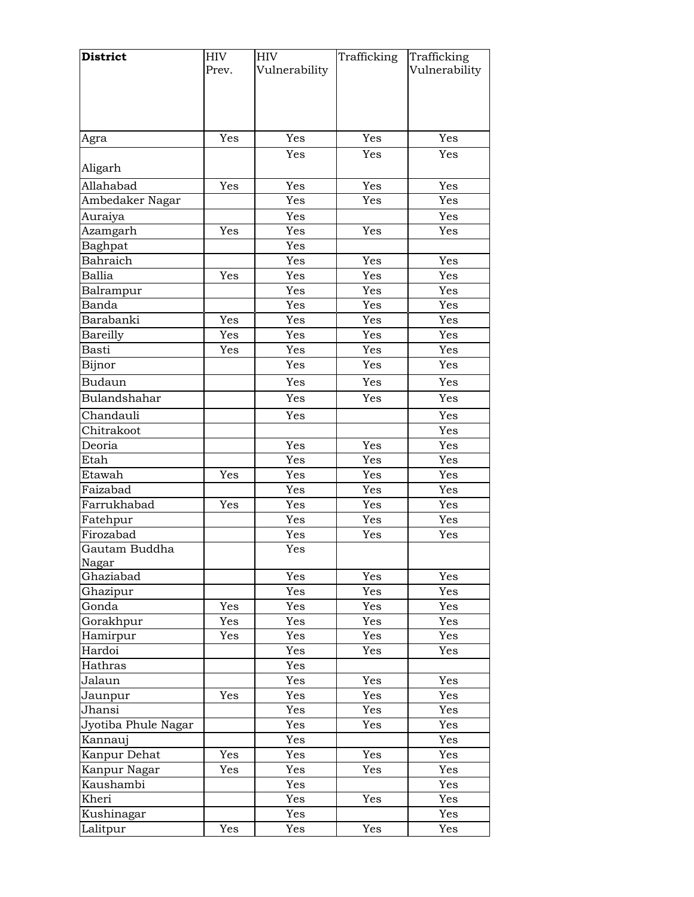| **District** | HIV Prev. | HIV Vulnerability | Trafficking | Trafficking Vulnerability |
|---|---|---|---|---|
| Agra | Yes | Yes | Yes | Yes |
| Aligarh | | Yes | Yes | Yes |
| Allahabad | Yes | Yes | Yes | Yes |
| Ambedaker Nagar | | Yes | Yes | Yes |
| Auraiya | | Yes | | Yes |
| Azamgarh | Yes | Yes | Yes | Yes |
| Baghpat | | Yes | | |
| Bahraich | | Yes | Yes | Yes |
| Ballia | Yes | Yes | Yes | Yes |
| Balrampur | | Yes | Yes | Yes |
| Banda | | Yes | Yes | Yes |
| Barabanki | Yes | Yes | Yes | Yes |
| Bareilly | Yes | Yes | Yes | Yes |
| Basti | Yes | Yes | Yes | Yes |
| Bijnor | | Yes | Yes | Yes |
| Budaun | | Yes | Yes | Yes |
| Bulandshahar | | Yes | Yes | Yes |
| Chandauli | | Yes | | Yes |
| Chitrakoot | | | | Yes |
| Deoria | | Yes | Yes | Yes |
| Etah | | Yes | Yes | Yes |
| Etawah | Yes | Yes | Yes | Yes |
| Faizabad | | Yes | Yes | Yes |
| Farrukhabad | Yes | Yes | Yes | Yes |
| Fatehpur | | Yes | Yes | Yes |
| Firozabad | | Yes | Yes | Yes |
| Gautam Buddha Nagar | | Yes | | |
| Ghaziabad | | Yes | Yes | Yes |
| Ghazipur | | Yes | Yes | Yes |
| Gonda | Yes | Yes | Yes | Yes |
| Gorakhpur | Yes | Yes | Yes | Yes |
| Hamirpur | Yes | Yes | Yes | Yes |
| Hardoi | | Yes | Yes | Yes |
| Hathras | | Yes | | |
| Jalaun | | Yes | Yes | Yes |
| Jaunpur | Yes | Yes | Yes | Yes |
| Jhansi | | Yes | Yes | Yes |
| Jyotiba Phule Nagar | | Yes | Yes | Yes |
| Kannauj | | Yes | | Yes |
| Kanpur Dehat | Yes | Yes | Yes | Yes |
| Kanpur Nagar | Yes | Yes | Yes | Yes |
| Kaushambi | | Yes | | Yes |
| Kheri | | Yes | Yes | Yes |
| Kushinagar | | Yes | | Yes |
| Lalitpur | Yes | Yes | Yes | Yes |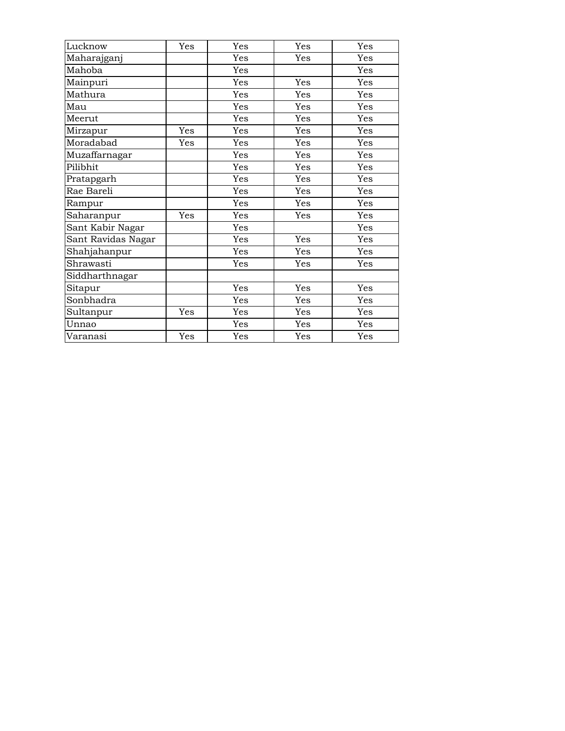| | | | | |
|---|---|---|---|---|
| Lucknow | Yes | Yes | Yes | Yes |
| Maharajganj | | Yes | Yes | Yes |
| Mahoba | | Yes | | Yes |
| Mainpuri | | Yes | Yes | Yes |
| Mathura | | Yes | Yes | Yes |
| Mau | | Yes | Yes | Yes |
| Meerut | | Yes | Yes | Yes |
| Mirzapur | Yes | Yes | Yes | Yes |
| Moradabad | Yes | Yes | Yes | Yes |
| Muzaffarnagar | | Yes | Yes | Yes |
| Pilibhit | | Yes | Yes | Yes |
| Pratapgarh | | Yes | Yes | Yes |
| Rae Bareli | | Yes | Yes | Yes |
| Rampur | | Yes | Yes | Yes |
| Saharanpur | Yes | Yes | Yes | Yes |
| Sant Kabir Nagar | | Yes | | Yes |
| Sant Ravidas Nagar | | Yes | Yes | Yes |
| Shahjahanpur | | Yes | Yes | Yes |
| Shrawasti | | Yes | Yes | Yes |
| Siddharthnagar | | | | |
| Sitapur | | Yes | Yes | Yes |
| Sonbhadra | | Yes | Yes | Yes |
| Sultanpur | Yes | Yes | Yes | Yes |
| Unnao | | Yes | Yes | Yes |
| Varanasi | Yes | Yes | Yes | Yes |